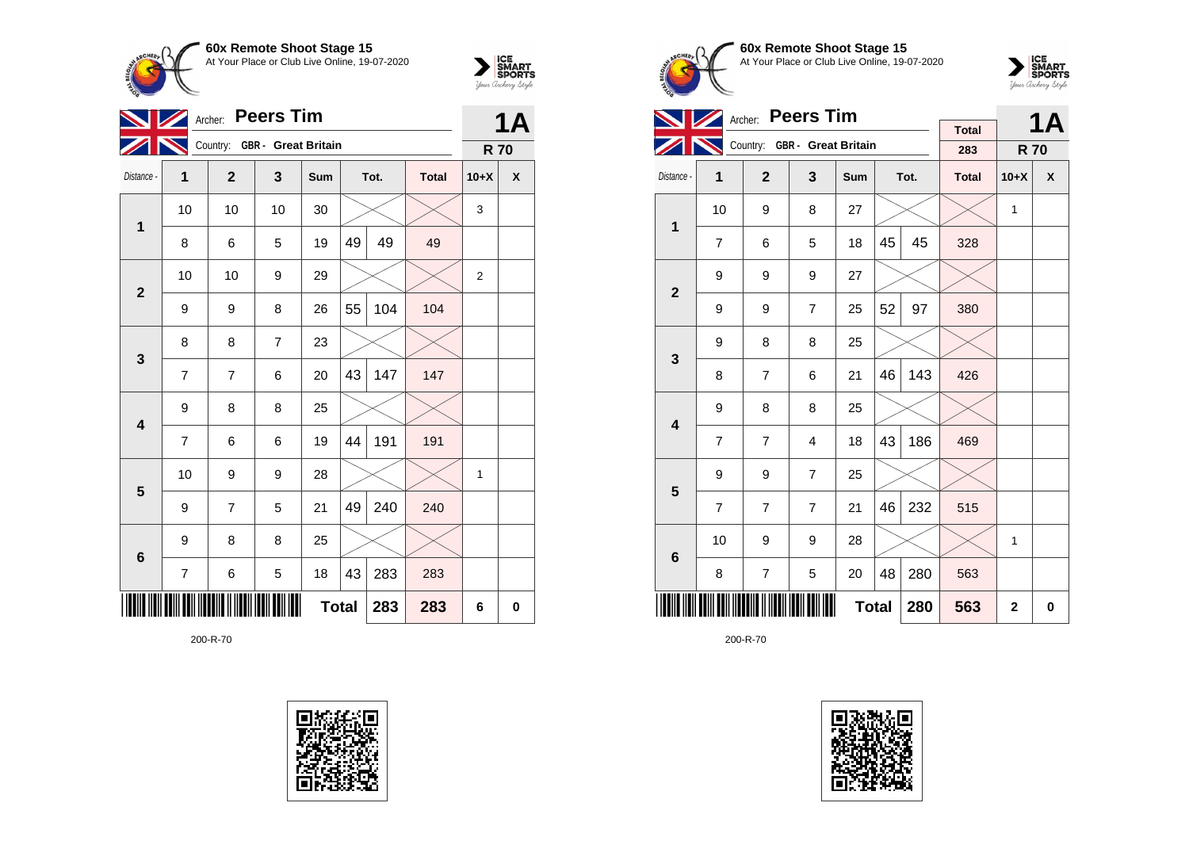## 60x Remote Shoot Stage 15

At Your Place or Club Live Online, 19-07-2020

Archer: **Peers Tim**

Country: GBR - Great Britain

**1A**

**R 70**

| Distance - | 1 | 2 | 3 | Sum | Tot. | | Total | 10+X | X |
|---|---|---|---|---|---|---|---|---|---|
| 1 | 10 | 10 | 10 | 30 | | | | 3 | |
| | 8 | 6 | 5 | 19 | 49 | 49 | 49 | | |
| 2 | 10 | 10 | 9 | 29 | | | | 2 | |
| | 9 | 9 | 8 | 26 | 55 | 104 | 104 | | |
| 3 | 8 | 8 | 7 | 23 | | | | | |
| | 7 | 7 | 6 | 20 | 43 | 147 | 147 | | |
| 4 | 9 | 8 | 8 | 25 | | | | | |
| | 7 | 6 | 6 | 19 | 44 | 191 | 191 | | |
| 5 | 10 | 9 | 9 | 28 | | | | 1 | |
| | 9 | 7 | 5 | 21 | 49 | 240 | 240 | | |
| 6 | 9 | 8 | 8 | 25 | | | | | |
| | 7 | 6 | 5 | 18 | 43 | 283 | 283 | | |
| | | | | **Total** | | **283** | **283** | **6** | **0** |

200-R-70

## 60x Remote Shoot Stage 15

At Your Place or Club Live Online, 19-07-2020

Archer: **Peers Tim**

Country: GBR - Great Britain

Total: 283

**1A**

**R 70**

| Distance - | 1 | 2 | 3 | Sum | Tot. | | Total | 10+X | X |
|---|---|---|---|---|---|---|---|---|---|
| 1 | 10 | 9 | 8 | 27 | | | | 1 | |
| | 7 | 6 | 5 | 18 | 45 | 45 | 328 | | |
| 2 | 9 | 9 | 9 | 27 | | | | | |
| | 9 | 9 | 7 | 25 | 52 | 97 | 380 | | |
| 3 | 9 | 8 | 8 | 25 | | | | | |
| | 8 | 7 | 6 | 21 | 46 | 143 | 426 | | |
| 4 | 9 | 8 | 8 | 25 | | | | | |
| | 7 | 7 | 4 | 18 | 43 | 186 | 469 | | |
| 5 | 9 | 9 | 7 | 25 | | | | | |
| | 7 | 7 | 7 | 21 | 46 | 232 | 515 | | |
| 6 | 10 | 9 | 9 | 28 | | | | 1 | |
| | 8 | 7 | 5 | 20 | 48 | 280 | 563 | | |
| | | | | **Total** | | **280** | **563** | **2** | **0** |

200-R-70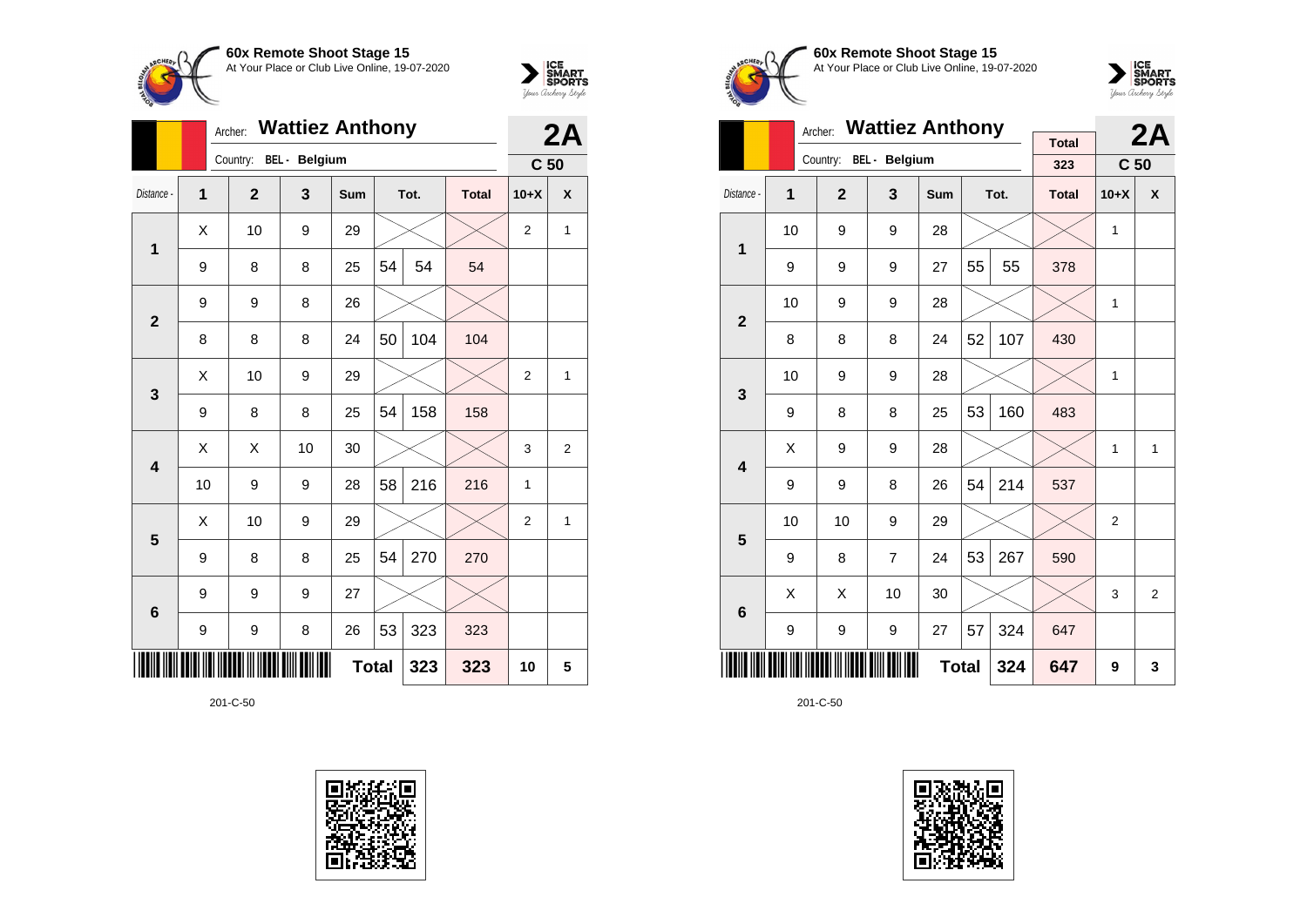**60x Remote Shoot Stage 15**
At Your Place or Club Live Online, 19-07-2020

Archer: **Wattiez Anthony** — **2A**

Country: BEL - Belgium — **C 50**

| Distance - | 1 | 2 | 3 | Sum | Tot. | | Total | 10+X | X |
|---|---|---|---|---|---|---|---|---|---|
| **1** | X | 10 | 9 | 29 | | | | 2 | 1 |
| | 9 | 8 | 8 | 25 | 54 | 54 | 54 | | |
| **2** | 9 | 9 | 8 | 26 | | | | | |
| | 8 | 8 | 8 | 24 | 50 | 104 | 104 | | |
| **3** | X | 10 | 9 | 29 | | | | 2 | 1 |
| | 9 | 8 | 8 | 25 | 54 | 158 | 158 | | |
| **4** | X | X | 10 | 30 | | | | 3 | 2 |
| | 10 | 9 | 9 | 28 | 58 | 216 | 216 | 1 | |
| **5** | X | 10 | 9 | 29 | | | | 2 | 1 |
| | 9 | 8 | 8 | 25 | 54 | 270 | 270 | | |
| **6** | 9 | 9 | 9 | 27 | | | | | |
| | 9 | 9 | 8 | 26 | 53 | 323 | 323 | | |
| | | | | **Total** | | 323 | 323 | 10 | 5 |

201-C-50

**60x Remote Shoot Stage 15**
At Your Place or Club Live Online, 19-07-2020

Archer: **Wattiez Anthony** — **2A**

Country: BEL - Belgium — Total: 323 — **C 50**

| Distance - | 1 | 2 | 3 | Sum | Tot. | | Total | 10+X | X |
|---|---|---|---|---|---|---|---|---|---|
| **1** | 10 | 9 | 9 | 28 | | | | 1 | |
| | 9 | 9 | 9 | 27 | 55 | 55 | 378 | | |
| **2** | 10 | 9 | 9 | 28 | | | | 1 | |
| | 8 | 8 | 8 | 24 | 52 | 107 | 430 | | |
| **3** | 10 | 9 | 9 | 28 | | | | 1 | |
| | 9 | 8 | 8 | 25 | 53 | 160 | 483 | | |
| **4** | X | 9 | 9 | 28 | | | | 1 | 1 |
| | 9 | 9 | 8 | 26 | 54 | 214 | 537 | | |
| **5** | 10 | 10 | 9 | 29 | | | | 2 | |
| | 9 | 8 | 7 | 24 | 53 | 267 | 590 | | |
| **6** | X | X | 10 | 30 | | | | 3 | 2 |
| | 9 | 9 | 9 | 27 | 57 | 324 | 647 | | |
| | | | | **Total** | | 324 | 647 | 9 | 3 |

201-C-50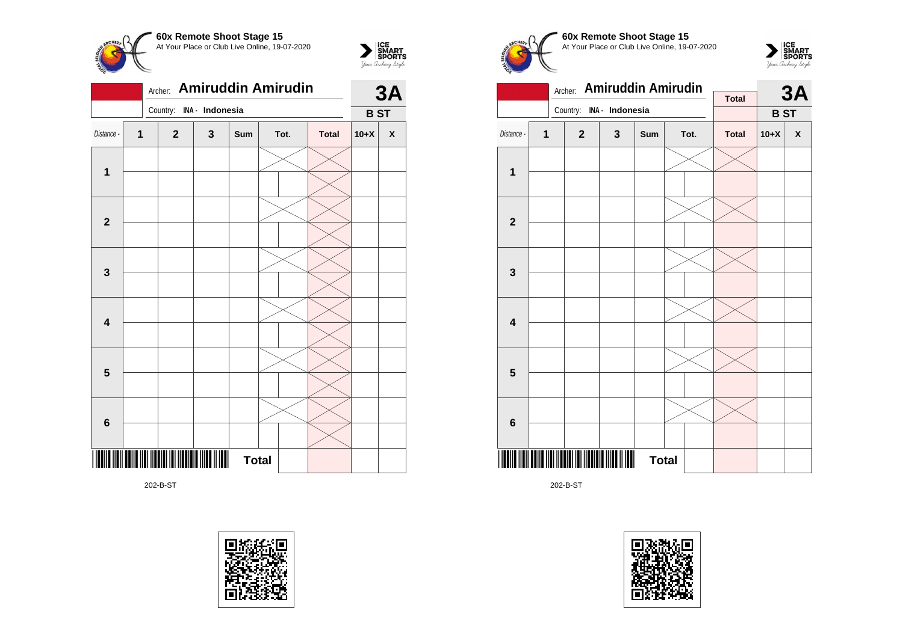**60x Remote Shoot Stage 15**
At Your Place or Club Live Online, 19-07-2020

Archer: **Amiruddin Amirudin**
Country: INA - Indonesia

**3A**
**B ST**

| Distance - | 1 | 2 | 3 | Sum | Tot. | | Total | 10+X | X |
|---|---|---|---|---|---|---|---|---|---|
| **1** | | | | | | | | | |
| | | | | | | | | | |
| **2** | | | | | | | | | |
| | | | | | | | | | |
| **3** | | | | | | | | | |
| | | | | | | | | | |
| **4** | | | | | | | | | |
| | | | | | | | | | |
| **5** | | | | | | | | | |
| | | | | | | | | | |
| **6** | | | | | | | | | |
| | | | | | | | | | |
| | | | | **Total** | | | | | |

202-B-ST

**60x Remote Shoot Stage 15**
At Your Place or Club Live Online, 19-07-2020

Archer: **Amiruddin Amirudin**
Country: INA - Indonesia

**Total**

**3A**
**B ST**

| Distance - | 1 | 2 | 3 | Sum | Tot. | | Total | 10+X | X |
|---|---|---|---|---|---|---|---|---|---|
| **1** | | | | | | | | | |
| | | | | | | | | | |
| **2** | | | | | | | | | |
| | | | | | | | | | |
| **3** | | | | | | | | | |
| | | | | | | | | | |
| **4** | | | | | | | | | |
| | | | | | | | | | |
| **5** | | | | | | | | | |
| | | | | | | | | | |
| **6** | | | | | | | | | |
| | | | | | | | | | |
| | | | | **Total** | | | | | |

202-B-ST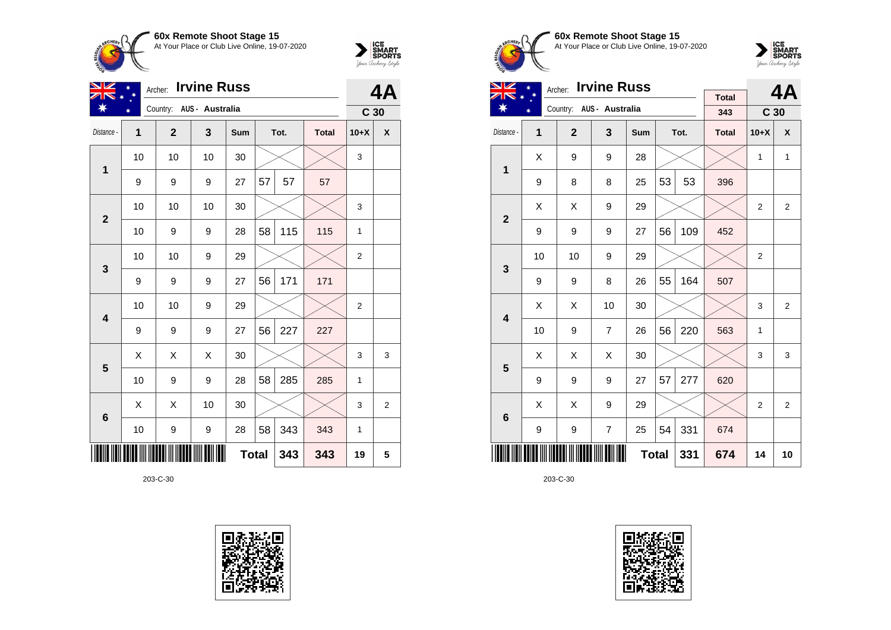**60x Remote Shoot Stage 15**
At Your Place or Club Live Online, 19-07-2020

Archer: **Irvine Russ**
Country: AUS - Australia

**4A**
**C 30**

| Distance - | 1 | 2 | 3 | Sum | Tot. | | Total | 10+X | X |
|---|---|---|---|---|---|---|---|---|---|
| 1 | 10 | 10 | 10 | 30 | | | | 3 | |
| | 9 | 9 | 9 | 27 | 57 | 57 | 57 | | |
| 2 | 10 | 10 | 10 | 30 | | | | 3 | |
| | 10 | 9 | 9 | 28 | 58 | 115 | 115 | 1 | |
| 3 | 10 | 10 | 9 | 29 | | | | 2 | |
| | 9 | 9 | 9 | 27 | 56 | 171 | 171 | | |
| 4 | 10 | 10 | 9 | 29 | | | | 2 | |
| | 9 | 9 | 9 | 27 | 56 | 227 | 227 | | |
| 5 | X | X | X | 30 | | | | 3 | 3 |
| | 10 | 9 | 9 | 28 | 58 | 285 | 285 | 1 | |
| 6 | X | X | 10 | 30 | | | | 3 | 2 |
| | 10 | 9 | 9 | 28 | 58 | 343 | 343 | 1 | |
| | | | | | **Total** | **343** | **343** | **19** | **5** |

203-C-30

**60x Remote Shoot Stage 15**
At Your Place or Club Live Online, 19-07-2020

Archer: **Irvine Russ**
Country: AUS - Australia

Total: 343

**4A**
**C 30**

| Distance - | 1 | 2 | 3 | Sum | Tot. | | Total | 10+X | X |
|---|---|---|---|---|---|---|---|---|---|
| 1 | X | 9 | 9 | 28 | | | | 1 | 1 |
| | 9 | 8 | 8 | 25 | 53 | 53 | 396 | | |
| 2 | X | X | 9 | 29 | | | | 2 | 2 |
| | 9 | 9 | 9 | 27 | 56 | 109 | 452 | | |
| 3 | 10 | 10 | 9 | 29 | | | | 2 | |
| | 9 | 9 | 8 | 26 | 55 | 164 | 507 | | |
| 4 | X | X | 10 | 30 | | | | 3 | 2 |
| | 10 | 9 | 7 | 26 | 56 | 220 | 563 | 1 | |
| 5 | X | X | X | 30 | | | | 3 | 3 |
| | 9 | 9 | 9 | 27 | 57 | 277 | 620 | | |
| 6 | X | X | 9 | 29 | | | | 2 | 2 |
| | 9 | 9 | 7 | 25 | 54 | 331 | 674 | | |
| | | | | | **Total** | **331** | **674** | **14** | **10** |

203-C-30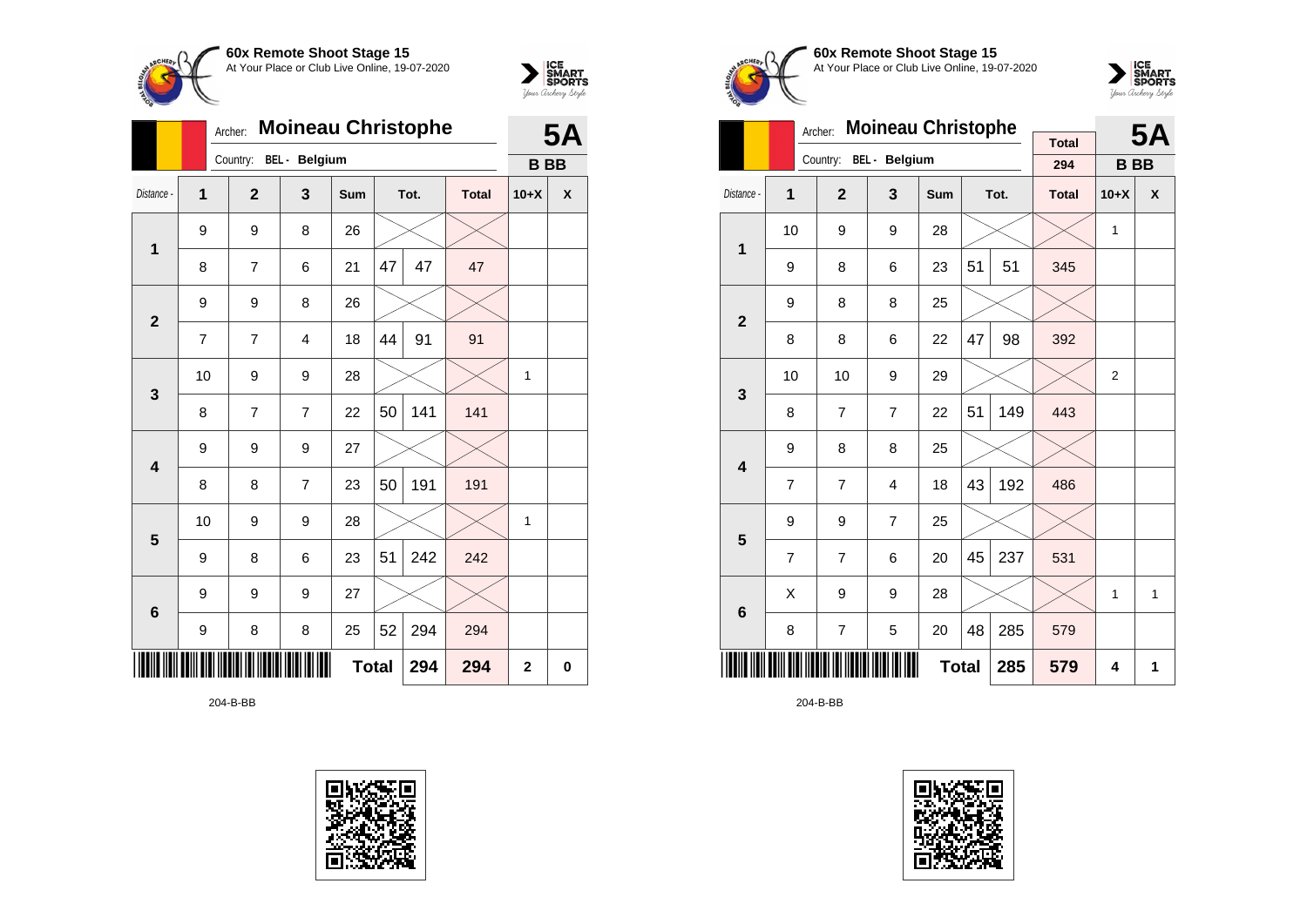**60x Remote Shoot Stage 15**
At Your Place or Club Live Online, 19-07-2020

Archer: **Moineau Christophe** — **5A**

Country: BEL - Belgium — **B BB**

| Distance - | 1 | 2 | 3 | Sum | Tot. | | Total | 10+X | X |
|---|---|---|---|---|---|---|---|---|---|
| **1** | 9 | 9 | 8 | 26 | | | | | |
| | 8 | 7 | 6 | 21 | 47 | 47 | 47 | | |
| **2** | 9 | 9 | 8 | 26 | | | | | |
| | 7 | 7 | 4 | 18 | 44 | 91 | 91 | | |
| **3** | 10 | 9 | 9 | 28 | | | | 1 | |
| | 8 | 7 | 7 | 22 | 50 | 141 | 141 | | |
| **4** | 9 | 9 | 9 | 27 | | | | | |
| | 8 | 8 | 7 | 23 | 50 | 191 | 191 | | |
| **5** | 10 | 9 | 9 | 28 | | | | 1 | |
| | 9 | 8 | 6 | 23 | 51 | 242 | 242 | | |
| **6** | 9 | 9 | 9 | 27 | | | | | |
| | 9 | 8 | 8 | 25 | 52 | 294 | 294 | | |
| | | | | **Total** | | **294** | **294** | **2** | **0** |

204-B-BB

**60x Remote Shoot Stage 15**
At Your Place or Club Live Online, 19-07-2020

Archer: **Moineau Christophe** — **5A**

Country: BEL - Belgium — **B BB**

Total: 294

| Distance - | 1 | 2 | 3 | Sum | Tot. | | Total | 10+X | X |
|---|---|---|---|---|---|---|---|---|---|
| **1** | 10 | 9 | 9 | 28 | | | | 1 | |
| | 9 | 8 | 6 | 23 | 51 | 51 | 345 | | |
| **2** | 9 | 8 | 8 | 25 | | | | | |
| | 8 | 8 | 6 | 22 | 47 | 98 | 392 | | |
| **3** | 10 | 10 | 9 | 29 | | | | 2 | |
| | 8 | 7 | 7 | 22 | 51 | 149 | 443 | | |
| **4** | 9 | 8 | 8 | 25 | | | | | |
| | 7 | 7 | 4 | 18 | 43 | 192 | 486 | | |
| **5** | 9 | 9 | 7 | 25 | | | | | |
| | 7 | 7 | 6 | 20 | 45 | 237 | 531 | | |
| **6** | X | 9 | 9 | 28 | | | | 1 | 1 |
| | 8 | 7 | 5 | 20 | 48 | 285 | 579 | | |
| | | | | **Total** | | **285** | **579** | **4** | **1** |

204-B-BB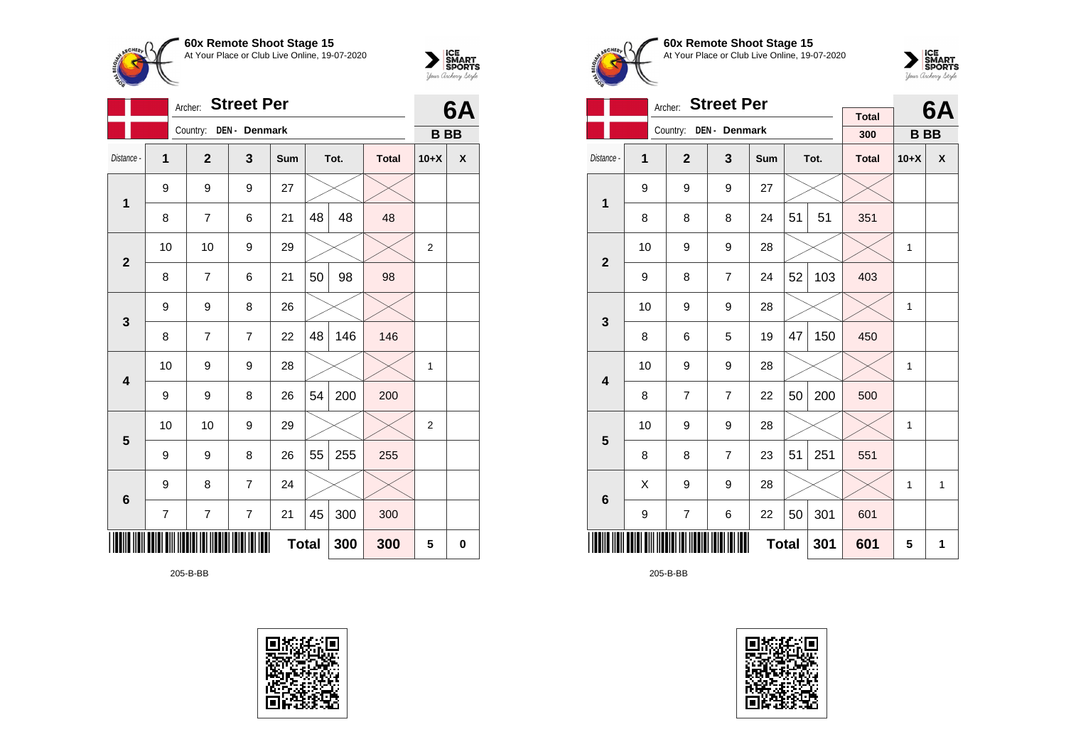**60x Remote Shoot Stage 15**
At Your Place or Club Live Online, 19-07-2020

Archer: **Street Per**
Country: DEN - Denmark

**6A**
**B BB**

| Distance - | 1 | 2 | 3 | Sum | Tot. | | Total | 10+X | X |
|---|---|---|---|---|---|---|---|---|---|
| 1 | 9 | 9 | 9 | 27 | | | | | |
| | 8 | 7 | 6 | 21 | 48 | 48 | 48 | | |
| 2 | 10 | 10 | 9 | 29 | | | | 2 | |
| | 8 | 7 | 6 | 21 | 50 | 98 | 98 | | |
| 3 | 9 | 9 | 8 | 26 | | | | | |
| | 8 | 7 | 7 | 22 | 48 | 146 | 146 | | |
| 4 | 10 | 9 | 9 | 28 | | | | 1 | |
| | 9 | 9 | 8 | 26 | 54 | 200 | 200 | | |
| 5 | 10 | 10 | 9 | 29 | | | | 2 | |
| | 9 | 9 | 8 | 26 | 55 | 255 | 255 | | |
| 6 | 9 | 8 | 7 | 24 | | | | | |
| | 7 | 7 | 7 | 21 | 45 | 300 | 300 | | |
| | | | | Total | | 300 | 300 | 5 | 0 |

205-B-BB

**60x Remote Shoot Stage 15**
At Your Place or Club Live Online, 19-07-2020

Archer: **Street Per**
Country: DEN - Denmark

Total: 300

**6A**
**B BB**

| Distance - | 1 | 2 | 3 | Sum | Tot. | | Total | 10+X | X |
|---|---|---|---|---|---|---|---|---|---|
| 1 | 9 | 9 | 9 | 27 | | | | | |
| | 8 | 8 | 8 | 24 | 51 | 51 | 351 | | |
| 2 | 10 | 9 | 9 | 28 | | | | 1 | |
| | 9 | 8 | 7 | 24 | 52 | 103 | 403 | | |
| 3 | 10 | 9 | 9 | 28 | | | | 1 | |
| | 8 | 6 | 5 | 19 | 47 | 150 | 450 | | |
| 4 | 10 | 9 | 9 | 28 | | | | 1 | |
| | 8 | 7 | 7 | 22 | 50 | 200 | 500 | | |
| 5 | 10 | 9 | 9 | 28 | | | | 1 | |
| | 8 | 8 | 7 | 23 | 51 | 251 | 551 | | |
| 6 | X | 9 | 9 | 28 | | | | 1 | 1 |
| | 9 | 7 | 6 | 22 | 50 | 301 | 601 | | |
| | | | | Total | | 301 | 601 | 5 | 1 |

205-B-BB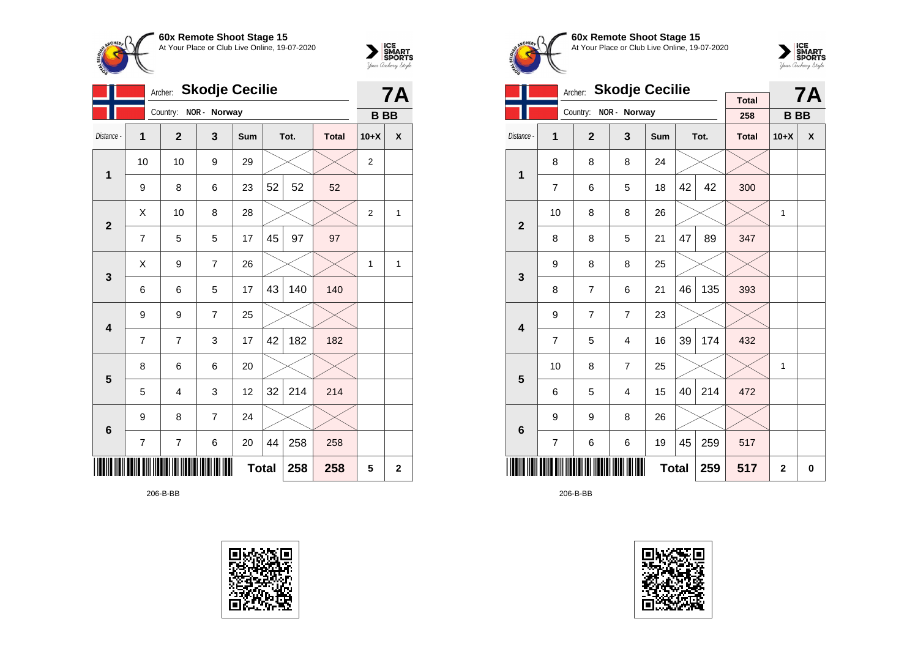**60x Remote Shoot Stage 15**
At Your Place or Club Live Online, 19-07-2020

Archer: **Skodje Cecilie** — **7A**
Country: NOR - Norway — **B BB**

| Distance - | 1 | 2 | 3 | Sum | Tot. | | Total | 10+X | X |
|---|---|---|---|---|---|---|---|---|---|
| 1 | 10 | 10 | 9 | 29 | | | | 2 | |
| | 9 | 8 | 6 | 23 | 52 | 52 | 52 | | |
| 2 | X | 10 | 8 | 28 | | | | 2 | 1 |
| | 7 | 5 | 5 | 17 | 45 | 97 | 97 | | |
| 3 | X | 9 | 7 | 26 | | | | 1 | 1 |
| | 6 | 6 | 5 | 17 | 43 | 140 | 140 | | |
| 4 | 9 | 9 | 7 | 25 | | | | | |
| | 7 | 7 | 3 | 17 | 42 | 182 | 182 | | |
| 5 | 8 | 6 | 6 | 20 | | | | | |
| | 5 | 4 | 3 | 12 | 32 | 214 | 214 | | |
| 6 | 9 | 8 | 7 | 24 | | | | | |
| | 7 | 7 | 6 | 20 | 44 | 258 | 258 | | |
| | | | | **Total** | | **258** | **258** | **5** | **2** |

206-B-BB

**60x Remote Shoot Stage 15**
At Your Place or Club Live Online, 19-07-2020

Archer: **Skodje Cecilie** — Total 258 — **7A**
Country: NOR - Norway — **B BB**

| Distance - | 1 | 2 | 3 | Sum | Tot. | | Total | 10+X | X |
|---|---|---|---|---|---|---|---|---|---|
| 1 | 8 | 8 | 8 | 24 | | | | | |
| | 7 | 6 | 5 | 18 | 42 | 42 | 300 | | |
| 2 | 10 | 8 | 8 | 26 | | | | 1 | |
| | 8 | 8 | 5 | 21 | 47 | 89 | 347 | | |
| 3 | 9 | 8 | 8 | 25 | | | | | |
| | 8 | 7 | 6 | 21 | 46 | 135 | 393 | | |
| 4 | 9 | 7 | 7 | 23 | | | | | |
| | 7 | 5 | 4 | 16 | 39 | 174 | 432 | | |
| 5 | 10 | 8 | 7 | 25 | | | | 1 | |
| | 6 | 5 | 4 | 15 | 40 | 214 | 472 | | |
| 6 | 9 | 9 | 8 | 26 | | | | | |
| | 7 | 6 | 6 | 19 | 45 | 259 | 517 | | |
| | | | | **Total** | | **259** | **517** | **2** | **0** |

206-B-BB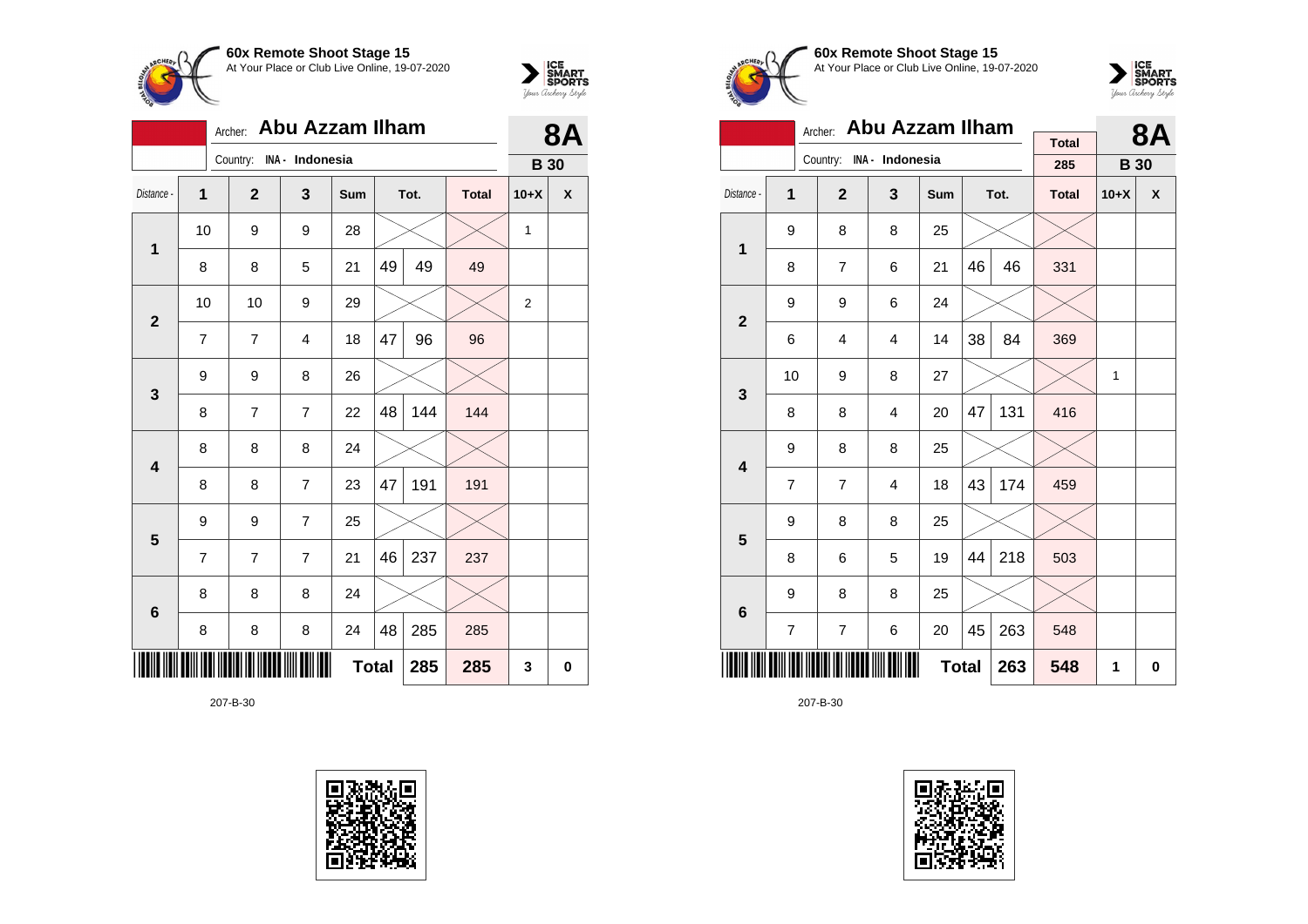**60x Remote Shoot Stage 15**
At Your Place or Club Live Online, 19-07-2020

Archer: **Abu Azzam Ilham**
Country: INA - Indonesia

**8A**
**B 30**

| Distance - | 1 | 2 | 3 | Sum | Tot. | | Total | 10+X | X |
|---|---|---|---|---|---|---|---|---|---|
| 1 | 10 | 9 | 9 | 28 | | | | 1 | |
| | 8 | 8 | 5 | 21 | 49 | 49 | 49 | | |
| 2 | 10 | 10 | 9 | 29 | | | | 2 | |
| | 7 | 7 | 4 | 18 | 47 | 96 | 96 | | |
| 3 | 9 | 9 | 8 | 26 | | | | | |
| | 8 | 7 | 7 | 22 | 48 | 144 | 144 | | |
| 4 | 8 | 8 | 8 | 24 | | | | | |
| | 8 | 8 | 7 | 23 | 47 | 191 | 191 | | |
| 5 | 9 | 9 | 7 | 25 | | | | | |
| | 7 | 7 | 7 | 21 | 46 | 237 | 237 | | |
| 6 | 8 | 8 | 8 | 24 | | | | | |
| | 8 | 8 | 8 | 24 | 48 | 285 | 285 | | |
| | | | | Total | | 285 | 285 | 3 | 0 |

207-B-30

**60x Remote Shoot Stage 15**
At Your Place or Club Live Online, 19-07-2020

Archer: **Abu Azzam Ilham**
Country: INA - Indonesia

Total: 285

**8A**
**B 30**

| Distance - | 1 | 2 | 3 | Sum | Tot. | | Total | 10+X | X |
|---|---|---|---|---|---|---|---|---|---|
| 1 | 9 | 8 | 8 | 25 | | | | | |
| | 8 | 7 | 6 | 21 | 46 | 46 | 331 | | |
| 2 | 9 | 9 | 6 | 24 | | | | | |
| | 6 | 4 | 4 | 14 | 38 | 84 | 369 | | |
| 3 | 10 | 9 | 8 | 27 | | | | 1 | |
| | 8 | 8 | 4 | 20 | 47 | 131 | 416 | | |
| 4 | 9 | 8 | 8 | 25 | | | | | |
| | 7 | 7 | 4 | 18 | 43 | 174 | 459 | | |
| 5 | 9 | 8 | 8 | 25 | | | | | |
| | 8 | 6 | 5 | 19 | 44 | 218 | 503 | | |
| 6 | 9 | 8 | 8 | 25 | | | | | |
| | 7 | 7 | 6 | 20 | 45 | 263 | 548 | | |
| | | | | Total | | 263 | 548 | 1 | 0 |

207-B-30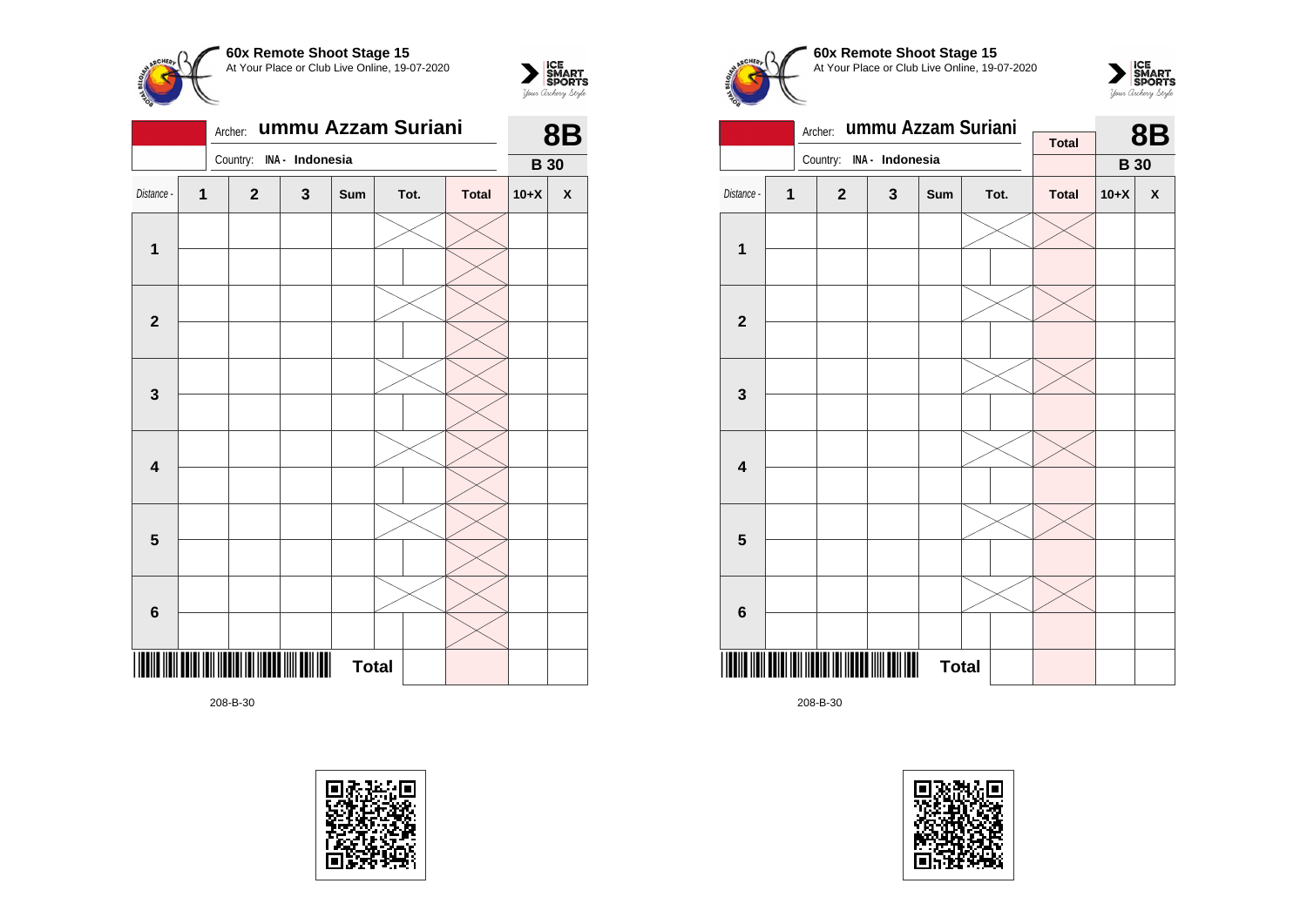**60x Remote Shoot Stage 15**
At Your Place or Club Live Online, 19-07-2020

Archer: **ummu Azzam Suriani**

Country: **INA - Indonesia**

**8B**

**B 30**

| Distance - | 1 | 2 | 3 | Sum | Tot. | | Total | 10+X | X |
|---|---|---|---|---|---|---|---|---|---|
| **1** | | | | | | | | | |
| | | | | | | | | | |
| **2** | | | | | | | | | |
| | | | | | | | | | |
| **3** | | | | | | | | | |
| | | | | | | | | | |
| **4** | | | | | | | | | |
| | | | | | | | | | |
| **5** | | | | | | | | | |
| | | | | | | | | | |
| **6** | | | | | | | | | |
| | | | | | | | | | |
| | | | | **Total** | | | | | |

208-B-30

**60x Remote Shoot Stage 15**
At Your Place or Club Live Online, 19-07-2020

Archer: **ummu Azzam Suriani**

Country: **INA - Indonesia**

**Total**

**8B**

**B 30**

| Distance - | 1 | 2 | 3 | Sum | Tot. | | Total | 10+X | X |
|---|---|---|---|---|---|---|---|---|---|
| **1** | | | | | | | | | |
| | | | | | | | | | |
| **2** | | | | | | | | | |
| | | | | | | | | | |
| **3** | | | | | | | | | |
| | | | | | | | | | |
| **4** | | | | | | | | | |
| | | | | | | | | | |
| **5** | | | | | | | | | |
| | | | | | | | | | |
| **6** | | | | | | | | | |
| | | | | | | | | | |
| | | | | **Total** | | | | | |

208-B-30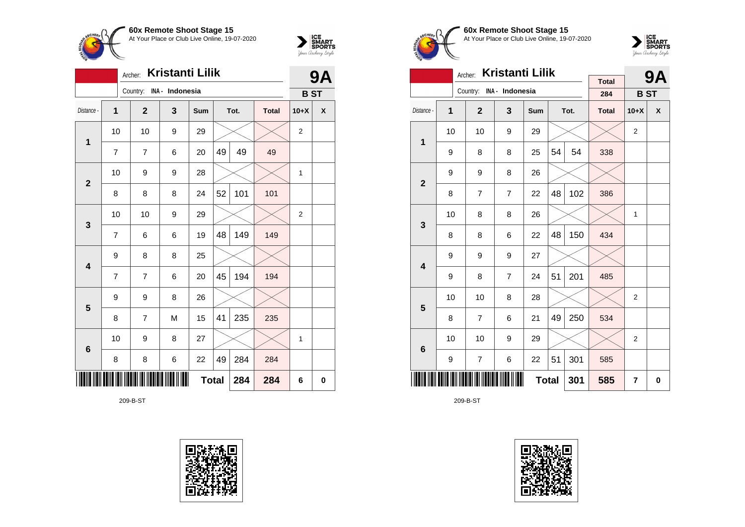## 60x Remote Shoot Stage 15

At Your Place or Club Live Online, 19-07-2020

Archer: **Kristanti Lilik**

Country: INA - Indonesia

**9A** **B ST**

| Distance - | 1 | 2 | 3 | Sum | Tot. | | Total | 10+X | X |
|---|---|---|---|---|---|---|---|---|---|
| 1 | 10 | 10 | 9 | 29 | | | | 2 | |
| | 7 | 7 | 6 | 20 | 49 | 49 | 49 | | |
| 2 | 10 | 9 | 9 | 28 | | | | 1 | |
| | 8 | 8 | 8 | 24 | 52 | 101 | 101 | | |
| 3 | 10 | 10 | 9 | 29 | | | | 2 | |
| | 7 | 6 | 6 | 19 | 48 | 149 | 149 | | |
| 4 | 9 | 8 | 8 | 25 | | | | | |
| | 7 | 7 | 6 | 20 | 45 | 194 | 194 | | |
| 5 | 9 | 9 | 8 | 26 | | | | | |
| | 8 | 7 | M | 15 | 41 | 235 | 235 | | |
| 6 | 10 | 9 | 8 | 27 | | | | 1 | |
| | 8 | 8 | 6 | 22 | 49 | 284 | 284 | | |
| | | | | **Total** | | **284** | **284** | **6** | **0** |

209-B-ST

## 60x Remote Shoot Stage 15

At Your Place or Club Live Online, 19-07-2020

Archer: **Kristanti Lilik**

Country: INA - Indonesia

Total: 284

**9A** **B ST**

| Distance - | 1 | 2 | 3 | Sum | Tot. | | Total | 10+X | X |
|---|---|---|---|---|---|---|---|---|---|
| 1 | 10 | 10 | 9 | 29 | | | | 2 | |
| | 9 | 8 | 8 | 25 | 54 | 54 | 338 | | |
| 2 | 9 | 9 | 8 | 26 | | | | | |
| | 8 | 7 | 7 | 22 | 48 | 102 | 386 | | |
| 3 | 10 | 8 | 8 | 26 | | | | 1 | |
| | 8 | 8 | 6 | 22 | 48 | 150 | 434 | | |
| 4 | 9 | 9 | 9 | 27 | | | | | |
| | 9 | 8 | 7 | 24 | 51 | 201 | 485 | | |
| 5 | 10 | 10 | 8 | 28 | | | | 2 | |
| | 8 | 7 | 6 | 21 | 49 | 250 | 534 | | |
| 6 | 10 | 10 | 9 | 29 | | | | 2 | |
| | 9 | 7 | 6 | 22 | 51 | 301 | 585 | | |
| | | | | **Total** | | **301** | **585** | **7** | **0** |

209-B-ST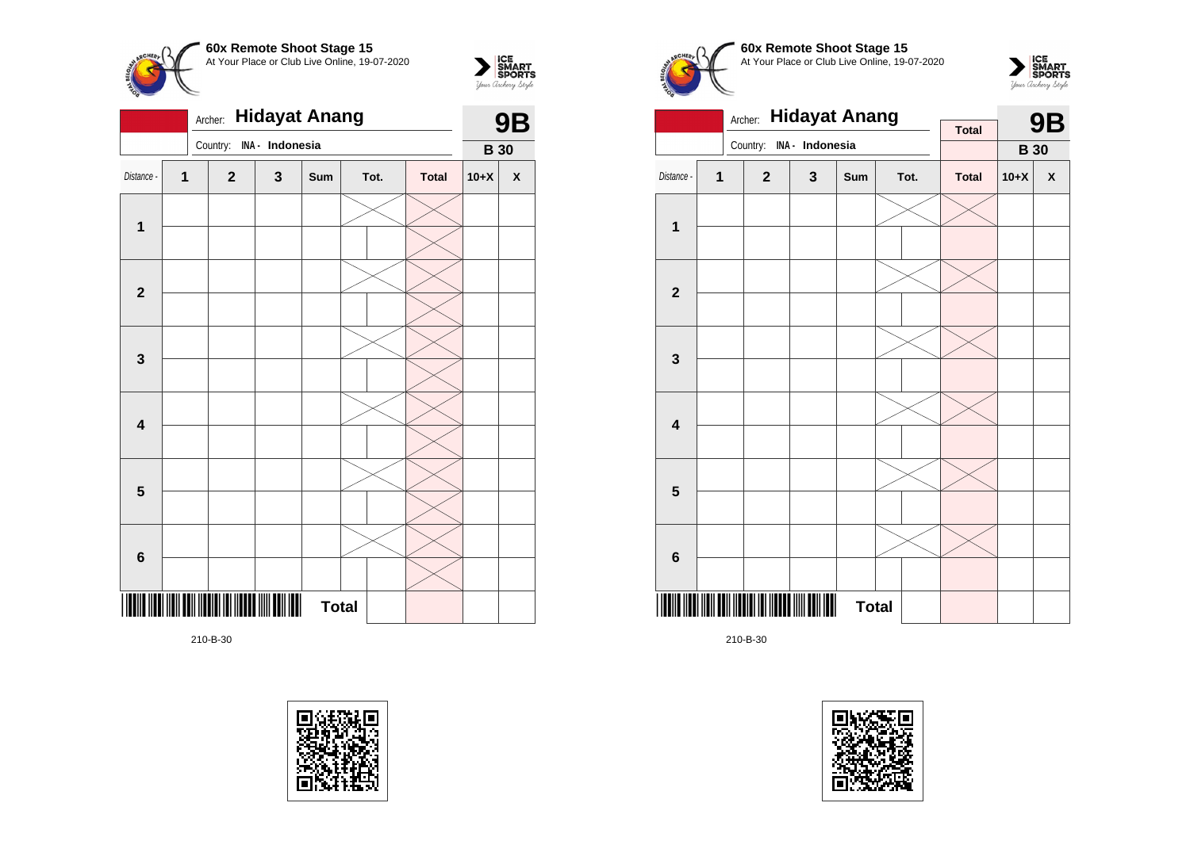**60x Remote Shoot Stage 15**
At Your Place or Club Live Online, 19-07-2020

Archer: **Hidayat Anang**
Country: INA - Indonesia

**9B**
**B 30**

| Distance - | 1 | 2 | 3 | Sum | Tot. | | Total | 10+X | X |
|---|---|---|---|---|---|---|---|---|---|
| **1** | | | | | | | | | |
| | | | | | | | | | |
| **2** | | | | | | | | | |
| | | | | | | | | | |
| **3** | | | | | | | | | |
| | | | | | | | | | |
| **4** | | | | | | | | | |
| | | | | | | | | | |
| **5** | | | | | | | | | |
| | | | | | | | | | |
| **6** | | | | | | | | | |
| | | | | | | | | | |
| | | | | **Total** | | | | | |

210-B-30

**60x Remote Shoot Stage 15**
At Your Place or Club Live Online, 19-07-2020

Archer: **Hidayat Anang**
Country: INA - Indonesia

Total

**9B**
**B 30**

| Distance - | 1 | 2 | 3 | Sum | Tot. | | Total | 10+X | X |
|---|---|---|---|---|---|---|---|---|---|
| **1** | | | | | | | | | |
| | | | | | | | | | |
| **2** | | | | | | | | | |
| | | | | | | | | | |
| **3** | | | | | | | | | |
| | | | | | | | | | |
| **4** | | | | | | | | | |
| | | | | | | | | | |
| **5** | | | | | | | | | |
| | | | | | | | | | |
| **6** | | | | | | | | | |
| | | | | | | | | | |
| | | | | **Total** | | | | | |

210-B-30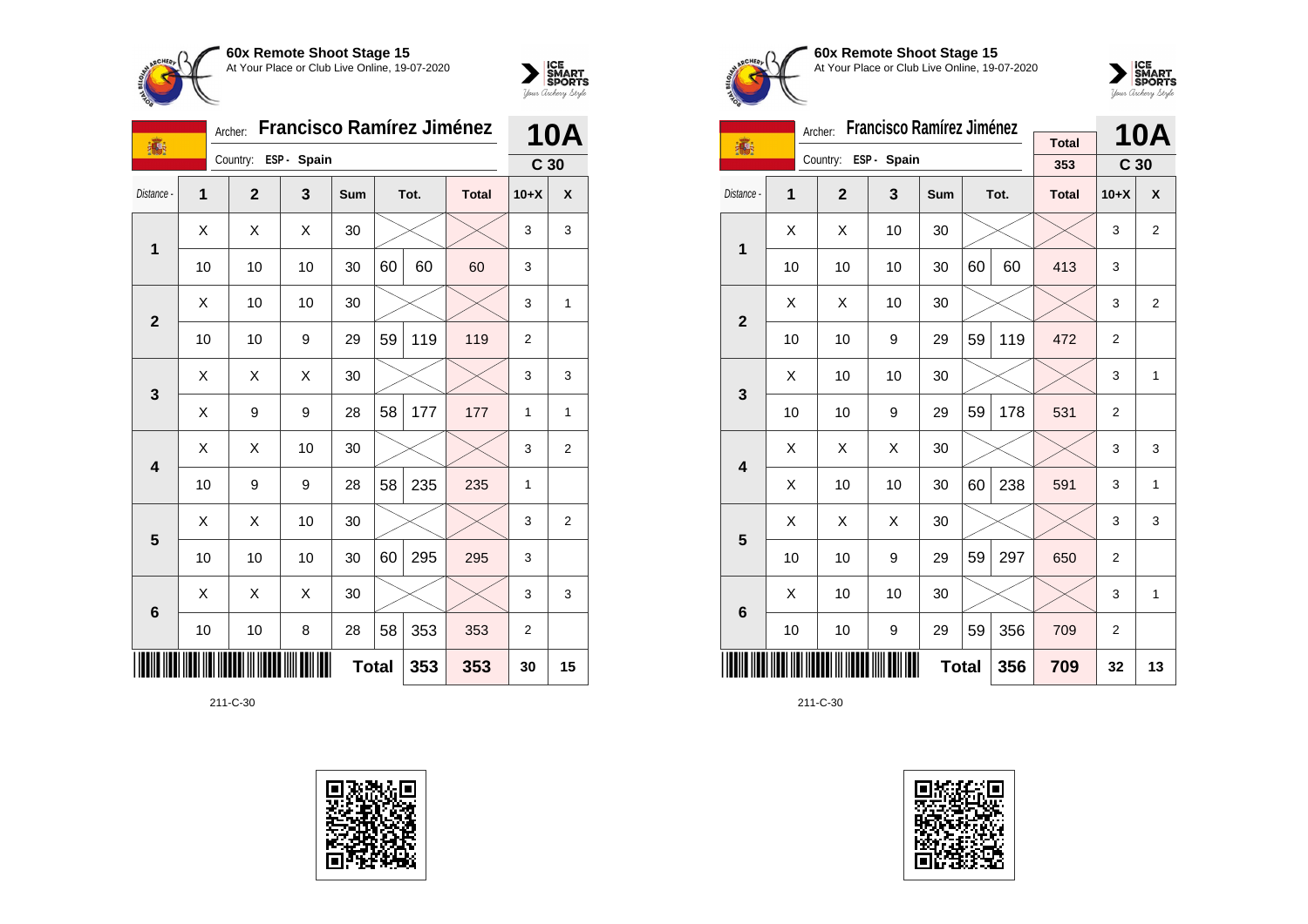**60x Remote Shoot Stage 15**
At Your Place or Club Live Online, 19-07-2020

Archer: **Francisco Ramírez Jiménez**
Country: **ESP - Spain**

**10A**
**C 30**

| Distance - | 1 | 2 | 3 | Sum | Tot. | | Total | 10+X | X |
|---|---|---|---|---|---|---|---|---|---|
| 1 | X | X | X | 30 | | | | 3 | 3 |
| | 10 | 10 | 10 | 30 | 60 | 60 | 60 | 3 | |
| 2 | X | 10 | 10 | 30 | | | | 3 | 1 |
| | 10 | 10 | 9 | 29 | 59 | 119 | 119 | 2 | |
| 3 | X | X | X | 30 | | | | 3 | 3 |
| | X | 9 | 9 | 28 | 58 | 177 | 177 | 1 | 1 |
| 4 | X | X | 10 | 30 | | | | 3 | 2 |
| | 10 | 9 | 9 | 28 | 58 | 235 | 235 | 1 | |
| 5 | X | X | 10 | 30 | | | | 3 | 2 |
| | 10 | 10 | 10 | 30 | 60 | 295 | 295 | 3 | |
| 6 | X | X | X | 30 | | | | 3 | 3 |
| | 10 | 10 | 8 | 28 | 58 | 353 | 353 | 2 | |
| | | | | Total | | 353 | 353 | 30 | 15 |

211-C-30

**60x Remote Shoot Stage 15**
At Your Place or Club Live Online, 19-07-2020

Archer: **Francisco Ramírez Jiménez**
Country: **ESP - Spain**

Total: 353

**10A**
**C 30**

| Distance - | 1 | 2 | 3 | Sum | Tot. | | Total | 10+X | X |
|---|---|---|---|---|---|---|---|---|---|
| 1 | X | X | 10 | 30 | | | | 3 | 2 |
| | 10 | 10 | 10 | 30 | 60 | 60 | 413 | 3 | |
| 2 | X | X | 10 | 30 | | | | 3 | 2 |
| | 10 | 10 | 9 | 29 | 59 | 119 | 472 | 2 | |
| 3 | X | 10 | 10 | 30 | | | | 3 | 1 |
| | 10 | 10 | 9 | 29 | 59 | 178 | 531 | 2 | |
| 4 | X | X | X | 30 | | | | 3 | 3 |
| | X | 10 | 10 | 30 | 60 | 238 | 591 | 3 | 1 |
| 5 | X | X | X | 30 | | | | 3 | 3 |
| | 10 | 10 | 9 | 29 | 59 | 297 | 650 | 2 | |
| 6 | X | 10 | 10 | 30 | | | | 3 | 1 |
| | 10 | 10 | 9 | 29 | 59 | 356 | 709 | 2 | |
| | | | | Total | | 356 | 709 | 32 | 13 |

211-C-30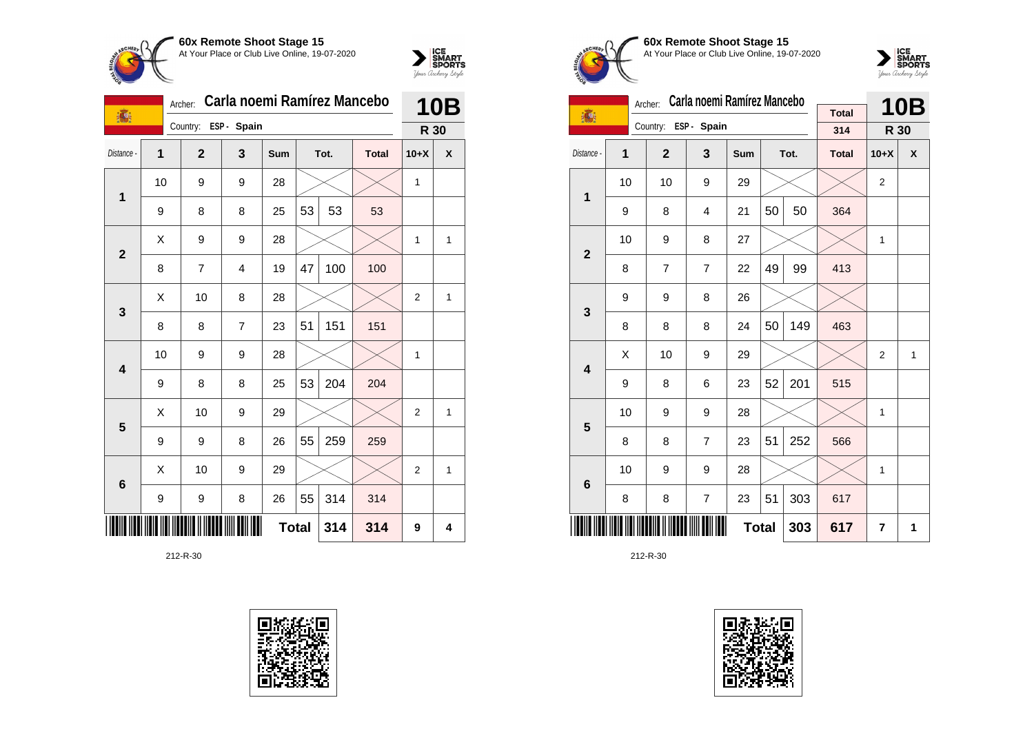**60x Remote Shoot Stage 15**
At Your Place or Club Live Online, 19-07-2020

Archer: **Carla noemi Ramírez Mancebo**
Country: **ESP - Spain**

**10B**
**R 30**

| Distance - | 1 | 2 | 3 | Sum | Tot. | | Total | 10+X | X |
|---|---|---|---|---|---|---|---|---|---|
| **1** | 10 | 9 | 9 | 28 | | | | 1 | |
| | 9 | 8 | 8 | 25 | 53 | 53 | 53 | | |
| **2** | X | 9 | 9 | 28 | | | | 1 | 1 |
| | 8 | 7 | 4 | 19 | 47 | 100 | 100 | | |
| **3** | X | 10 | 8 | 28 | | | | 2 | 1 |
| | 8 | 8 | 7 | 23 | 51 | 151 | 151 | | |
| **4** | 10 | 9 | 9 | 28 | | | | 1 | |
| | 9 | 8 | 8 | 25 | 53 | 204 | 204 | | |
| **5** | X | 10 | 9 | 29 | | | | 2 | 1 |
| | 9 | 9 | 8 | 26 | 55 | 259 | 259 | | |
| **6** | X | 10 | 9 | 29 | | | | 2 | 1 |
| | 9 | 9 | 8 | 26 | 55 | 314 | 314 | | |
| | | | | **Total** | | 314 | 314 | 9 | 4 |

212-R-30

**60x Remote Shoot Stage 15**
At Your Place or Club Live Online, 19-07-2020

Archer: **Carla noemi Ramírez Mancebo**
Country: **ESP - Spain**

Total: 314

**10B**
**R 30**

| Distance - | 1 | 2 | 3 | Sum | Tot. | | Total | 10+X | X |
|---|---|---|---|---|---|---|---|---|---|
| **1** | 10 | 10 | 9 | 29 | | | | 2 | |
| | 9 | 8 | 4 | 21 | 50 | 50 | 364 | | |
| **2** | 10 | 9 | 8 | 27 | | | | 1 | |
| | 8 | 7 | 7 | 22 | 49 | 99 | 413 | | |
| **3** | 9 | 9 | 8 | 26 | | | | | |
| | 8 | 8 | 8 | 24 | 50 | 149 | 463 | | |
| **4** | X | 10 | 9 | 29 | | | | 2 | 1 |
| | 9 | 8 | 6 | 23 | 52 | 201 | 515 | | |
| **5** | 10 | 9 | 9 | 28 | | | | 1 | |
| | 8 | 8 | 7 | 23 | 51 | 252 | 566 | | |
| **6** | 10 | 9 | 9 | 28 | | | | 1 | |
| | 8 | 8 | 7 | 23 | 51 | 303 | 617 | | |
| | | | | **Total** | | 303 | 617 | 7 | 1 |

212-R-30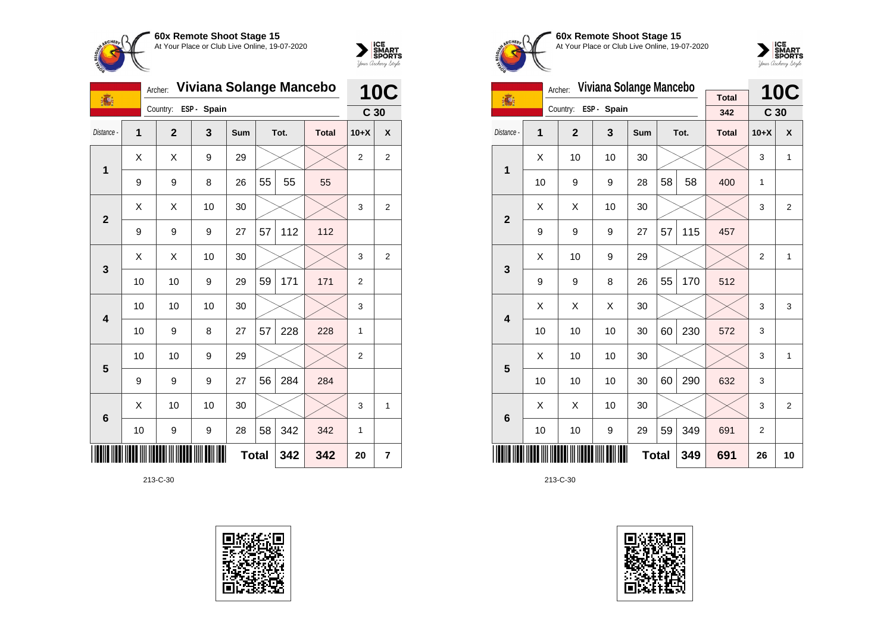## 60x Remote Shoot Stage 15

At Your Place or Club Live Online, 19-07-2020

Archer: **Viviana Solange Mancebo**

Country: **ESP - Spain**

**10C** — **C 30**

| Distance - | 1 | 2 | 3 | Sum | Tot. | | Total | 10+X | X |
|---|---|---|---|---|---|---|---|---|---|
| 1 | X | X | 9 | 29 | | | | 2 | 2 |
| | 9 | 9 | 8 | 26 | 55 | 55 | 55 | | |
| 2 | X | X | 10 | 30 | | | | 3 | 2 |
| | 9 | 9 | 9 | 27 | 57 | 112 | 112 | | |
| 3 | X | X | 10 | 30 | | | | 3 | 2 |
| | 10 | 10 | 9 | 29 | 59 | 171 | 171 | 2 | |
| 4 | 10 | 10 | 10 | 30 | | | | 3 | |
| | 10 | 9 | 8 | 27 | 57 | 228 | 228 | 1 | |
| 5 | 10 | 10 | 9 | 29 | | | | 2 | |
| | 9 | 9 | 9 | 27 | 56 | 284 | 284 | | |
| 6 | X | 10 | 10 | 30 | | | | 3 | 1 |
| | 10 | 9 | 9 | 28 | 58 | 342 | 342 | 1 | |
| | | | | | **Total** | **342** | **342** | **20** | **7** |

213-C-30

## 60x Remote Shoot Stage 15

At Your Place or Club Live Online, 19-07-2020

Archer: **Viviana Solange Mancebo**

Country: **ESP - Spain**

Total: **342**

**10C** — **C 30**

| Distance - | 1 | 2 | 3 | Sum | Tot. | | Total | 10+X | X |
|---|---|---|---|---|---|---|---|---|---|
| 1 | X | 10 | 10 | 30 | | | | 3 | 1 |
| | 10 | 9 | 9 | 28 | 58 | 58 | 400 | 1 | |
| 2 | X | X | 10 | 30 | | | | 3 | 2 |
| | 9 | 9 | 9 | 27 | 57 | 115 | 457 | | |
| 3 | X | 10 | 9 | 29 | | | | 2 | 1 |
| | 9 | 9 | 8 | 26 | 55 | 170 | 512 | | |
| 4 | X | X | X | 30 | | | | 3 | 3 |
| | 10 | 10 | 10 | 30 | 60 | 230 | 572 | 3 | |
| 5 | X | 10 | 10 | 30 | | | | 3 | 1 |
| | 10 | 10 | 10 | 30 | 60 | 290 | 632 | 3 | |
| 6 | X | X | 10 | 30 | | | | 3 | 2 |
| | 10 | 10 | 9 | 29 | 59 | 349 | 691 | 2 | |
| | | | | | **Total** | **349** | **691** | **26** | **10** |

213-C-30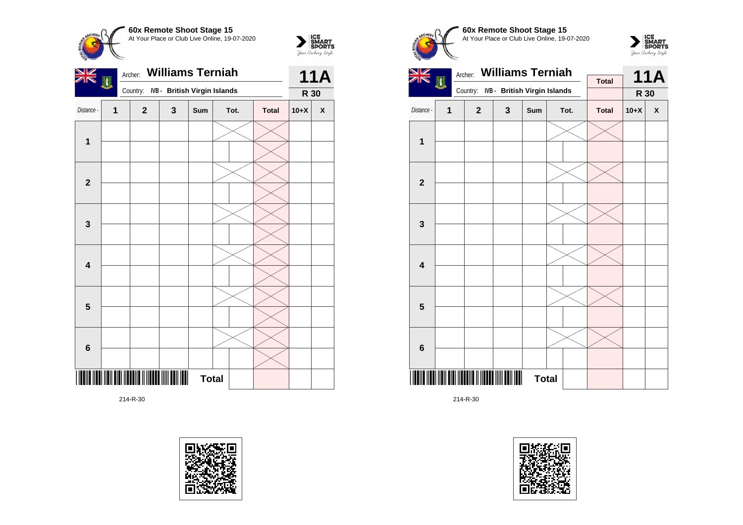**60x Remote Shoot Stage 15**
At Your Place or Club Live Online, 19-07-2020

Archer: **Williams Terniah**
Country: IVB - British Virgin Islands

**11A**
**R 30**

| Distance - | 1 | 2 | 3 | Sum | Tot. | | Total | 10+X | X |
|---|---|---|---|---|---|---|---|---|---|
| **1** | | | | | | | | | |
| | | | | | | | | | |
| **2** | | | | | | | | | |
| | | | | | | | | | |
| **3** | | | | | | | | | |
| | | | | | | | | | |
| **4** | | | | | | | | | |
| | | | | | | | | | |
| **5** | | | | | | | | | |
| | | | | | | | | | |
| **6** | | | | | | | | | |
| | | | | | | | | | |
| | | | | **Total** | | | | | |

214-R-30

**60x Remote Shoot Stage 15**
At Your Place or Club Live Online, 19-07-2020

Archer: **Williams Terniah**
Country: IVB - British Virgin Islands

Total

**11A**
**R 30**

| Distance - | 1 | 2 | 3 | Sum | Tot. | | Total | 10+X | X |
|---|---|---|---|---|---|---|---|---|---|
| **1** | | | | | | | | | |
| | | | | | | | | | |
| **2** | | | | | | | | | |
| | | | | | | | | | |
| **3** | | | | | | | | | |
| | | | | | | | | | |
| **4** | | | | | | | | | |
| | | | | | | | | | |
| **5** | | | | | | | | | |
| | | | | | | | | | |
| **6** | | | | | | | | | |
| | | | | | | | | | |
| | | | | **Total** | | | | | |

214-R-30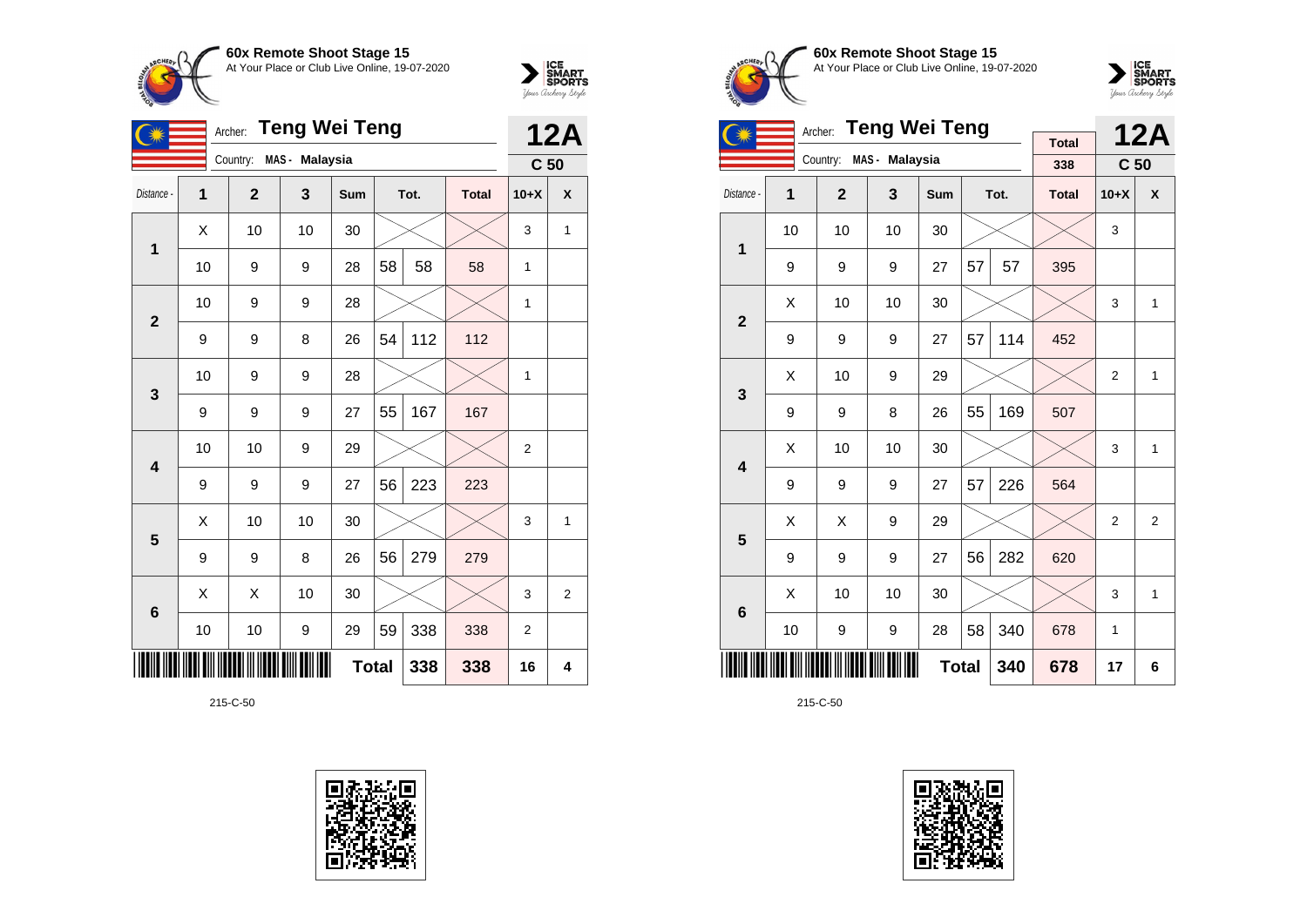**60x Remote Shoot Stage 15**
At Your Place or Club Live Online, 19-07-2020

Archer: **Teng Wei Teng**
Country: MAS - Malaysia

**12A**
**C 50**

| Distance - | 1 | 2 | 3 | Sum | Tot. | | Total | 10+X | X |
|---|---|---|---|---|---|---|---|---|---|
| 1 | X | 10 | 10 | 30 | | | | 3 | 1 |
| | 10 | 9 | 9 | 28 | 58 | 58 | 58 | 1 | |
| 2 | 10 | 9 | 9 | 28 | | | | 1 | |
| | 9 | 9 | 8 | 26 | 54 | 112 | 112 | | |
| 3 | 10 | 9 | 9 | 28 | | | | 1 | |
| | 9 | 9 | 9 | 27 | 55 | 167 | 167 | | |
| 4 | 10 | 10 | 9 | 29 | | | | 2 | |
| | 9 | 9 | 9 | 27 | 56 | 223 | 223 | | |
| 5 | X | 10 | 10 | 30 | | | | 3 | 1 |
| | 9 | 9 | 8 | 26 | 56 | 279 | 279 | | |
| 6 | X | X | 10 | 30 | | | | 3 | 2 |
| | 10 | 10 | 9 | 29 | 59 | 338 | 338 | 2 | |
| | | | | | **Total** | **338** | **338** | **16** | **4** |

215-C-50

**60x Remote Shoot Stage 15**
At Your Place or Club Live Online, 19-07-2020

Archer: **Teng Wei Teng**
Country: MAS - Malaysia

Total: 338

**12A**
**C 50**

| Distance - | 1 | 2 | 3 | Sum | Tot. | | Total | 10+X | X |
|---|---|---|---|---|---|---|---|---|---|
| 1 | 10 | 10 | 10 | 30 | | | | 3 | |
| | 9 | 9 | 9 | 27 | 57 | 57 | 395 | | |
| 2 | X | 10 | 10 | 30 | | | | 3 | 1 |
| | 9 | 9 | 9 | 27 | 57 | 114 | 452 | | |
| 3 | X | 10 | 9 | 29 | | | | 2 | 1 |
| | 9 | 9 | 8 | 26 | 55 | 169 | 507 | | |
| 4 | X | 10 | 10 | 30 | | | | 3 | 1 |
| | 9 | 9 | 9 | 27 | 57 | 226 | 564 | | |
| 5 | X | X | 9 | 29 | | | | 2 | 2 |
| | 9 | 9 | 9 | 27 | 56 | 282 | 620 | | |
| 6 | X | 10 | 10 | 30 | | | | 3 | 1 |
| | 10 | 9 | 9 | 28 | 58 | 340 | 678 | 1 | |
| | | | | | **Total** | **340** | **678** | **17** | **6** |

215-C-50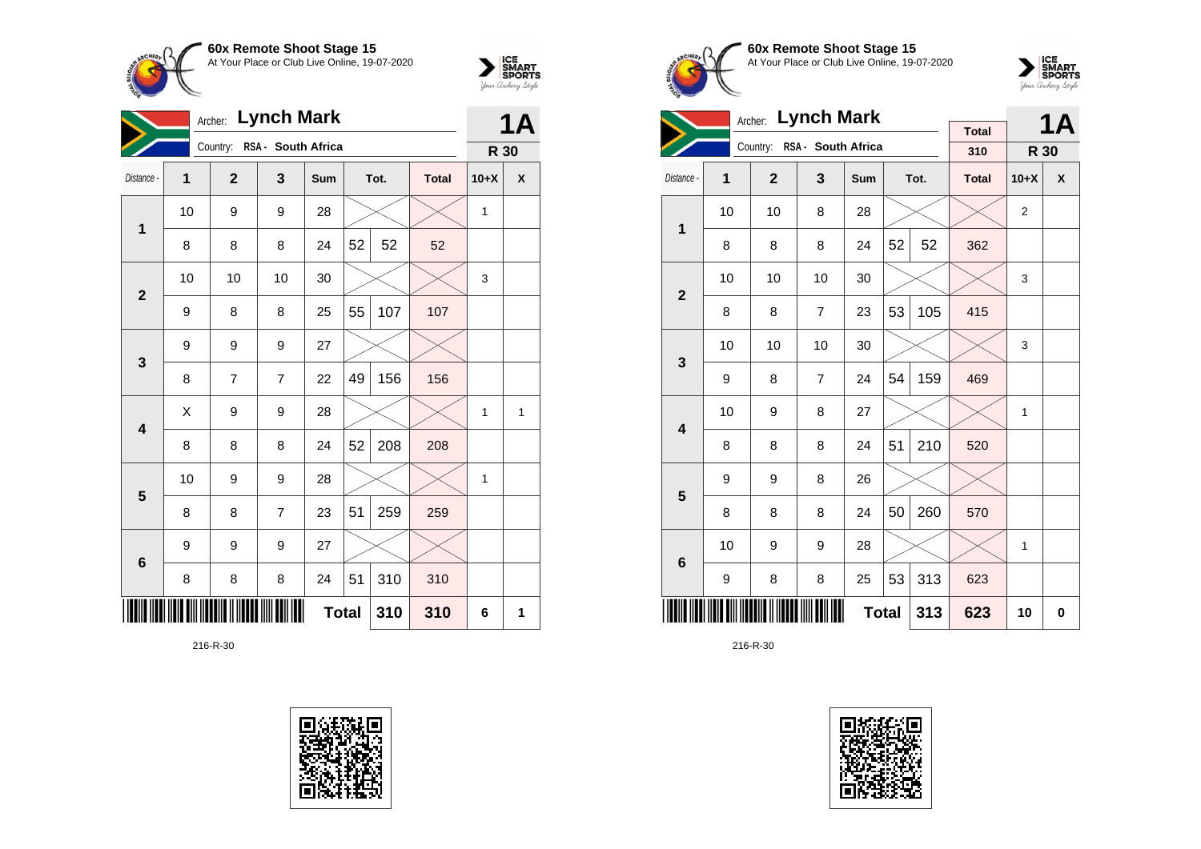**60x Remote Shoot Stage 15**
At Your Place or Club Live Online, 19-07-2020

Archer: **Lynch Mark**
Country: RSA - South Africa

**1A**
**R 30**

| Distance - | 1 | 2 | 3 | Sum | Tot. | | Total | 10+X | X |
|---|---|---|---|---|---|---|---|---|---|
| 1 | 10 | 9 | 9 | 28 | | | | 1 | |
| | 8 | 8 | 8 | 24 | 52 | 52 | 52 | | |
| 2 | 10 | 10 | 10 | 30 | | | | 3 | |
| | 9 | 8 | 8 | 25 | 55 | 107 | 107 | | |
| 3 | 9 | 9 | 9 | 27 | | | | | |
| | 8 | 7 | 7 | 22 | 49 | 156 | 156 | | |
| 4 | X | 9 | 9 | 28 | | | | 1 | 1 |
| | 8 | 8 | 8 | 24 | 52 | 208 | 208 | | |
| 5 | 10 | 9 | 9 | 28 | | | | 1 | |
| | 8 | 8 | 7 | 23 | 51 | 259 | 259 | | |
| 6 | 9 | 9 | 9 | 27 | | | | | |
| | 8 | 8 | 8 | 24 | 51 | 310 | 310 | | |
| | | | | **Total** | | **310** | **310** | **6** | **1** |

216-R-30

**60x Remote Shoot Stage 15**
At Your Place or Club Live Online, 19-07-2020

Archer: **Lynch Mark**
Country: RSA - South Africa

Total: 310

**1A**
**R 30**

| Distance - | 1 | 2 | 3 | Sum | Tot. | | Total | 10+X | X |
|---|---|---|---|---|---|---|---|---|---|
| 1 | 10 | 10 | 8 | 28 | | | | 2 | |
| | 8 | 8 | 8 | 24 | 52 | 52 | 362 | | |
| 2 | 10 | 10 | 10 | 30 | | | | 3 | |
| | 8 | 8 | 7 | 23 | 53 | 105 | 415 | | |
| 3 | 10 | 10 | 10 | 30 | | | | 3 | |
| | 9 | 8 | 7 | 24 | 54 | 159 | 469 | | |
| 4 | 10 | 9 | 8 | 27 | | | | 1 | |
| | 8 | 8 | 8 | 24 | 51 | 210 | 520 | | |
| 5 | 9 | 9 | 8 | 26 | | | | | |
| | 8 | 8 | 8 | 24 | 50 | 260 | 570 | | |
| 6 | 10 | 9 | 9 | 28 | | | | 1 | |
| | 9 | 8 | 8 | 25 | 53 | 313 | 623 | | |
| | | | | **Total** | | **313** | **623** | **10** | **0** |

216-R-30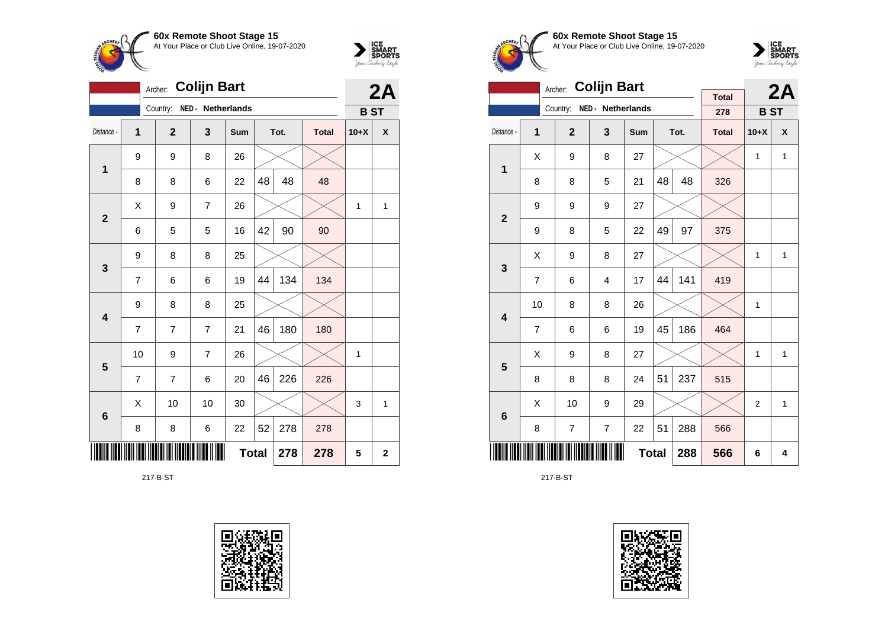**60x Remote Shoot Stage 15**
At Your Place or Club Live Online, 19-07-2020

Archer: **Colijn Bart**
Country: NED - Netherlands

**2A**
**B ST**

| Distance - | 1 | 2 | 3 | Sum | Tot. | | Total | 10+X | X |
|---|---|---|---|---|---|---|---|---|---|
| 1 | 9 | 9 | 8 | 26 | | | | | |
| | 8 | 8 | 6 | 22 | 48 | 48 | 48 | | |
| 2 | X | 9 | 7 | 26 | | | | 1 | 1 |
| | 6 | 5 | 5 | 16 | 42 | 90 | 90 | | |
| 3 | 9 | 8 | 8 | 25 | | | | | |
| | 7 | 6 | 6 | 19 | 44 | 134 | 134 | | |
| 4 | 9 | 8 | 8 | 25 | | | | | |
| | 7 | 7 | 7 | 21 | 46 | 180 | 180 | | |
| 5 | 10 | 9 | 7 | 26 | | | | 1 | |
| | 7 | 7 | 6 | 20 | 46 | 226 | 226 | | |
| 6 | X | 10 | 10 | 30 | | | | 3 | 1 |
| | 8 | 8 | 6 | 22 | 52 | 278 | 278 | | |
| | | | | | **Total** | **278** | **278** | **5** | **2** |

217-B-ST

**60x Remote Shoot Stage 15**
At Your Place or Club Live Online, 19-07-2020

Archer: **Colijn Bart**
Country: NED - Netherlands

Total: 278

**2A**
**B ST**

| Distance - | 1 | 2 | 3 | Sum | Tot. | | Total | 10+X | X |
|---|---|---|---|---|---|---|---|---|---|
| 1 | X | 9 | 8 | 27 | | | | 1 | 1 |
| | 8 | 8 | 5 | 21 | 48 | 48 | 326 | | |
| 2 | 9 | 9 | 9 | 27 | | | | | |
| | 9 | 8 | 5 | 22 | 49 | 97 | 375 | | |
| 3 | X | 9 | 8 | 27 | | | | 1 | 1 |
| | 7 | 6 | 4 | 17 | 44 | 141 | 419 | | |
| 4 | 10 | 8 | 8 | 26 | | | | 1 | |
| | 7 | 6 | 6 | 19 | 45 | 186 | 464 | | |
| 5 | X | 9 | 8 | 27 | | | | 1 | 1 |
| | 8 | 8 | 8 | 24 | 51 | 237 | 515 | | |
| 6 | X | 10 | 9 | 29 | | | | 2 | 1 |
| | 8 | 7 | 7 | 22 | 51 | 288 | 566 | | |
| | | | | | **Total** | **288** | **566** | **6** | **4** |

217-B-ST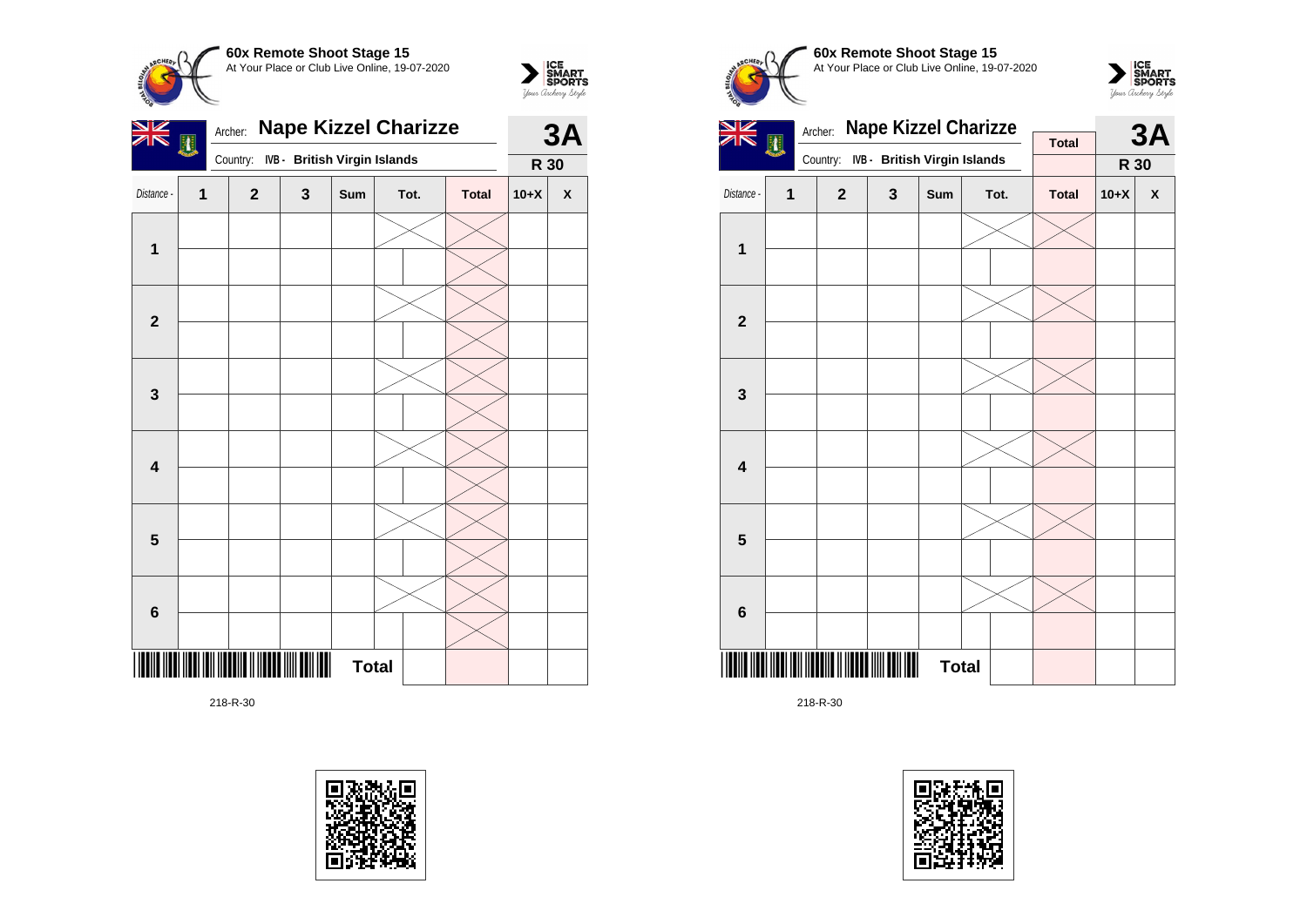**60x Remote Shoot Stage 15**
At Your Place or Club Live Online, 19-07-2020

Archer: **Nape Kizzel Charizze**

Country: IVB - British Virgin Islands

**3A**

**R 30**

| Distance - | 1 | 2 | 3 | Sum | Tot. | | Total | 10+X | X |
|---|---|---|---|---|---|---|---|---|---|
| **1** | | | | | | | | | |
| | | | | | | | | | |
| **2** | | | | | | | | | |
| | | | | | | | | | |
| **3** | | | | | | | | | |
| | | | | | | | | | |
| **4** | | | | | | | | | |
| | | | | | | | | | |
| **5** | | | | | | | | | |
| | | | | | | | | | |
| **6** | | | | | | | | | |
| | | | | | | | | | |
| | | | | **Total** | | | | | |

218-R-30

**60x Remote Shoot Stage 15**
At Your Place or Club Live Online, 19-07-2020

Archer: **Nape Kizzel Charizze**

Country: IVB - British Virgin Islands

**Total**

**3A**

**R 30**

| Distance - | 1 | 2 | 3 | Sum | Tot. | | Total | 10+X | X |
|---|---|---|---|---|---|---|---|---|---|
| **1** | | | | | | | | | |
| | | | | | | | | | |
| **2** | | | | | | | | | |
| | | | | | | | | | |
| **3** | | | | | | | | | |
| | | | | | | | | | |
| **4** | | | | | | | | | |
| | | | | | | | | | |
| **5** | | | | | | | | | |
| | | | | | | | | | |
| **6** | | | | | | | | | |
| | | | | | | | | | |
| | | | | **Total** | | | | | |

218-R-30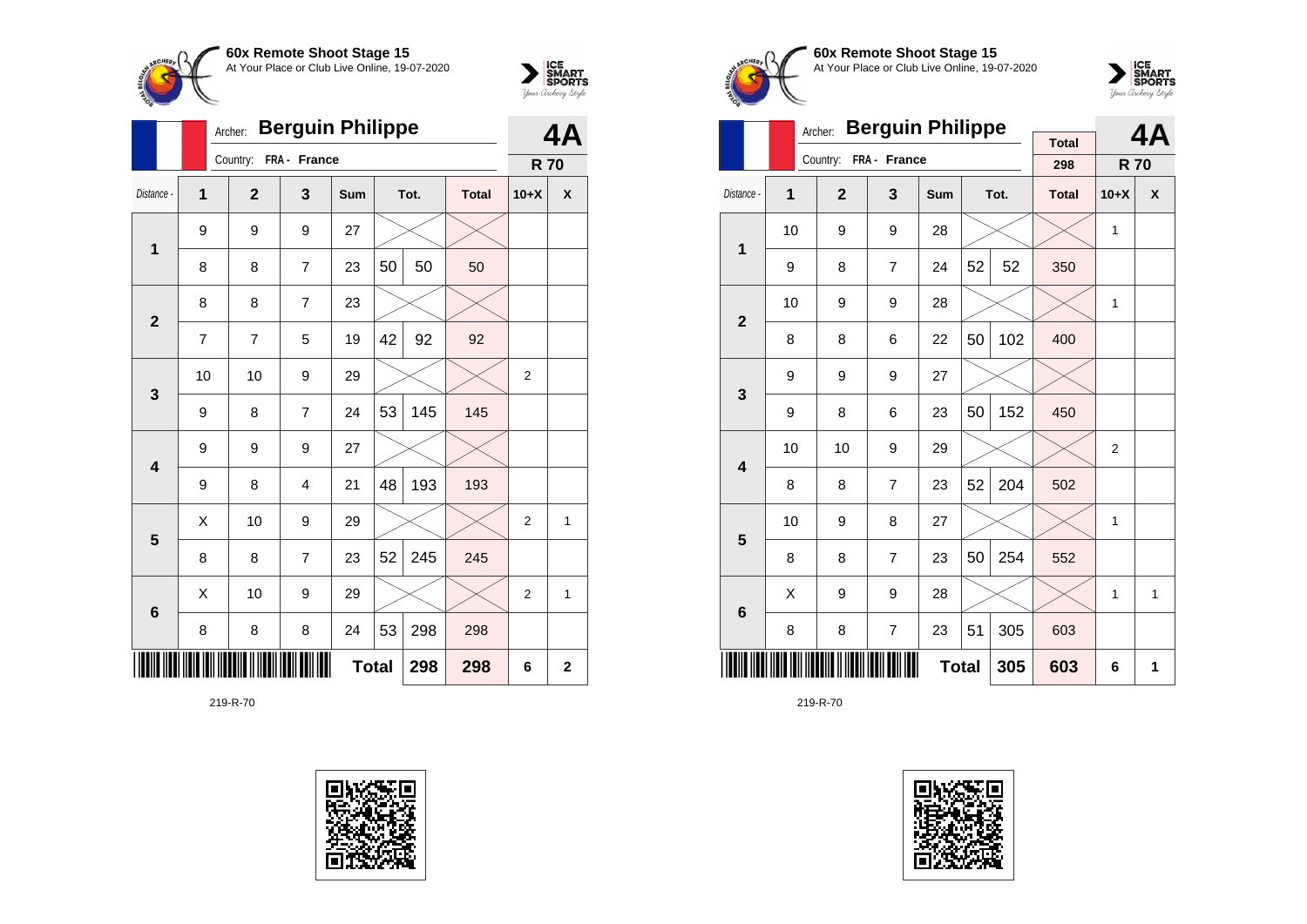**60x Remote Shoot Stage 15**
At Your Place or Club Live Online, 19-07-2020

Archer: **Berguin Philippe**
Country: FRA - France

**4A**
**R 70**

| Distance - | 1 | 2 | 3 | Sum | Tot. | | Total | 10+X | X |
|---|---|---|---|---|---|---|---|---|---|
| 1 | 9 | 9 | 9 | 27 | | | | | |
| | 8 | 8 | 7 | 23 | 50 | 50 | 50 | | |
| 2 | 8 | 8 | 7 | 23 | | | | | |
| | 7 | 7 | 5 | 19 | 42 | 92 | 92 | | |
| 3 | 10 | 10 | 9 | 29 | | | | 2 | |
| | 9 | 8 | 7 | 24 | 53 | 145 | 145 | | |
| 4 | 9 | 9 | 9 | 27 | | | | | |
| | 9 | 8 | 4 | 21 | 48 | 193 | 193 | | |
| 5 | X | 10 | 9 | 29 | | | | 2 | 1 |
| | 8 | 8 | 7 | 23 | 52 | 245 | 245 | | |
| 6 | X | 10 | 9 | 29 | | | | 2 | 1 |
| | 8 | 8 | 8 | 24 | 53 | 298 | 298 | | |
| | | | | | **Total** | **298** | **298** | **6** | **2** |

219-R-70

**60x Remote Shoot Stage 15**
At Your Place or Club Live Online, 19-07-2020

Archer: **Berguin Philippe**
Country: FRA - France

Total: 298

**4A**
**R 70**

| Distance - | 1 | 2 | 3 | Sum | Tot. | | Total | 10+X | X |
|---|---|---|---|---|---|---|---|---|---|
| 1 | 10 | 9 | 9 | 28 | | | | 1 | |
| | 9 | 8 | 7 | 24 | 52 | 52 | 350 | | |
| 2 | 10 | 9 | 9 | 28 | | | | 1 | |
| | 8 | 8 | 6 | 22 | 50 | 102 | 400 | | |
| 3 | 9 | 9 | 9 | 27 | | | | | |
| | 9 | 8 | 6 | 23 | 50 | 152 | 450 | | |
| 4 | 10 | 10 | 9 | 29 | | | | 2 | |
| | 8 | 8 | 7 | 23 | 52 | 204 | 502 | | |
| 5 | 10 | 9 | 8 | 27 | | | | 1 | |
| | 8 | 8 | 7 | 23 | 50 | 254 | 552 | | |
| 6 | X | 9 | 9 | 28 | | | | 1 | 1 |
| | 8 | 8 | 7 | 23 | 51 | 305 | 603 | | |
| | | | | | **Total** | **305** | **603** | **6** | **1** |

219-R-70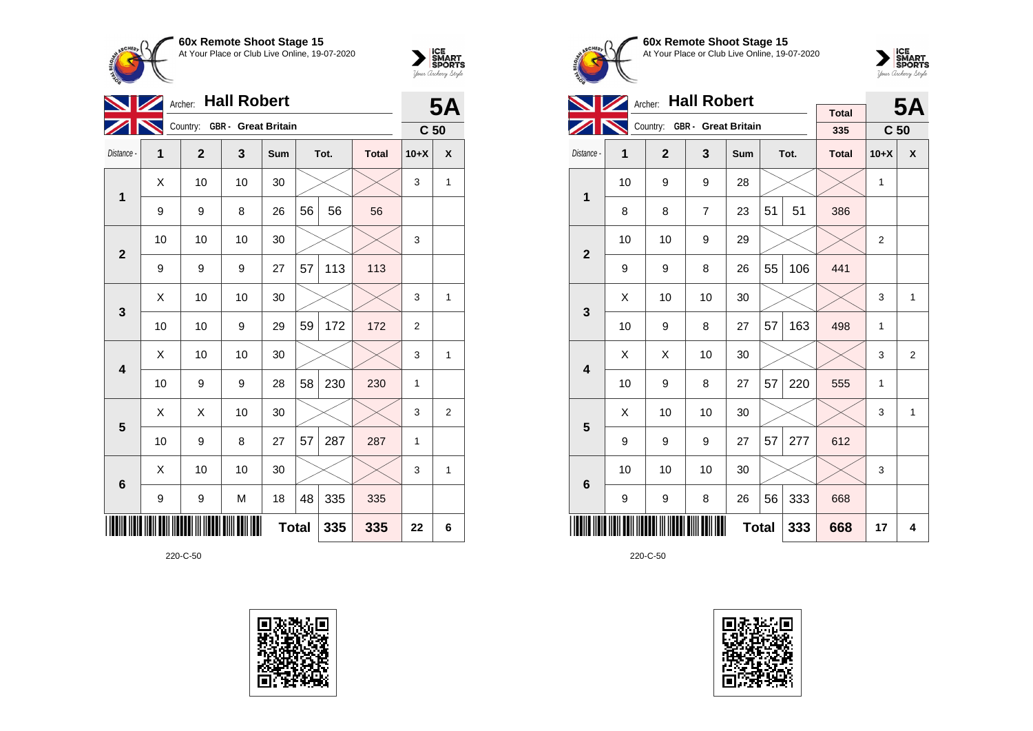**60x Remote Shoot Stage 15**
At Your Place or Club Live Online, 19-07-2020

Archer: **Hall Robert**
Country: GBR - Great Britain

**5A**
**C 50**

| Distance - | 1 | 2 | 3 | Sum | Tot. | | Total | 10+X | X |
|---|---|---|---|---|---|---|---|---|---|
| 1 | X | 10 | 10 | 30 | | | | 3 | 1 |
| | 9 | 9 | 8 | 26 | 56 | 56 | 56 | | |
| 2 | 10 | 10 | 10 | 30 | | | | 3 | |
| | 9 | 9 | 9 | 27 | 57 | 113 | 113 | | |
| 3 | X | 10 | 10 | 30 | | | | 3 | 1 |
| | 10 | 10 | 9 | 29 | 59 | 172 | 172 | 2 | |
| 4 | X | 10 | 10 | 30 | | | | 3 | 1 |
| | 10 | 9 | 9 | 28 | 58 | 230 | 230 | 1 | |
| 5 | X | X | 10 | 30 | | | | 3 | 2 |
| | 10 | 9 | 8 | 27 | 57 | 287 | 287 | 1 | |
| 6 | X | 10 | 10 | 30 | | | | 3 | 1 |
| | 9 | 9 | M | 18 | 48 | 335 | 335 | | |
| | | | | **Total** | | 335 | 335 | 22 | 6 |

220-C-50

**60x Remote Shoot Stage 15**
At Your Place or Club Live Online, 19-07-2020

Archer: **Hall Robert**
Country: GBR - Great Britain

Total: 335

**5A**
**C 50**

| Distance - | 1 | 2 | 3 | Sum | Tot. | | Total | 10+X | X |
|---|---|---|---|---|---|---|---|---|---|
| 1 | 10 | 9 | 9 | 28 | | | | 1 | |
| | 8 | 8 | 7 | 23 | 51 | 51 | 386 | | |
| 2 | 10 | 10 | 9 | 29 | | | | 2 | |
| | 9 | 9 | 8 | 26 | 55 | 106 | 441 | | |
| 3 | X | 10 | 10 | 30 | | | | 3 | 1 |
| | 10 | 9 | 8 | 27 | 57 | 163 | 498 | 1 | |
| 4 | X | X | 10 | 30 | | | | 3 | 2 |
| | 10 | 9 | 8 | 27 | 57 | 220 | 555 | 1 | |
| 5 | X | 10 | 10 | 30 | | | | 3 | 1 |
| | 9 | 9 | 9 | 27 | 57 | 277 | 612 | | |
| 6 | 10 | 10 | 10 | 30 | | | | 3 | |
| | 9 | 9 | 8 | 26 | 56 | 333 | 668 | | |
| | | | | **Total** | | 333 | 668 | 17 | 4 |

220-C-50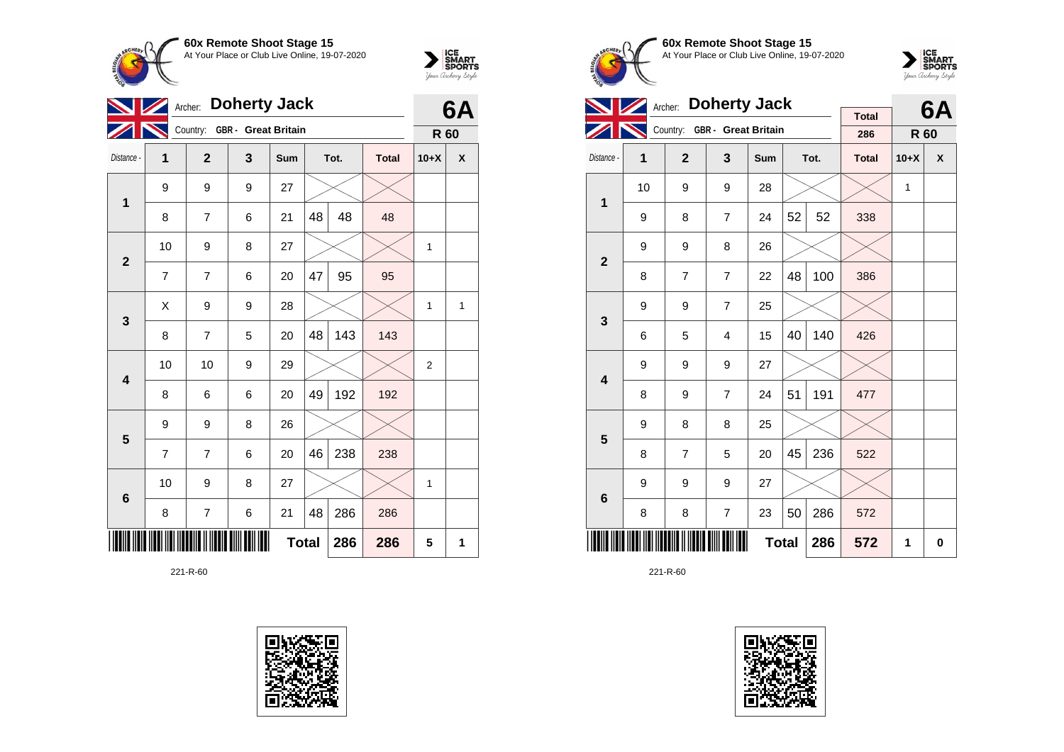## 60x Remote Shoot Stage 15

At Your Place or Club Live Online, 19-07-2020

Archer: **Doherty Jack**

Country: **GBR - Great Britain**

**6A**

**R 60**

| Distance - | 1 | 2 | 3 | Sum | Tot. | | Total | 10+X | X |
|---|---|---|---|---|---|---|---|---|---|
| **1** | 9 | 9 | 9 | 27 | | | | | |
| | 8 | 7 | 6 | 21 | 48 | 48 | 48 | | |
| **2** | 10 | 9 | 8 | 27 | | | | 1 | |
| | 7 | 7 | 6 | 20 | 47 | 95 | 95 | | |
| **3** | X | 9 | 9 | 28 | | | | 1 | 1 |
| | 8 | 7 | 5 | 20 | 48 | 143 | 143 | | |
| **4** | 10 | 10 | 9 | 29 | | | | 2 | |
| | 8 | 6 | 6 | 20 | 49 | 192 | 192 | | |
| **5** | 9 | 9 | 8 | 26 | | | | | |
| | 7 | 7 | 6 | 20 | 46 | 238 | 238 | | |
| **6** | 10 | 9 | 8 | 27 | | | | 1 | |
| | 8 | 7 | 6 | 21 | 48 | 286 | 286 | | |
| | | | | **Total** | | **286** | **286** | **5** | **1** |

221-R-60

## 60x Remote Shoot Stage 15

At Your Place or Club Live Online, 19-07-2020

Archer: **Doherty Jack**

Country: **GBR - Great Britain**

Total: 286

**6A**

**R 60**

| Distance - | 1 | 2 | 3 | Sum | Tot. | | Total | 10+X | X |
|---|---|---|---|---|---|---|---|---|---|
| **1** | 10 | 9 | 9 | 28 | | | | 1 | |
| | 9 | 8 | 7 | 24 | 52 | 52 | 338 | | |
| **2** | 9 | 9 | 8 | 26 | | | | | |
| | 8 | 7 | 7 | 22 | 48 | 100 | 386 | | |
| **3** | 9 | 9 | 7 | 25 | | | | | |
| | 6 | 5 | 4 | 15 | 40 | 140 | 426 | | |
| **4** | 9 | 9 | 9 | 27 | | | | | |
| | 8 | 9 | 7 | 24 | 51 | 191 | 477 | | |
| **5** | 9 | 8 | 8 | 25 | | | | | |
| | 8 | 7 | 5 | 20 | 45 | 236 | 522 | | |
| **6** | 9 | 9 | 9 | 27 | | | | | |
| | 8 | 8 | 7 | 23 | 50 | 286 | 572 | | |
| | | | | **Total** | | **286** | **572** | **1** | **0** |

221-R-60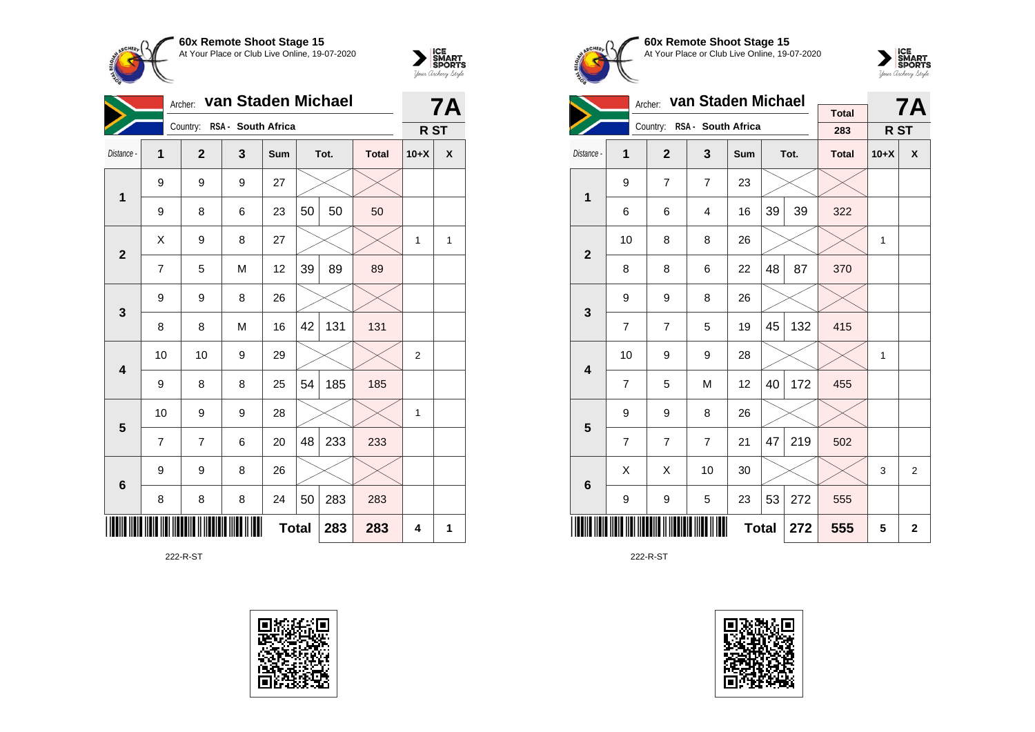**60x Remote Shoot Stage 15**
At Your Place or Club Live Online, 19-07-2020

Archer: **van Staden Michael**
Country: RSA - South Africa

**7A**
**R ST**

| Distance - | 1 | 2 | 3 | Sum | Tot. | | Total | 10+X | X |
|---|---|---|---|---|---|---|---|---|---|
| 1 | 9 | 9 | 9 | 27 | | | | | |
| | 9 | 8 | 6 | 23 | 50 | 50 | 50 | | |
| 2 | X | 9 | 8 | 27 | | | | 1 | 1 |
| | 7 | 5 | M | 12 | 39 | 89 | 89 | | |
| 3 | 9 | 9 | 8 | 26 | | | | | |
| | 8 | 8 | M | 16 | 42 | 131 | 131 | | |
| 4 | 10 | 10 | 9 | 29 | | | | 2 | |
| | 9 | 8 | 8 | 25 | 54 | 185 | 185 | | |
| 5 | 10 | 9 | 9 | 28 | | | | 1 | |
| | 7 | 7 | 6 | 20 | 48 | 233 | 233 | | |
| 6 | 9 | 9 | 8 | 26 | | | | | |
| | 8 | 8 | 8 | 24 | 50 | 283 | 283 | | |
| | | | | **Total** | | **283** | **283** | **4** | **1** |

222-R-ST

**60x Remote Shoot Stage 15**
At Your Place or Club Live Online, 19-07-2020

Archer: **van Staden Michael**
Country: RSA - South Africa

Total: 283

**7A**
**R ST**

| Distance - | 1 | 2 | 3 | Sum | Tot. | | Total | 10+X | X |
|---|---|---|---|---|---|---|---|---|---|
| 1 | 9 | 7 | 7 | 23 | | | | | |
| | 6 | 6 | 4 | 16 | 39 | 39 | 322 | | |
| 2 | 10 | 8 | 8 | 26 | | | | 1 | |
| | 8 | 8 | 6 | 22 | 48 | 87 | 370 | | |
| 3 | 9 | 9 | 8 | 26 | | | | | |
| | 7 | 7 | 5 | 19 | 45 | 132 | 415 | | |
| 4 | 10 | 9 | 9 | 28 | | | | 1 | |
| | 7 | 5 | M | 12 | 40 | 172 | 455 | | |
| 5 | 9 | 9 | 8 | 26 | | | | | |
| | 7 | 7 | 7 | 21 | 47 | 219 | 502 | | |
| 6 | X | X | 10 | 30 | | | | 3 | 2 |
| | 9 | 9 | 5 | 23 | 53 | 272 | 555 | | |
| | | | | **Total** | | **272** | **555** | **5** | **2** |

222-R-ST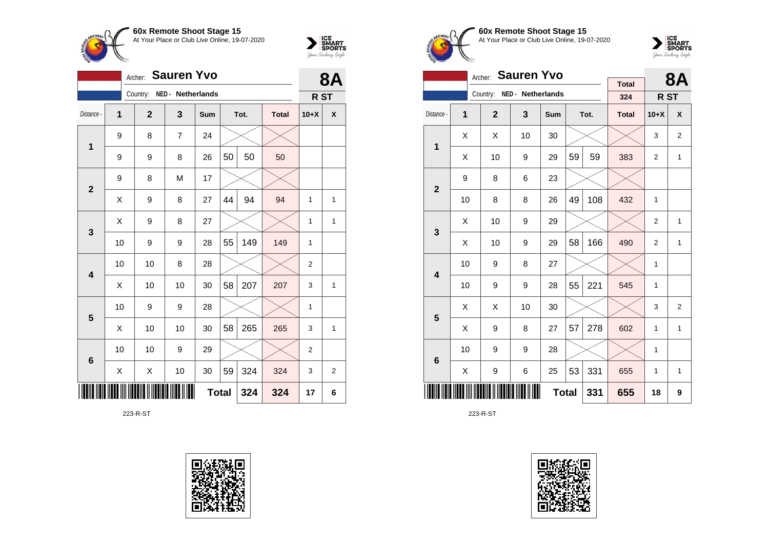## 60x Remote Shoot Stage 15

At Your Place or Club Live Online, 19-07-2020

Archer: **Sauren Yvo**

Country: NED - Netherlands

**8A** R ST

| Distance - | 1 | 2 | 3 | Sum | Tot. | | Total | 10+X | X |
|---|---|---|---|---|---|---|---|---|---|
| 1 | 9 | 8 | 7 | 24 | | | | | |
| | 9 | 9 | 8 | 26 | 50 | 50 | 50 | | |
| 2 | 9 | 8 | M | 17 | | | | | |
| | X | 9 | 8 | 27 | 44 | 94 | 94 | 1 | 1 |
| 3 | X | 9 | 8 | 27 | | | | 1 | 1 |
| | 10 | 9 | 9 | 28 | 55 | 149 | 149 | 1 | |
| 4 | 10 | 10 | 8 | 28 | | | | 2 | |
| | X | 10 | 10 | 30 | 58 | 207 | 207 | 3 | 1 |
| 5 | 10 | 9 | 9 | 28 | | | | 1 | |
| | X | 10 | 10 | 30 | 58 | 265 | 265 | 3 | 1 |
| 6 | 10 | 10 | 9 | 29 | | | | 2 | |
| | X | X | 10 | 30 | 59 | 324 | 324 | 3 | 2 |
| | | | | | **Total** | **324** | **324** | **17** | **6** |

223-R-ST

## 60x Remote Shoot Stage 15

At Your Place or Club Live Online, 19-07-2020

Archer: **Sauren Yvo**

Country: NED - Netherlands

Total 324

**8A** R ST

| Distance - | 1 | 2 | 3 | Sum | Tot. | | Total | 10+X | X |
|---|---|---|---|---|---|---|---|---|---|
| 1 | X | X | 10 | 30 | | | | 3 | 2 |
| | X | 10 | 9 | 29 | 59 | 59 | 383 | 2 | 1 |
| 2 | 9 | 8 | 6 | 23 | | | | | |
| | 10 | 8 | 8 | 26 | 49 | 108 | 432 | 1 | |
| 3 | X | 10 | 9 | 29 | | | | 2 | 1 |
| | X | 10 | 9 | 29 | 58 | 166 | 490 | 2 | 1 |
| 4 | 10 | 9 | 8 | 27 | | | | 1 | |
| | 10 | 9 | 9 | 28 | 55 | 221 | 545 | 1 | |
| 5 | X | X | 10 | 30 | | | | 3 | 2 |
| | X | 9 | 8 | 27 | 57 | 278 | 602 | 1 | 1 |
| 6 | 10 | 9 | 9 | 28 | | | | 1 | |
| | X | 9 | 6 | 25 | 53 | 331 | 655 | 1 | 1 |
| | | | | | **Total** | **331** | **655** | **18** | **9** |

223-R-ST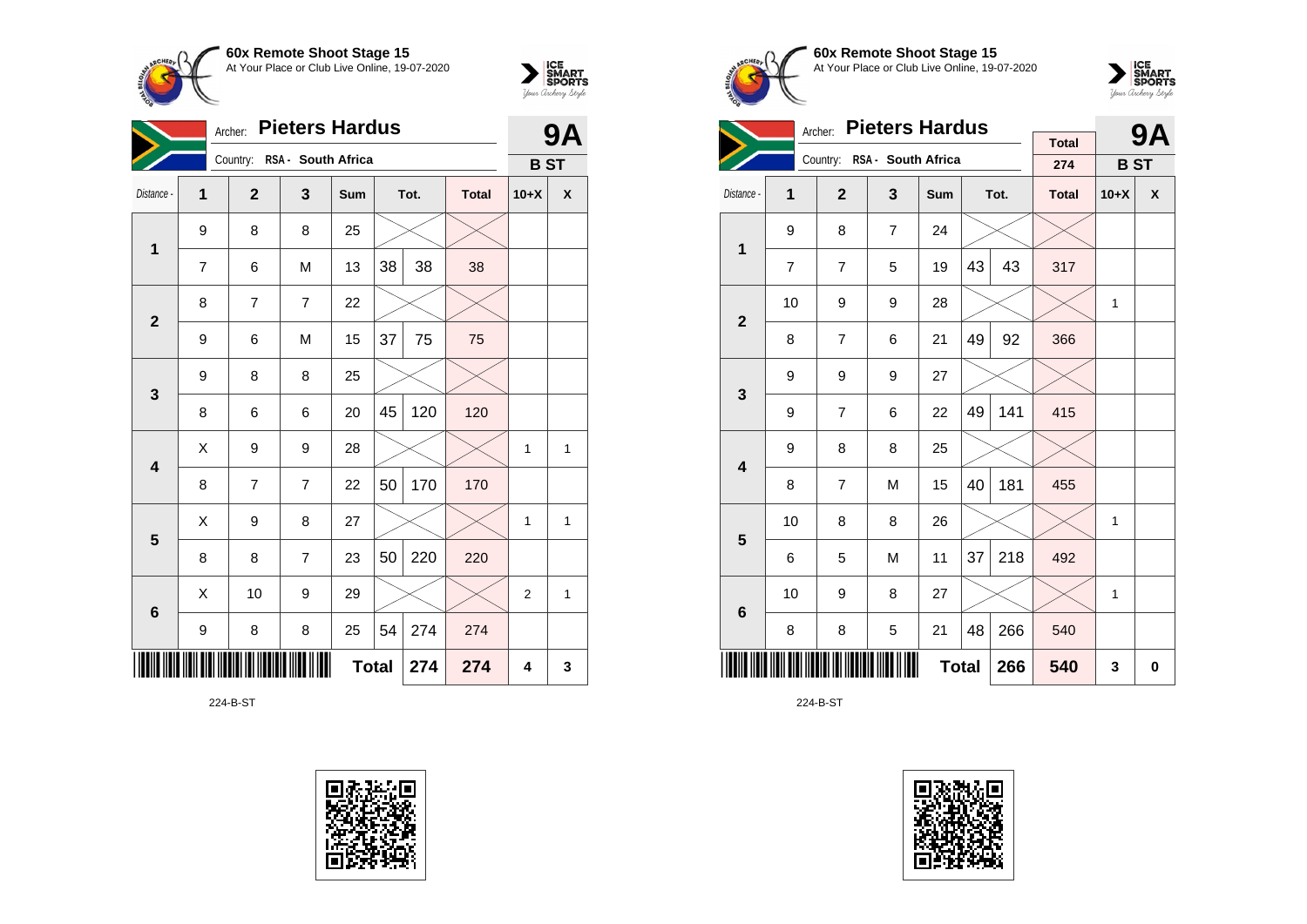**60x Remote Shoot Stage 15**
At Your Place or Club Live Online, 19-07-2020

Archer: **Pieters Hardus**
Country: RSA - South Africa

**9A**
**B ST**

| Distance - | 1 | 2 | 3 | Sum | Tot. | | Total | 10+X | X |
|---|---|---|---|---|---|---|---|---|---|
| 1 | 9 | 8 | 8 | 25 | | | | | |
| | 7 | 6 | M | 13 | 38 | 38 | 38 | | |
| 2 | 8 | 7 | 7 | 22 | | | | | |
| | 9 | 6 | M | 15 | 37 | 75 | 75 | | |
| 3 | 9 | 8 | 8 | 25 | | | | | |
| | 8 | 6 | 6 | 20 | 45 | 120 | 120 | | |
| 4 | X | 9 | 9 | 28 | | | | 1 | 1 |
| | 8 | 7 | 7 | 22 | 50 | 170 | 170 | | |
| 5 | X | 9 | 8 | 27 | | | | 1 | 1 |
| | 8 | 8 | 7 | 23 | 50 | 220 | 220 | | |
| 6 | X | 10 | 9 | 29 | | | | 2 | 1 |
| | 9 | 8 | 8 | 25 | 54 | 274 | 274 | | |
| | | | | Total | | 274 | 274 | 4 | 3 |

224-B-ST

**60x Remote Shoot Stage 15**
At Your Place or Club Live Online, 19-07-2020

Archer: **Pieters Hardus**
Country: RSA - South Africa

Total: 274

**9A**
**B ST**

| Distance - | 1 | 2 | 3 | Sum | Tot. | | Total | 10+X | X |
|---|---|---|---|---|---|---|---|---|---|
| 1 | 9 | 8 | 7 | 24 | | | | | |
| | 7 | 7 | 5 | 19 | 43 | 43 | 317 | | |
| 2 | 10 | 9 | 9 | 28 | | | | 1 | |
| | 8 | 7 | 6 | 21 | 49 | 92 | 366 | | |
| 3 | 9 | 9 | 9 | 27 | | | | | |
| | 9 | 7 | 6 | 22 | 49 | 141 | 415 | | |
| 4 | 9 | 8 | 8 | 25 | | | | | |
| | 8 | 7 | M | 15 | 40 | 181 | 455 | | |
| 5 | 10 | 8 | 8 | 26 | | | | 1 | |
| | 6 | 5 | M | 11 | 37 | 218 | 492 | | |
| 6 | 10 | 9 | 8 | 27 | | | | 1 | |
| | 8 | 8 | 5 | 21 | 48 | 266 | 540 | | |
| | | | | Total | | 266 | 540 | 3 | 0 |

224-B-ST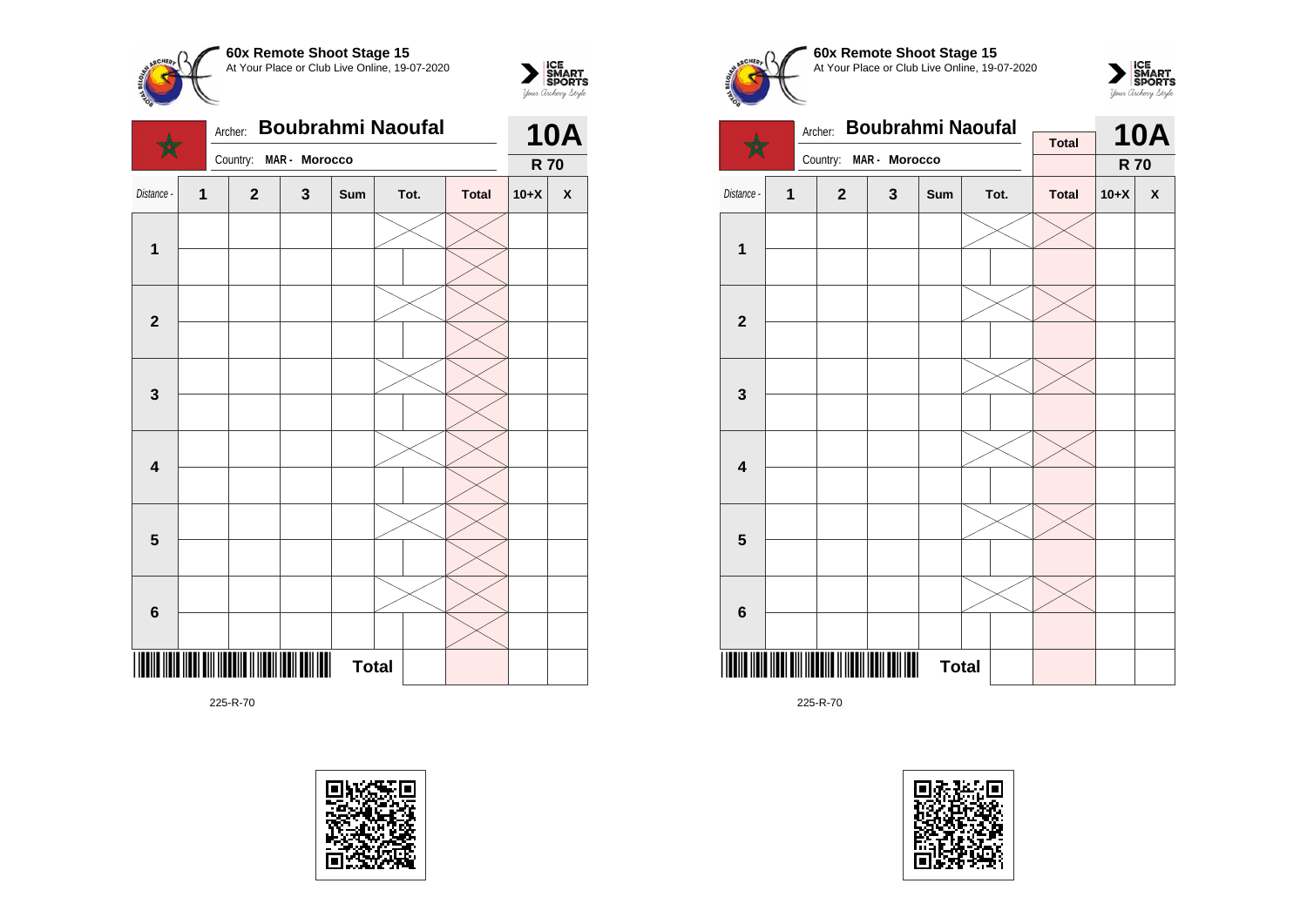**60x Remote Shoot Stage 15**
At Your Place or Club Live Online, 19-07-2020

Archer: **Boubrahmi Naoufal**
Country: **MAR - Morocco**

**10A**
**R 70**

| Distance - | 1 | 2 | 3 | Sum | Tot. | | Total | 10+X | X |
|---|---|---|---|---|---|---|---|---|---|
| 1 | | | | | | | | | |
| | | | | | | | | | |
| 2 | | | | | | | | | |
| | | | | | | | | | |
| 3 | | | | | | | | | |
| | | | | | | | | | |
| 4 | | | | | | | | | |
| | | | | | | | | | |
| 5 | | | | | | | | | |
| | | | | | | | | | |
| 6 | | | | | | | | | |
| | | | | | | | | | |
| | | | | **Total** | | | | | |

225-R-70

**60x Remote Shoot Stage 15**
At Your Place or Club Live Online, 19-07-2020

Archer: **Boubrahmi Naoufal**
Country: **MAR - Morocco**

**Total**

**10A**
**R 70**

| Distance - | 1 | 2 | 3 | Sum | Tot. | | Total | 10+X | X |
|---|---|---|---|---|---|---|---|---|---|
| 1 | | | | | | | | | |
| | | | | | | | | | |
| 2 | | | | | | | | | |
| | | | | | | | | | |
| 3 | | | | | | | | | |
| | | | | | | | | | |
| 4 | | | | | | | | | |
| | | | | | | | | | |
| 5 | | | | | | | | | |
| | | | | | | | | | |
| 6 | | | | | | | | | |
| | | | | | | | | | |
| | | | | **Total** | | | | | |

225-R-70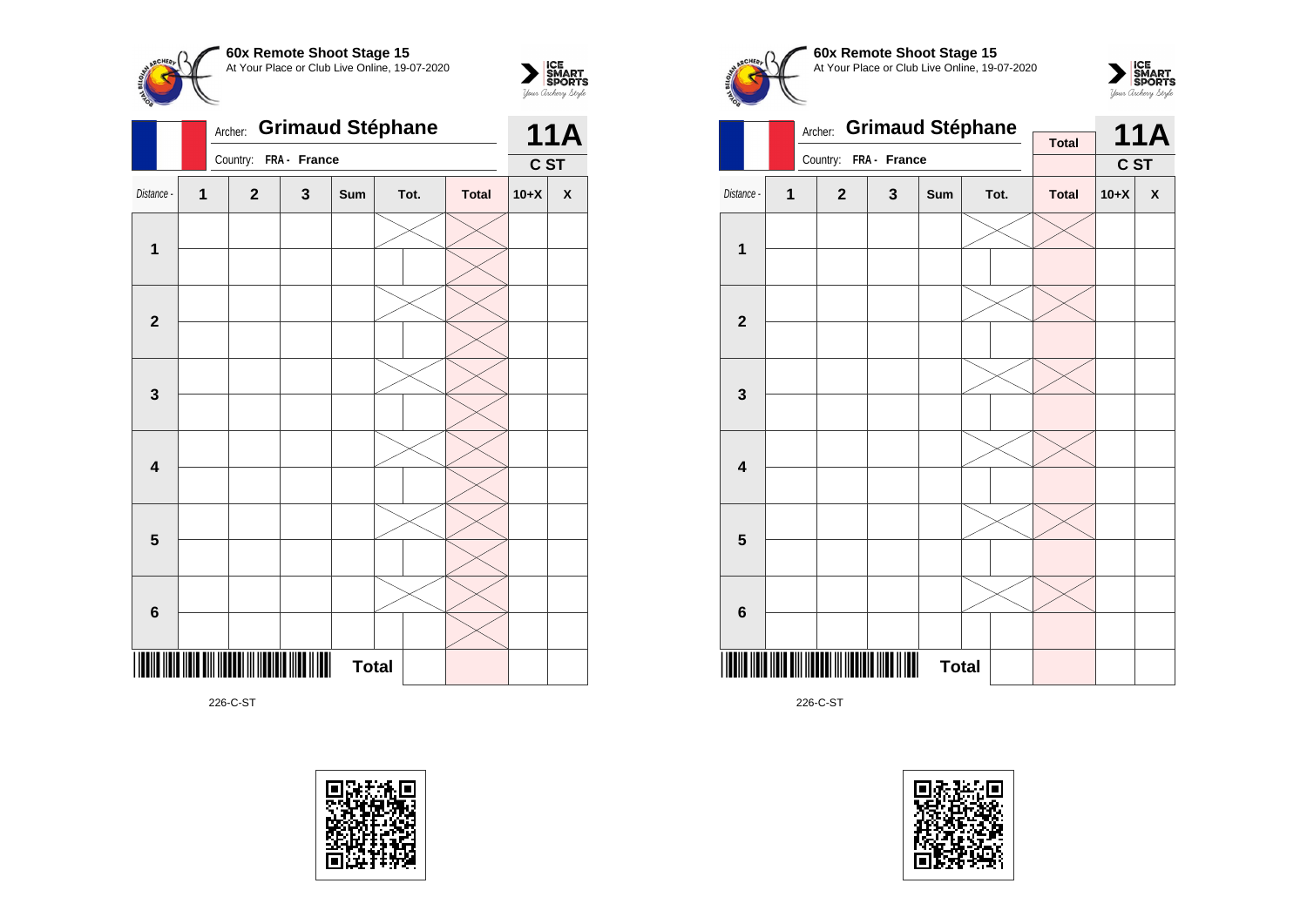**60x Remote Shoot Stage 15**
At Your Place or Club Live Online, 19-07-2020

Archer: **Grimaud Stéphane**
Country: **FRA - France**

**11A**
**C ST**

| Distance - | 1 | 2 | 3 | Sum | Tot. | Total | 10+X | X |
|---|---|---|---|---|---|---|---|---|
| 1 | | | | | | | | |
| | | | | | | | | |
| 2 | | | | | | | | |
| | | | | | | | | |
| 3 | | | | | | | | |
| | | | | | | | | |
| 4 | | | | | | | | |
| | | | | | | | | |
| 5 | | | | | | | | |
| | | | | | | | | |
| 6 | | | | | | | | |
| | | | | | | | | |
| | | | | **Total** | | | | |

226-C-ST

**60x Remote Shoot Stage 15**
At Your Place or Club Live Online, 19-07-2020

Archer: **Grimaud Stéphane**
Country: **FRA - France**

**Total**

**11A**
**C ST**

| Distance - | 1 | 2 | 3 | Sum | Tot. | Total | 10+X | X |
|---|---|---|---|---|---|---|---|---|
| 1 | | | | | | | | |
| | | | | | | | | |
| 2 | | | | | | | | |
| | | | | | | | | |
| 3 | | | | | | | | |
| | | | | | | | | |
| 4 | | | | | | | | |
| | | | | | | | | |
| 5 | | | | | | | | |
| | | | | | | | | |
| 6 | | | | | | | | |
| | | | | | | | | |
| | | | | **Total** | | | | |

226-C-ST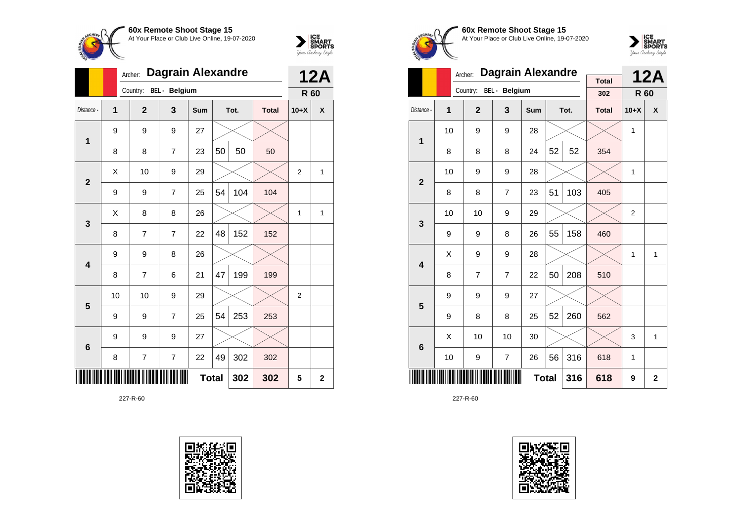**60x Remote Shoot Stage 15**
At Your Place or Club Live Online, 19-07-2020

Archer: **Dagrain Alexandre**
Country: BEL - Belgium

**12A**
**R 60**

| Distance - | 1 | 2 | 3 | Sum | Tot. | | Total | 10+X | X |
|---|---|---|---|---|---|---|---|---|---|
| **1** | 9 | 9 | 9 | 27 | | | | | |
| | 8 | 8 | 7 | 23 | 50 | 50 | 50 | | |
| **2** | X | 10 | 9 | 29 | | | | 2 | 1 |
| | 9 | 9 | 7 | 25 | 54 | 104 | 104 | | |
| **3** | X | 8 | 8 | 26 | | | | 1 | 1 |
| | 8 | 7 | 7 | 22 | 48 | 152 | 152 | | |
| **4** | 9 | 9 | 8 | 26 | | | | | |
| | 8 | 7 | 6 | 21 | 47 | 199 | 199 | | |
| **5** | 10 | 10 | 9 | 29 | | | | 2 | |
| | 9 | 9 | 7 | 25 | 54 | 253 | 253 | | |
| **6** | 9 | 9 | 9 | 27 | | | | | |
| | 8 | 7 | 7 | 22 | 49 | 302 | 302 | | |
| | | | | **Total** | | 302 | 302 | 5 | 2 |

227-R-60

**60x Remote Shoot Stage 15**
At Your Place or Club Live Online, 19-07-2020

Archer: **Dagrain Alexandre**
Country: BEL - Belgium

Total: 302

**12A**
**R 60**

| Distance - | 1 | 2 | 3 | Sum | Tot. | | Total | 10+X | X |
|---|---|---|---|---|---|---|---|---|---|
| **1** | 10 | 9 | 9 | 28 | | | | 1 | |
| | 8 | 8 | 8 | 24 | 52 | 52 | 354 | | |
| **2** | 10 | 9 | 9 | 28 | | | | 1 | |
| | 8 | 8 | 7 | 23 | 51 | 103 | 405 | | |
| **3** | 10 | 10 | 9 | 29 | | | | 2 | |
| | 9 | 9 | 8 | 26 | 55 | 158 | 460 | | |
| **4** | X | 9 | 9 | 28 | | | | 1 | 1 |
| | 8 | 7 | 7 | 22 | 50 | 208 | 510 | | |
| **5** | 9 | 9 | 9 | 27 | | | | | |
| | 9 | 8 | 8 | 25 | 52 | 260 | 562 | | |
| **6** | X | 10 | 10 | 30 | | | | 3 | 1 |
| | 10 | 9 | 7 | 26 | 56 | 316 | 618 | 1 | |
| | | | | **Total** | | 316 | 618 | 9 | 2 |

227-R-60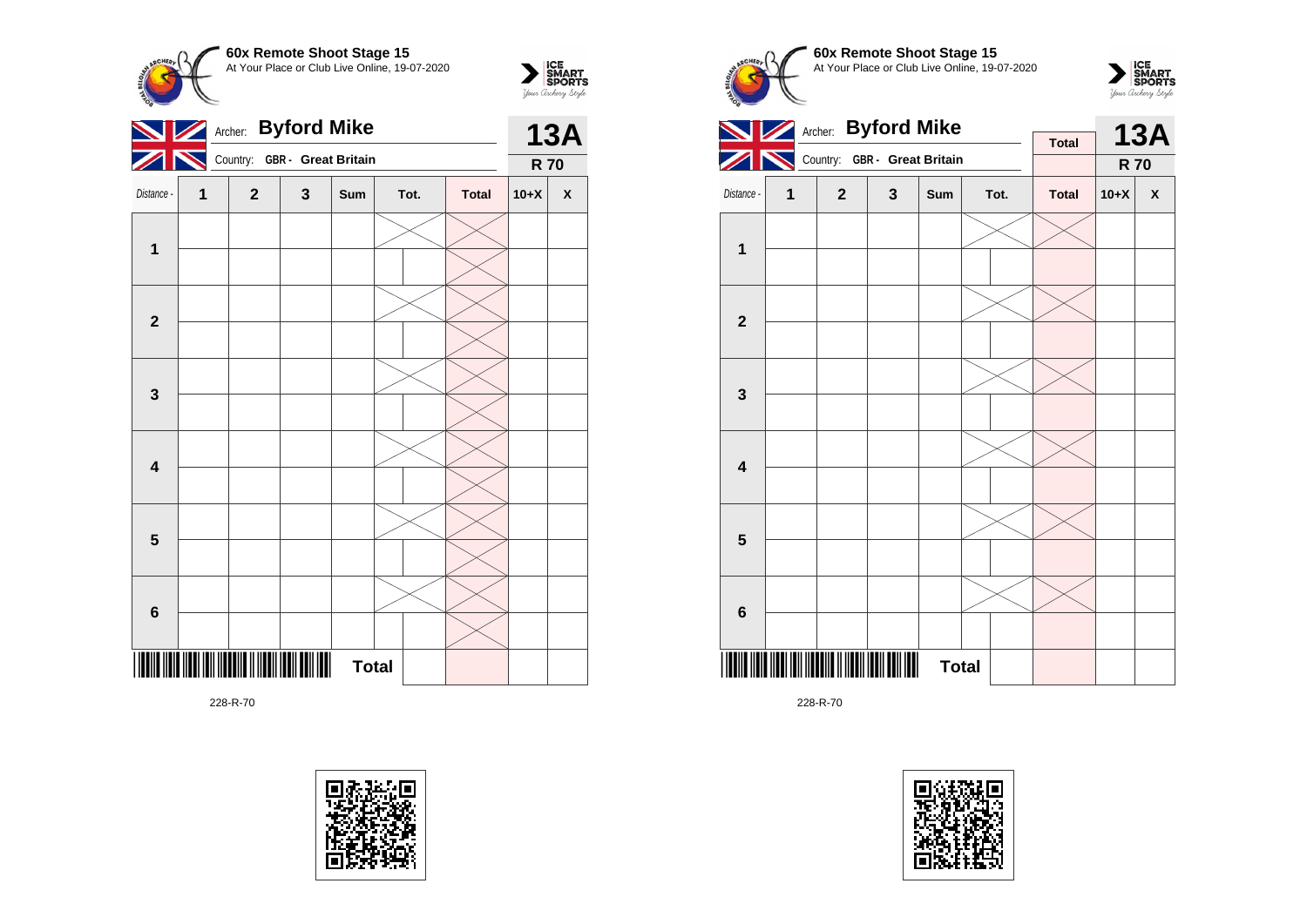**60x Remote Shoot Stage 15**
At Your Place or Club Live Online, 19-07-2020

Archer: **Byford Mike**
Country: **GBR - Great Britain**

**13A**
**R 70**

| Distance - | 1 | 2 | 3 | Sum | Tot. | | Total | 10+X | X |
|---|---|---|---|---|---|---|---|---|---|
| **1** | | | | | | | | | |
| | | | | | | | | | |
| **2** | | | | | | | | | |
| | | | | | | | | | |
| **3** | | | | | | | | | |
| | | | | | | | | | |
| **4** | | | | | | | | | |
| | | | | | | | | | |
| **5** | | | | | | | | | |
| | | | | | | | | | |
| **6** | | | | | | | | | |
| | | | | | | | | | |
| | | | | **Total** | | | | | |

228-R-70

**60x Remote Shoot Stage 15**
At Your Place or Club Live Online, 19-07-2020

Archer: **Byford Mike**
Country: **GBR - Great Britain**

**Total**

**13A**
**R 70**

| Distance - | 1 | 2 | 3 | Sum | Tot. | | Total | 10+X | X |
|---|---|---|---|---|---|---|---|---|---|
| **1** | | | | | | | | | |
| | | | | | | | | | |
| **2** | | | | | | | | | |
| | | | | | | | | | |
| **3** | | | | | | | | | |
| | | | | | | | | | |
| **4** | | | | | | | | | |
| | | | | | | | | | |
| **5** | | | | | | | | | |
| | | | | | | | | | |
| **6** | | | | | | | | | |
| | | | | | | | | | |
| | | | | **Total** | | | | | |

228-R-70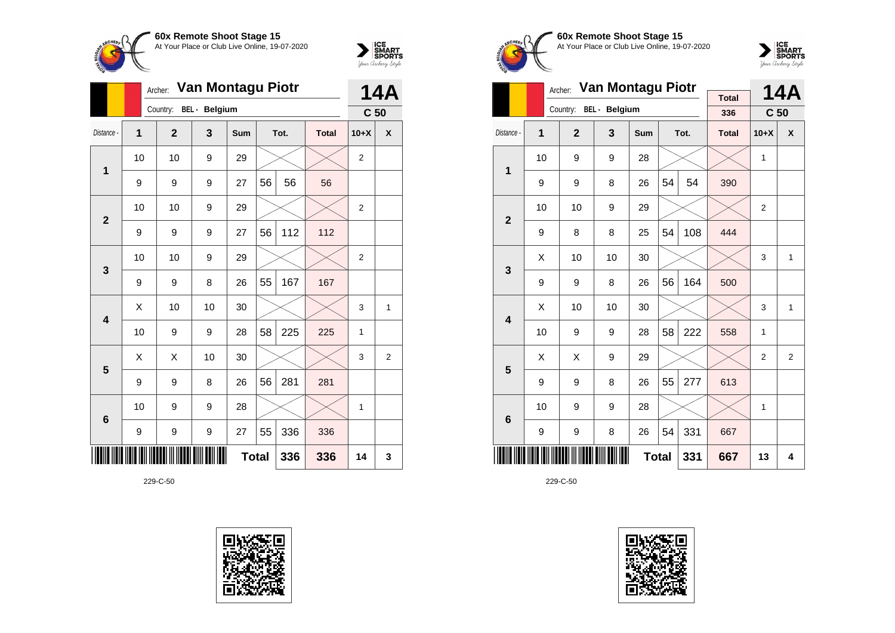**60x Remote Shoot Stage 15**
At Your Place or Club Live Online, 19-07-2020

Archer: **Van Montagu Piotr**
Country: BEL - Belgium

**14A**
**C 50**

| Distance - | 1 | 2 | 3 | Sum | Tot. | | Total | 10+X | X |
|---|---|---|---|---|---|---|---|---|---|
| **1** | 10 | 10 | 9 | 29 | | | | 2 | |
| | 9 | 9 | 9 | 27 | 56 | 56 | 56 | | |
| **2** | 10 | 10 | 9 | 29 | | | | 2 | |
| | 9 | 9 | 9 | 27 | 56 | 112 | 112 | | |
| **3** | 10 | 10 | 9 | 29 | | | | 2 | |
| | 9 | 9 | 8 | 26 | 55 | 167 | 167 | | |
| **4** | X | 10 | 10 | 30 | | | | 3 | 1 |
| | 10 | 9 | 9 | 28 | 58 | 225 | 225 | 1 | |
| **5** | X | X | 10 | 30 | | | | 3 | 2 |
| | 9 | 9 | 8 | 26 | 56 | 281 | 281 | | |
| **6** | 10 | 9 | 9 | 28 | | | | 1 | |
| | 9 | 9 | 9 | 27 | 55 | 336 | 336 | | |
| | | | | | **Total** | 336 | 336 | 14 | 3 |

229-C-50

**60x Remote Shoot Stage 15**
At Your Place or Club Live Online, 19-07-2020

Archer: **Van Montagu Piotr**
Country: BEL - Belgium

Total: 336

**14A**
**C 50**

| Distance - | 1 | 2 | 3 | Sum | Tot. | | Total | 10+X | X |
|---|---|---|---|---|---|---|---|---|---|
| **1** | 10 | 9 | 9 | 28 | | | | 1 | |
| | 9 | 9 | 8 | 26 | 54 | 54 | 390 | | |
| **2** | 10 | 10 | 9 | 29 | | | | 2 | |
| | 9 | 8 | 8 | 25 | 54 | 108 | 444 | | |
| **3** | X | 10 | 10 | 30 | | | | 3 | 1 |
| | 9 | 9 | 8 | 26 | 56 | 164 | 500 | | |
| **4** | X | 10 | 10 | 30 | | | | 3 | 1 |
| | 10 | 9 | 9 | 28 | 58 | 222 | 558 | 1 | |
| **5** | X | X | 9 | 29 | | | | 2 | 2 |
| | 9 | 9 | 8 | 26 | 55 | 277 | 613 | | |
| **6** | 10 | 9 | 9 | 28 | | | | 1 | |
| | 9 | 9 | 8 | 26 | 54 | 331 | 667 | | |
| | | | | | **Total** | 331 | 667 | 13 | 4 |

229-C-50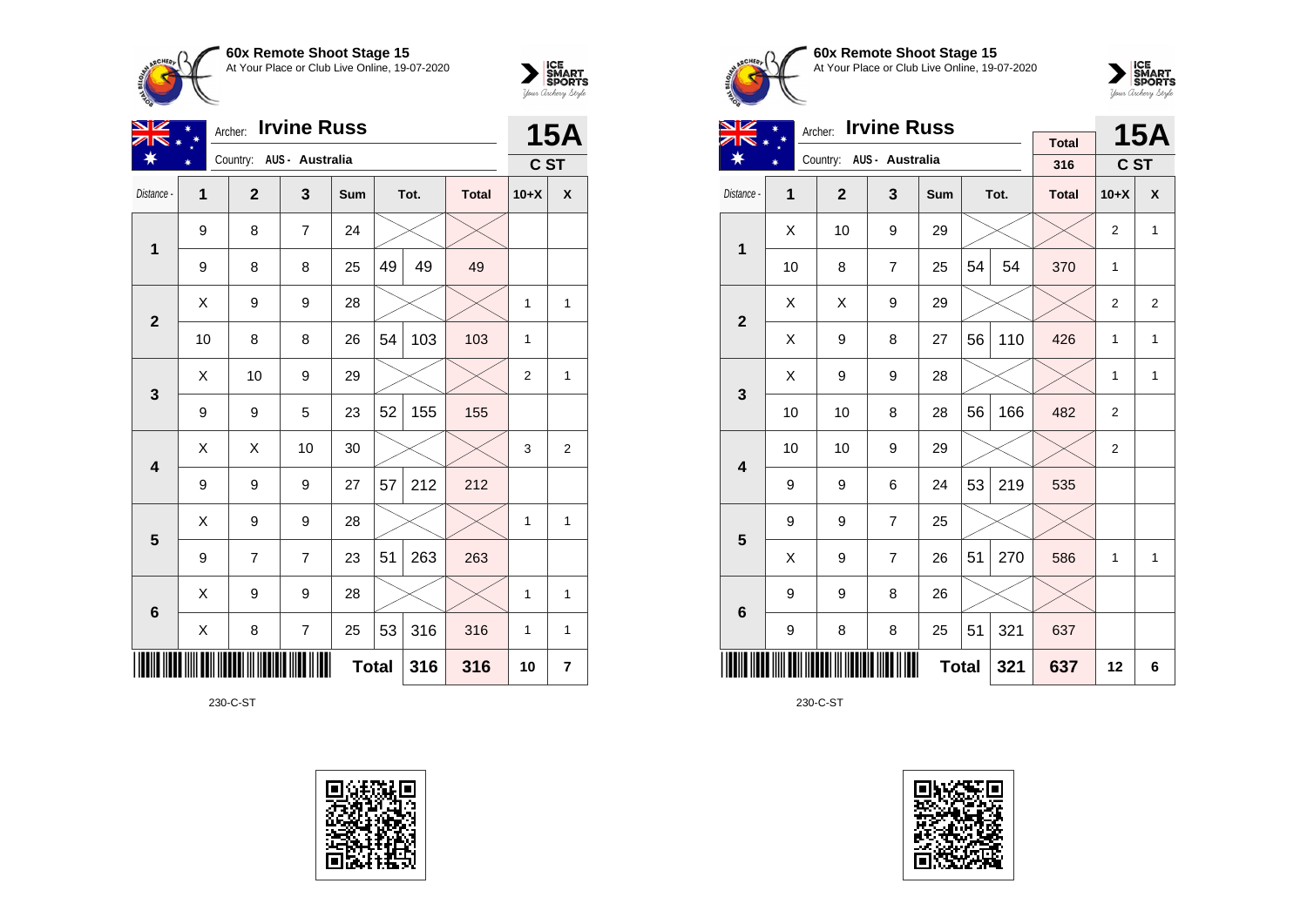**60x Remote Shoot Stage 15**
At Your Place or Club Live Online, 19-07-2020

Archer: **Irvine Russ**
Country: AUS - Australia

**15A**
C ST

| Distance - | 1 | 2 | 3 | Sum | Tot. | | Total | 10+X | X |
|---|---|---|---|---|---|---|---|---|---|
| 1 | 9 | 8 | 7 | 24 | | | | | |
| | 9 | 8 | 8 | 25 | 49 | 49 | 49 | | |
| 2 | X | 9 | 9 | 28 | | | | 1 | 1 |
| | 10 | 8 | 8 | 26 | 54 | 103 | 103 | 1 | |
| 3 | X | 10 | 9 | 29 | | | | 2 | 1 |
| | 9 | 9 | 5 | 23 | 52 | 155 | 155 | | |
| 4 | X | X | 10 | 30 | | | | 3 | 2 |
| | 9 | 9 | 9 | 27 | 57 | 212 | 212 | | |
| 5 | X | 9 | 9 | 28 | | | | 1 | 1 |
| | 9 | 7 | 7 | 23 | 51 | 263 | 263 | | |
| 6 | X | 9 | 9 | 28 | | | | 1 | 1 |
| | X | 8 | 7 | 25 | 53 | 316 | 316 | 1 | 1 |
| | | | | | **Total** | **316** | **316** | **10** | **7** |

230-C-ST

**60x Remote Shoot Stage 15**
At Your Place or Club Live Online, 19-07-2020

Archer: **Irvine Russ**
Country: AUS - Australia

Total: 316

**15A**
C ST

| Distance - | 1 | 2 | 3 | Sum | Tot. | | Total | 10+X | X |
|---|---|---|---|---|---|---|---|---|---|
| 1 | X | 10 | 9 | 29 | | | | 2 | 1 |
| | 10 | 8 | 7 | 25 | 54 | 54 | 370 | 1 | |
| 2 | X | X | 9 | 29 | | | | 2 | 2 |
| | X | 9 | 8 | 27 | 56 | 110 | 426 | 1 | 1 |
| 3 | X | 9 | 9 | 28 | | | | 1 | 1 |
| | 10 | 10 | 8 | 28 | 56 | 166 | 482 | 2 | |
| 4 | 10 | 10 | 9 | 29 | | | | 2 | |
| | 9 | 9 | 6 | 24 | 53 | 219 | 535 | | |
| 5 | 9 | 9 | 7 | 25 | | | | | |
| | X | 9 | 7 | 26 | 51 | 270 | 586 | 1 | 1 |
| 6 | 9 | 9 | 8 | 26 | | | | | |
| | 9 | 8 | 8 | 25 | 51 | 321 | 637 | | |
| | | | | | **Total** | **321** | **637** | **12** | **6** |

230-C-ST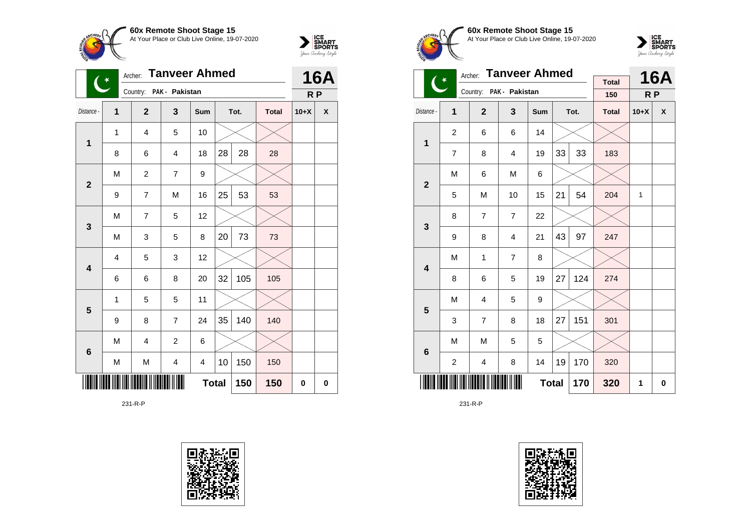**60x Remote Shoot Stage 15**
At Your Place or Club Live Online, 19-07-2020

Archer: **Tanveer Ahmed**
Country: PAK - Pakistan

**16A**
R P

| Distance - | 1 | 2 | 3 | Sum | Tot. | | Total | 10+X | X |
|---|---|---|---|---|---|---|---|---|---|
| 1 | 1 | 4 | 5 | 10 | | | | | |
| | 8 | 6 | 4 | 18 | 28 | 28 | 28 | | |
| 2 | M | 2 | 7 | 9 | | | | | |
| | 9 | 7 | M | 16 | 25 | 53 | 53 | | |
| 3 | M | 7 | 5 | 12 | | | | | |
| | M | 3 | 5 | 8 | 20 | 73 | 73 | | |
| 4 | 4 | 5 | 3 | 12 | | | | | |
| | 6 | 6 | 8 | 20 | 32 | 105 | 105 | | |
| 5 | 1 | 5 | 5 | 11 | | | | | |
| | 9 | 8 | 7 | 24 | 35 | 140 | 140 | | |
| 6 | M | 4 | 2 | 6 | | | | | |
| | M | M | 4 | 4 | 10 | 150 | 150 | | |
| | | | | Total | | 150 | 150 | 0 | 0 |

231-R-P

**60x Remote Shoot Stage 15**
At Your Place or Club Live Online, 19-07-2020

Archer: **Tanveer Ahmed**
Country: PAK - Pakistan

Total: 150

**16A**
R P

| Distance - | 1 | 2 | 3 | Sum | Tot. | | Total | 10+X | X |
|---|---|---|---|---|---|---|---|---|---|
| 1 | 2 | 6 | 6 | 14 | | | | | |
| | 7 | 8 | 4 | 19 | 33 | 33 | 183 | | |
| 2 | M | 6 | M | 6 | | | | | |
| | 5 | M | 10 | 15 | 21 | 54 | 204 | 1 | |
| 3 | 8 | 7 | 7 | 22 | | | | | |
| | 9 | 8 | 4 | 21 | 43 | 97 | 247 | | |
| 4 | M | 1 | 7 | 8 | | | | | |
| | 8 | 6 | 5 | 19 | 27 | 124 | 274 | | |
| 5 | M | 4 | 5 | 9 | | | | | |
| | 3 | 7 | 8 | 18 | 27 | 151 | 301 | | |
| 6 | M | M | 5 | 5 | | | | | |
| | 2 | 4 | 8 | 14 | 19 | 170 | 320 | | |
| | | | | Total | | 170 | 320 | 1 | 0 |

231-R-P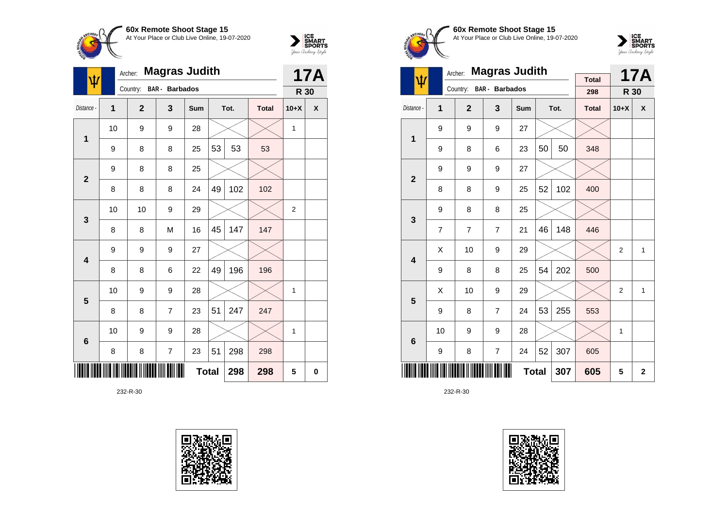**60x Remote Shoot Stage 15**
At Your Place or Club Live Online, 19-07-2020

Archer: **Magras Judith**
Country: BAR - Barbados

**17A**
**R 30**

| Distance - | 1 | 2 | 3 | Sum | Tot. | | Total | 10+X | X |
|---|---|---|---|---|---|---|---|---|---|
| 1 | 10 | 9 | 9 | 28 | | | | 1 | |
| | 9 | 8 | 8 | 25 | 53 | 53 | 53 | | |
| 2 | 9 | 8 | 8 | 25 | | | | | |
| | 8 | 8 | 8 | 24 | 49 | 102 | 102 | | |
| 3 | 10 | 10 | 9 | 29 | | | | 2 | |
| | 8 | 8 | M | 16 | 45 | 147 | 147 | | |
| 4 | 9 | 9 | 9 | 27 | | | | | |
| | 8 | 8 | 6 | 22 | 49 | 196 | 196 | | |
| 5 | 10 | 9 | 9 | 28 | | | | 1 | |
| | 8 | 8 | 7 | 23 | 51 | 247 | 247 | | |
| 6 | 10 | 9 | 9 | 28 | | | | 1 | |
| | 8 | 8 | 7 | 23 | 51 | 298 | 298 | | |
| | | | | | **Total** | **298** | **298** | **5** | **0** |

232-R-30

**60x Remote Shoot Stage 15**
At Your Place or Club Live Online, 19-07-2020

Archer: **Magras Judith**
Country: BAR - Barbados

Total: 298

**17A**
**R 30**

| Distance - | 1 | 2 | 3 | Sum | Tot. | | Total | 10+X | X |
|---|---|---|---|---|---|---|---|---|---|
| 1 | 9 | 9 | 9 | 27 | | | | | |
| | 9 | 8 | 6 | 23 | 50 | 50 | 348 | | |
| 2 | 9 | 9 | 9 | 27 | | | | | |
| | 8 | 8 | 9 | 25 | 52 | 102 | 400 | | |
| 3 | 9 | 8 | 8 | 25 | | | | | |
| | 7 | 7 | 7 | 21 | 46 | 148 | 446 | | |
| 4 | X | 10 | 9 | 29 | | | | 2 | 1 |
| | 9 | 8 | 8 | 25 | 54 | 202 | 500 | | |
| 5 | X | 10 | 9 | 29 | | | | 2 | 1 |
| | 9 | 8 | 7 | 24 | 53 | 255 | 553 | | |
| 6 | 10 | 9 | 9 | 28 | | | | 1 | |
| | 9 | 8 | 7 | 24 | 52 | 307 | 605 | | |
| | | | | | **Total** | **307** | **605** | **5** | **2** |

232-R-30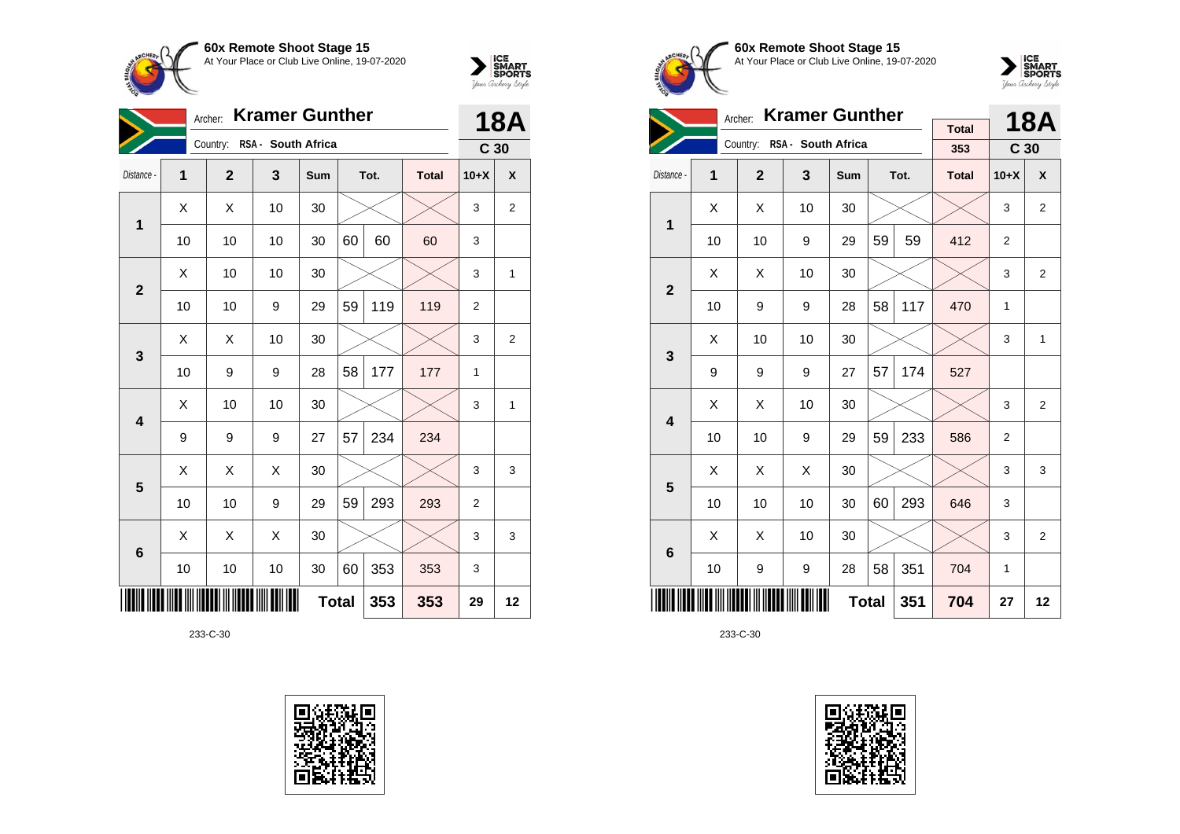**60x Remote Shoot Stage 15**
At Your Place or Club Live Online, 19-07-2020

Archer: **Kramer Gunther**
Country: RSA - South Africa

**18A** C 30

| Distance - | 1 | 2 | 3 | Sum | Tot. | | Total | 10+X | X |
|---|---|---|---|---|---|---|---|---|---|
| 1 | X | X | 10 | 30 | | | | 3 | 2 |
| | 10 | 10 | 10 | 30 | 60 | 60 | 60 | 3 | |
| 2 | X | 10 | 10 | 30 | | | | 3 | 1 |
| | 10 | 10 | 9 | 29 | 59 | 119 | 119 | 2 | |
| 3 | X | X | 10 | 30 | | | | 3 | 2 |
| | 10 | 9 | 9 | 28 | 58 | 177 | 177 | 1 | |
| 4 | X | 10 | 10 | 30 | | | | 3 | 1 |
| | 9 | 9 | 9 | 27 | 57 | 234 | 234 | | |
| 5 | X | X | X | 30 | | | | 3 | 3 |
| | 10 | 10 | 9 | 29 | 59 | 293 | 293 | 2 | |
| 6 | X | X | X | 30 | | | | 3 | 3 |
| | 10 | 10 | 10 | 30 | 60 | 353 | 353 | 3 | |
| | | | | | Total | 353 | 353 | 29 | 12 |

233-C-30

**60x Remote Shoot Stage 15**
At Your Place or Club Live Online, 19-07-2020

Archer: **Kramer Gunther**
Country: RSA - South Africa

Total: 353

**18A** C 30

| Distance - | 1 | 2 | 3 | Sum | Tot. | | Total | 10+X | X |
|---|---|---|---|---|---|---|---|---|---|
| 1 | X | X | 10 | 30 | | | | 3 | 2 |
| | 10 | 10 | 9 | 29 | 59 | 59 | 412 | 2 | |
| 2 | X | X | 10 | 30 | | | | 3 | 2 |
| | 10 | 9 | 9 | 28 | 58 | 117 | 470 | 1 | |
| 3 | X | 10 | 10 | 30 | | | | 3 | 1 |
| | 9 | 9 | 9 | 27 | 57 | 174 | 527 | | |
| 4 | X | X | 10 | 30 | | | | 3 | 2 |
| | 10 | 10 | 9 | 29 | 59 | 233 | 586 | 2 | |
| 5 | X | X | X | 30 | | | | 3 | 3 |
| | 10 | 10 | 10 | 30 | 60 | 293 | 646 | 3 | |
| 6 | X | X | 10 | 30 | | | | 3 | 2 |
| | 10 | 9 | 9 | 28 | 58 | 351 | 704 | 1 | |
| | | | | | Total | 351 | 704 | 27 | 12 |

233-C-30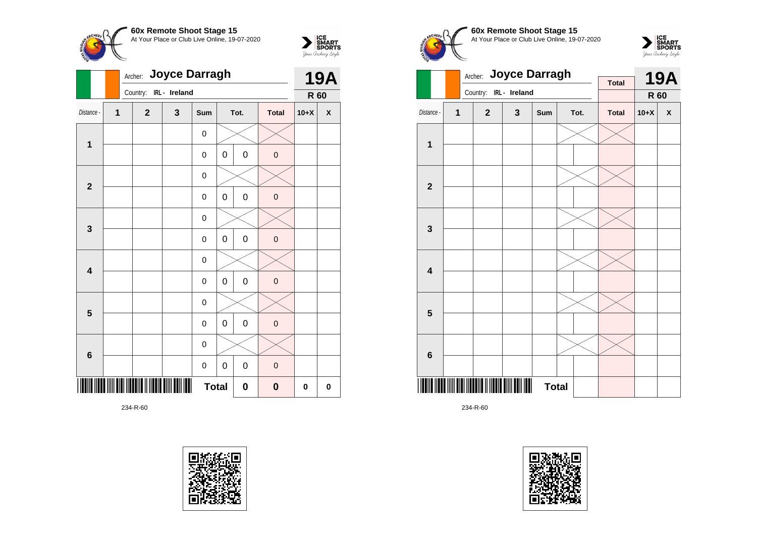**60x Remote Shoot Stage 15**
At Your Place or Club Live Online, 19-07-2020

Archer: **Joyce Darragh**
Country: IRL - Ireland

**19A**
**R 60**

| Distance - | 1 | 2 | 3 | Sum | Tot. | | Total | 10+X | X |
|---|---|---|---|---|---|---|---|---|---|
| **1** | | | | 0 | | | | | |
| | | | | 0 | 0 | 0 | 0 | | |
| **2** | | | | 0 | | | | | |
| | | | | 0 | 0 | 0 | 0 | | |
| **3** | | | | 0 | | | | | |
| | | | | 0 | 0 | 0 | 0 | | |
| **4** | | | | 0 | | | | | |
| | | | | 0 | 0 | 0 | 0 | | |
| **5** | | | | 0 | | | | | |
| | | | | 0 | 0 | 0 | 0 | | |
| **6** | | | | 0 | | | | | |
| | | | | 0 | 0 | 0 | 0 | | |
| | | | | **Total** | | **0** | **0** | **0** | **0** |

234-R-60

**60x Remote Shoot Stage 15**
At Your Place or Club Live Online, 19-07-2020

Archer: **Joyce Darragh**
Country: IRL - Ireland

**19A**
**R 60**

| Distance - | 1 | 2 | 3 | Sum | Tot. | | Total | 10+X | X |
|---|---|---|---|---|---|---|---|---|---|
| **1** | | | | | | | | | |
| | | | | | | | | | |
| **2** | | | | | | | | | |
| | | | | | | | | | |
| **3** | | | | | | | | | |
| | | | | | | | | | |
| **4** | | | | | | | | | |
| | | | | | | | | | |
| **5** | | | | | | | | | |
| | | | | | | | | | |
| **6** | | | | | | | | | |
| | | | | | | | | | |
| | | | | **Total** | | | | | |

234-R-60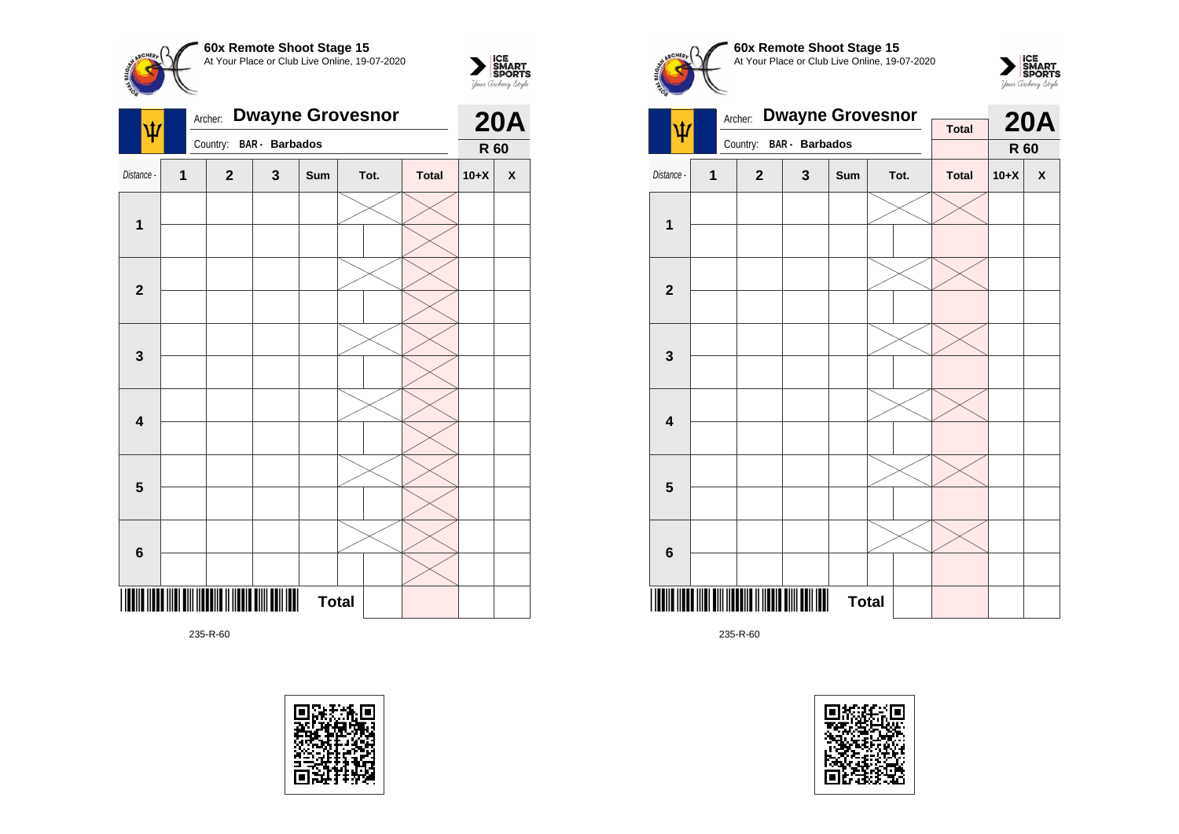**60x Remote Shoot Stage 15**
At Your Place or Club Live Online, 19-07-2020

Archer: **Dwayne Grovesnor**
Country: **BAR - Barbados**

**20A**
**R 60**

| Distance - | 1 | 2 | 3 | Sum | Tot. | Total | 10+X | X |
|---|---|---|---|---|---|---|---|---|
| **1** | | | | | | | | |
| | | | | | | | | |
| **2** | | | | | | | | |
| | | | | | | | | |
| **3** | | | | | | | | |
| | | | | | | | | |
| **4** | | | | | | | | |
| | | | | | | | | |
| **5** | | | | | | | | |
| | | | | | | | | |
| **6** | | | | | | | | |
| | | | | | | | | |
| | | | | **Total** | | | | |

235-R-60

**60x Remote Shoot Stage 15**
At Your Place or Club Live Online, 19-07-2020

Archer: **Dwayne Grovesnor**
Country: **BAR - Barbados**

**Total**

**20A**
**R 60**

| Distance - | 1 | 2 | 3 | Sum | Tot. | Total | 10+X | X |
|---|---|---|---|---|---|---|---|---|
| **1** | | | | | | | | |
| | | | | | | | | |
| **2** | | | | | | | | |
| | | | | | | | | |
| **3** | | | | | | | | |
| | | | | | | | | |
| **4** | | | | | | | | |
| | | | | | | | | |
| **5** | | | | | | | | |
| | | | | | | | | |
| **6** | | | | | | | | |
| | | | | | | | | |
| | | | | **Total** | | | | |

235-R-60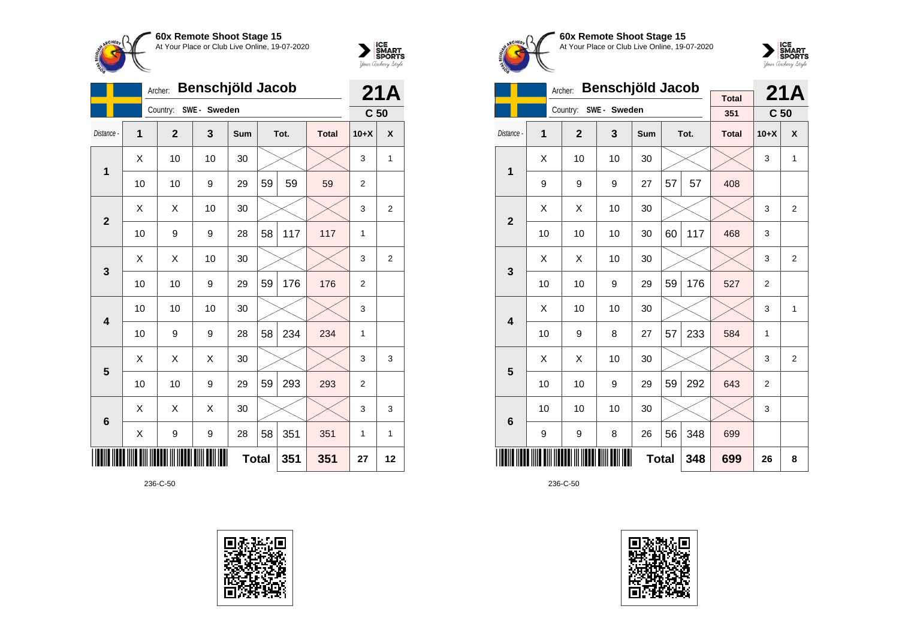**60x Remote Shoot Stage 15**
At Your Place or Club Live Online, 19-07-2020

Archer: **Benschjöld Jacob** — **21A**
Country: SWE - Sweden — C 50

| Distance - | 1 | 2 | 3 | Sum | Tot. | | Total | 10+X | X |
|---|---|---|---|---|---|---|---|---|---|
| 1 | X | 10 | 10 | 30 | | | | 3 | 1 |
| | 10 | 10 | 9 | 29 | 59 | 59 | 59 | 2 | |
| 2 | X | X | 10 | 30 | | | | 3 | 2 |
| | 10 | 9 | 9 | 28 | 58 | 117 | 117 | 1 | |
| 3 | X | X | 10 | 30 | | | | 3 | 2 |
| | 10 | 10 | 9 | 29 | 59 | 176 | 176 | 2 | |
| 4 | 10 | 10 | 10 | 30 | | | | 3 | |
| | 10 | 9 | 9 | 28 | 58 | 234 | 234 | 1 | |
| 5 | X | X | X | 30 | | | | 3 | 3 |
| | 10 | 10 | 9 | 29 | 59 | 293 | 293 | 2 | |
| 6 | X | X | X | 30 | | | | 3 | 3 |
| | X | 9 | 9 | 28 | 58 | 351 | 351 | 1 | 1 |
| | | | | | Total | 351 | 351 | 27 | 12 |

236-C-50

**60x Remote Shoot Stage 15**
At Your Place or Club Live Online, 19-07-2020

Archer: **Benschjöld Jacob** — Total 351 — **21A**
Country: SWE - Sweden — C 50

| Distance - | 1 | 2 | 3 | Sum | Tot. | | Total | 10+X | X |
|---|---|---|---|---|---|---|---|---|---|
| 1 | X | 10 | 10 | 30 | | | | 3 | 1 |
| | 9 | 9 | 9 | 27 | 57 | 57 | 408 | | |
| 2 | X | X | 10 | 30 | | | | 3 | 2 |
| | 10 | 10 | 10 | 30 | 60 | 117 | 468 | 3 | |
| 3 | X | X | 10 | 30 | | | | 3 | 2 |
| | 10 | 10 | 9 | 29 | 59 | 176 | 527 | 2 | |
| 4 | X | 10 | 10 | 30 | | | | 3 | 1 |
| | 10 | 9 | 8 | 27 | 57 | 233 | 584 | 1 | |
| 5 | X | X | 10 | 30 | | | | 3 | 2 |
| | 10 | 10 | 9 | 29 | 59 | 292 | 643 | 2 | |
| 6 | 10 | 10 | 10 | 30 | | | | 3 | |
| | 9 | 9 | 8 | 26 | 56 | 348 | 699 | | |
| | | | | | Total | 348 | 699 | 26 | 8 |

236-C-50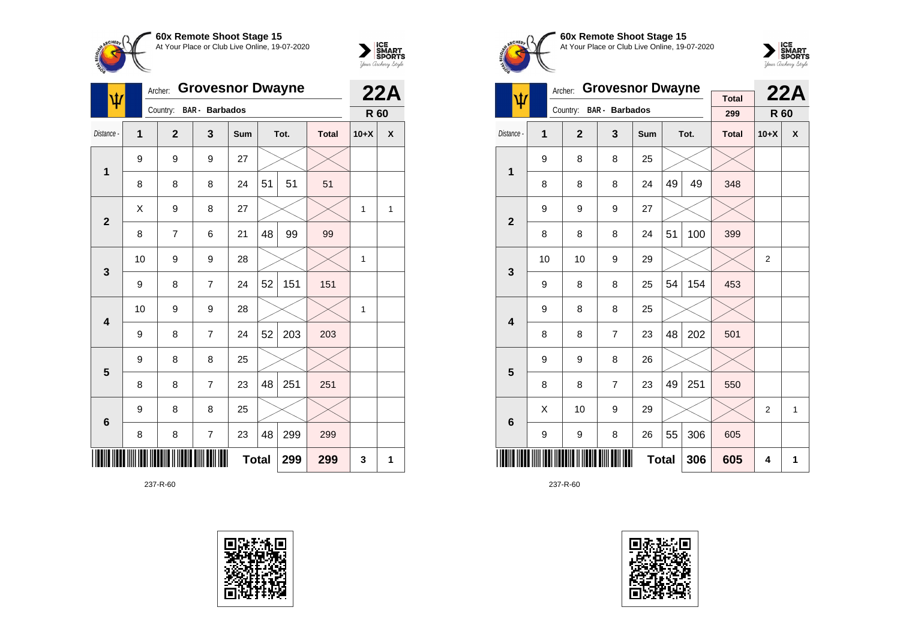**60x Remote Shoot Stage 15**
At Your Place or Club Live Online, 19-07-2020

Archer: **Grovesnor Dwayne**
Country: BAR - Barbados

**22A**
**R 60**

| Distance - | 1 | 2 | 3 | Sum | Tot. | | Total | 10+X | X |
|---|---|---|---|---|---|---|---|---|---|
| 1 | 9 | 9 | 9 | 27 | | | | | |
| | 8 | 8 | 8 | 24 | 51 | 51 | 51 | | |
| 2 | X | 9 | 8 | 27 | | | | 1 | 1 |
| | 8 | 7 | 6 | 21 | 48 | 99 | 99 | | |
| 3 | 10 | 9 | 9 | 28 | | | | 1 | |
| | 9 | 8 | 7 | 24 | 52 | 151 | 151 | | |
| 4 | 10 | 9 | 9 | 28 | | | | 1 | |
| | 9 | 8 | 7 | 24 | 52 | 203 | 203 | | |
| 5 | 9 | 8 | 8 | 25 | | | | | |
| | 8 | 8 | 7 | 23 | 48 | 251 | 251 | | |
| 6 | 9 | 8 | 8 | 25 | | | | | |
| | 8 | 8 | 7 | 23 | 48 | 299 | 299 | | |
| | | | | Total | | 299 | 299 | 3 | 1 |

237-R-60

**60x Remote Shoot Stage 15**
At Your Place or Club Live Online, 19-07-2020

Archer: **Grovesnor Dwayne**
Country: BAR - Barbados

Total: 299

**22A**
**R 60**

| Distance - | 1 | 2 | 3 | Sum | Tot. | | Total | 10+X | X |
|---|---|---|---|---|---|---|---|---|---|
| 1 | 9 | 8 | 8 | 25 | | | | | |
| | 8 | 8 | 8 | 24 | 49 | 49 | 348 | | |
| 2 | 9 | 9 | 9 | 27 | | | | | |
| | 8 | 8 | 8 | 24 | 51 | 100 | 399 | | |
| 3 | 10 | 10 | 9 | 29 | | | | 2 | |
| | 9 | 8 | 8 | 25 | 54 | 154 | 453 | | |
| 4 | 9 | 8 | 8 | 25 | | | | | |
| | 8 | 8 | 7 | 23 | 48 | 202 | 501 | | |
| 5 | 9 | 9 | 8 | 26 | | | | | |
| | 8 | 8 | 7 | 23 | 49 | 251 | 550 | | |
| 6 | X | 10 | 9 | 29 | | | | 2 | 1 |
| | 9 | 9 | 8 | 26 | 55 | 306 | 605 | | |
| | | | | Total | | 306 | 605 | 4 | 1 |

237-R-60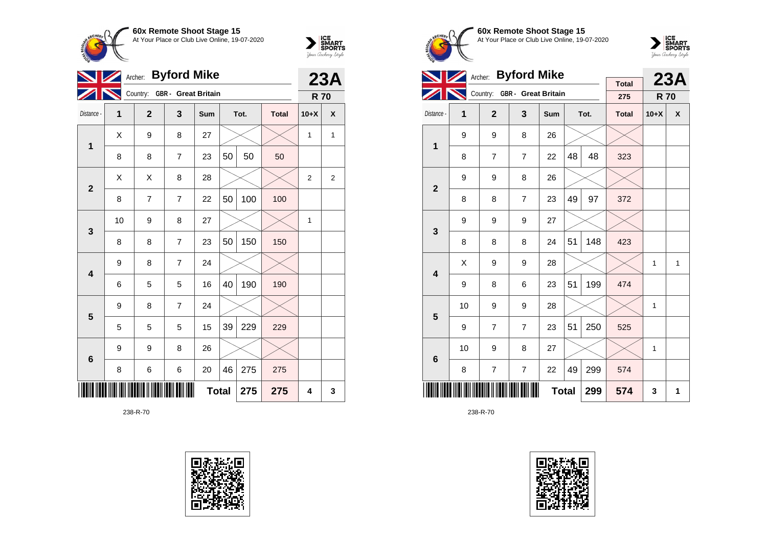**60x Remote Shoot Stage 15**
At Your Place or Club Live Online, 19-07-2020

Archer: **Byford Mike**
Country: GBR - Great Britain

**23A**
**R 70**

| Distance - | 1 | 2 | 3 | Sum | Tot. | | Total | 10+X | X |
|---|---|---|---|---|---|---|---|---|---|
| 1 | X | 9 | 8 | 27 | | | | 1 | 1 |
| | 8 | 8 | 7 | 23 | 50 | 50 | 50 | | |
| 2 | X | X | 8 | 28 | | | | 2 | 2 |
| | 8 | 7 | 7 | 22 | 50 | 100 | 100 | | |
| 3 | 10 | 9 | 8 | 27 | | | | 1 | |
| | 8 | 8 | 7 | 23 | 50 | 150 | 150 | | |
| 4 | 9 | 8 | 7 | 24 | | | | | |
| | 6 | 5 | 5 | 16 | 40 | 190 | 190 | | |
| 5 | 9 | 8 | 7 | 24 | | | | | |
| | 5 | 5 | 5 | 15 | 39 | 229 | 229 | | |
| 6 | 9 | 9 | 8 | 26 | | | | | |
| | 8 | 6 | 6 | 20 | 46 | 275 | 275 | | |
| | | | | **Total** | | **275** | **275** | **4** | **3** |

238-R-70

**60x Remote Shoot Stage 15**
At Your Place or Club Live Online, 19-07-2020

Archer: **Byford Mike**
Country: GBR - Great Britain

Total: 275

**23A**
**R 70**

| Distance - | 1 | 2 | 3 | Sum | Tot. | | Total | 10+X | X |
|---|---|---|---|---|---|---|---|---|---|
| 1 | 9 | 9 | 8 | 26 | | | | | |
| | 8 | 7 | 7 | 22 | 48 | 48 | 323 | | |
| 2 | 9 | 9 | 8 | 26 | | | | | |
| | 8 | 8 | 7 | 23 | 49 | 97 | 372 | | |
| 3 | 9 | 9 | 9 | 27 | | | | | |
| | 8 | 8 | 8 | 24 | 51 | 148 | 423 | | |
| 4 | X | 9 | 9 | 28 | | | | 1 | 1 |
| | 9 | 8 | 6 | 23 | 51 | 199 | 474 | | |
| 5 | 10 | 9 | 9 | 28 | | | | 1 | |
| | 9 | 7 | 7 | 23 | 51 | 250 | 525 | | |
| 6 | 10 | 9 | 8 | 27 | | | | 1 | |
| | 8 | 7 | 7 | 22 | 49 | 299 | 574 | | |
| | | | | **Total** | | **299** | **574** | **3** | **1** |

238-R-70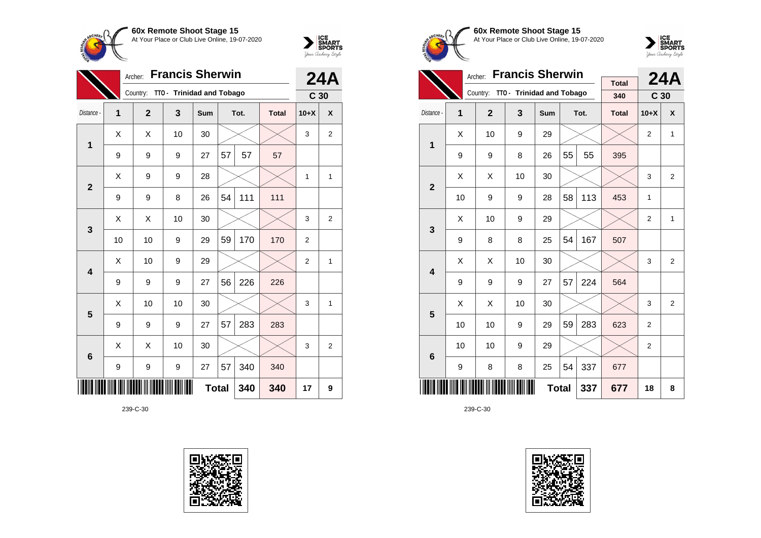**60x Remote Shoot Stage 15**
At Your Place or Club Live Online, 19-07-2020

Archer: **Francis Sherwin**
Country: TTO - Trinidad and Tobago

**24A**
**C 30**

| Distance - | 1 | 2 | 3 | Sum | Tot. | | Total | 10+X | X |
|---|---|---|---|---|---|---|---|---|---|
| **1** | X | X | 10 | 30 | | | | 3 | 2 |
| | 9 | 9 | 9 | 27 | 57 | 57 | 57 | | |
| **2** | X | 9 | 9 | 28 | | | | 1 | 1 |
| | 9 | 9 | 8 | 26 | 54 | 111 | 111 | | |
| **3** | X | X | 10 | 30 | | | | 3 | 2 |
| | 10 | 10 | 9 | 29 | 59 | 170 | 170 | 2 | |
| **4** | X | 10 | 9 | 29 | | | | 2 | 1 |
| | 9 | 9 | 9 | 27 | 56 | 226 | 226 | | |
| **5** | X | 10 | 10 | 30 | | | | 3 | 1 |
| | 9 | 9 | 9 | 27 | 57 | 283 | 283 | | |
| **6** | X | X | 10 | 30 | | | | 3 | 2 |
| | 9 | 9 | 9 | 27 | 57 | 340 | 340 | | |
| | | | | | **Total** | **340** | **340** | **17** | **9** |

239-C-30

**60x Remote Shoot Stage 15**
At Your Place or Club Live Online, 19-07-2020

Archer: **Francis Sherwin**
Country: TTO - Trinidad and Tobago

Total: 340

**24A**
**C 30**

| Distance - | 1 | 2 | 3 | Sum | Tot. | | Total | 10+X | X |
|---|---|---|---|---|---|---|---|---|---|
| **1** | X | 10 | 9 | 29 | | | | 2 | 1 |
| | 9 | 9 | 8 | 26 | 55 | 55 | 395 | | |
| **2** | X | X | 10 | 30 | | | | 3 | 2 |
| | 10 | 9 | 9 | 28 | 58 | 113 | 453 | 1 | |
| **3** | X | 10 | 9 | 29 | | | | 2 | 1 |
| | 9 | 8 | 8 | 25 | 54 | 167 | 507 | | |
| **4** | X | X | 10 | 30 | | | | 3 | 2 |
| | 9 | 9 | 9 | 27 | 57 | 224 | 564 | | |
| **5** | X | X | 10 | 30 | | | | 3 | 2 |
| | 10 | 10 | 9 | 29 | 59 | 283 | 623 | 2 | |
| **6** | 10 | 10 | 9 | 29 | | | | 2 | |
| | 9 | 8 | 8 | 25 | 54 | 337 | 677 | | |
| | | | | | **Total** | **337** | **677** | **18** | **8** |

239-C-30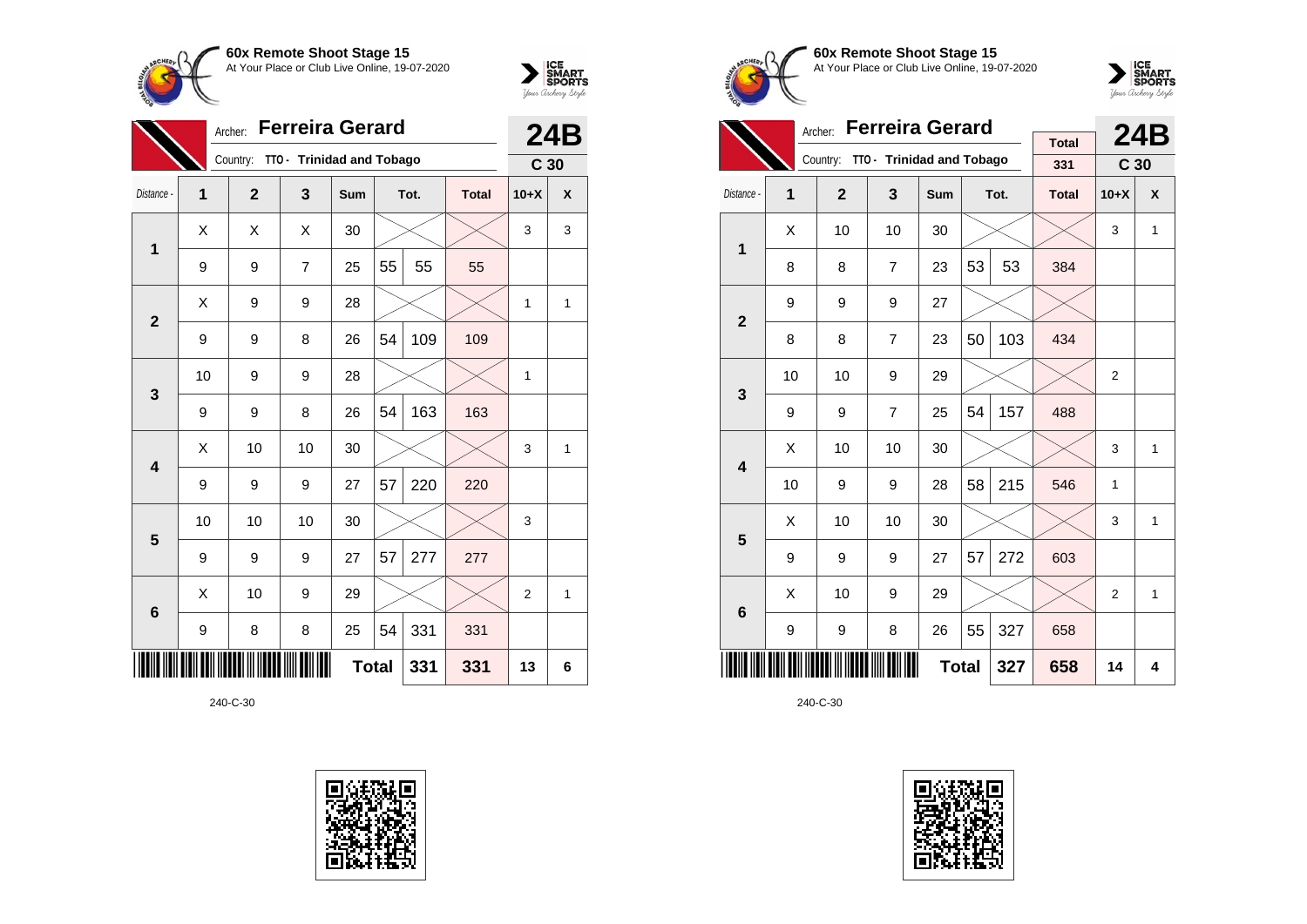**60x Remote Shoot Stage 15**
At Your Place or Club Live Online, 19-07-2020

Archer: **Ferreira Gerard**
Country: TTO - Trinidad and Tobago

**24B**
**C 30**

| Distance - | 1 | 2 | 3 | Sum | Tot. | | Total | 10+X | X |
|---|---|---|---|---|---|---|---|---|---|
| 1 | X | X | X | 30 | | | | 3 | 3 |
| | 9 | 9 | 7 | 25 | 55 | 55 | 55 | | |
| 2 | X | 9 | 9 | 28 | | | | 1 | 1 |
| | 9 | 9 | 8 | 26 | 54 | 109 | 109 | | |
| 3 | 10 | 9 | 9 | 28 | | | | 1 | |
| | 9 | 9 | 8 | 26 | 54 | 163 | 163 | | |
| 4 | X | 10 | 10 | 30 | | | | 3 | 1 |
| | 9 | 9 | 9 | 27 | 57 | 220 | 220 | | |
| 5 | 10 | 10 | 10 | 30 | | | | 3 | |
| | 9 | 9 | 9 | 27 | 57 | 277 | 277 | | |
| 6 | X | 10 | 9 | 29 | | | | 2 | 1 |
| | 9 | 8 | 8 | 25 | 54 | 331 | 331 | | |
| | | | | Total | | 331 | 331 | 13 | 6 |

240-C-30

**60x Remote Shoot Stage 15**
At Your Place or Club Live Online, 19-07-2020

Archer: **Ferreira Gerard**
Country: TTO - Trinidad and Tobago

Total: 331

**24B**
**C 30**

| Distance - | 1 | 2 | 3 | Sum | Tot. | | Total | 10+X | X |
|---|---|---|---|---|---|---|---|---|---|
| 1 | X | 10 | 10 | 30 | | | | 3 | 1 |
| | 8 | 8 | 7 | 23 | 53 | 53 | 384 | | |
| 2 | 9 | 9 | 9 | 27 | | | | | |
| | 8 | 8 | 7 | 23 | 50 | 103 | 434 | | |
| 3 | 10 | 10 | 9 | 29 | | | | 2 | |
| | 9 | 9 | 7 | 25 | 54 | 157 | 488 | | |
| 4 | X | 10 | 10 | 30 | | | | 3 | 1 |
| | 10 | 9 | 9 | 28 | 58 | 215 | 546 | 1 | |
| 5 | X | 10 | 10 | 30 | | | | 3 | 1 |
| | 9 | 9 | 9 | 27 | 57 | 272 | 603 | | |
| 6 | X | 10 | 9 | 29 | | | | 2 | 1 |
| | 9 | 9 | 8 | 26 | 55 | 327 | 658 | | |
| | | | | Total | | 327 | 658 | 14 | 4 |

240-C-30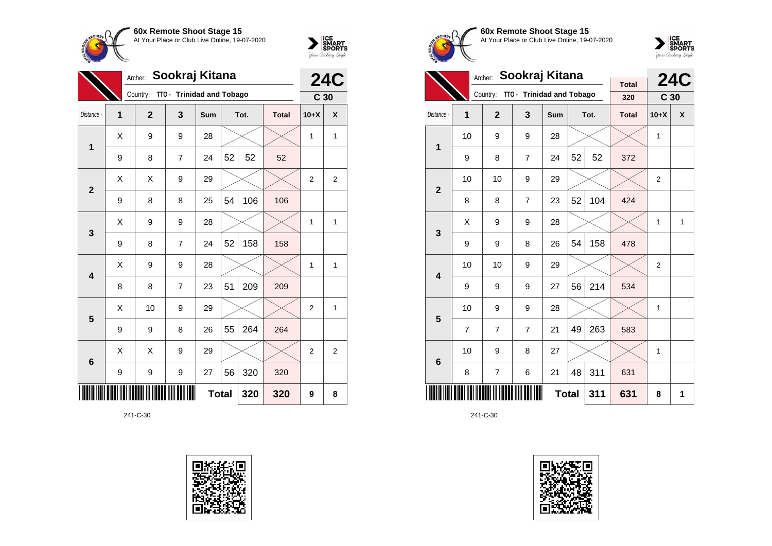**60x Remote Shoot Stage 15**
At Your Place or Club Live Online, 19-07-2020

Archer: **Sookraj Kitana**
Country: **TTO - Trinidad and Tobago**

**24C**
**C 30**

| Distance - | 1 | 2 | 3 | Sum | Tot. | | Total | 10+X | X |
|---|---|---|---|---|---|---|---|---|---|
| **1** | X | 9 | 9 | 28 | | | | 1 | 1 |
| | 9 | 8 | 7 | 24 | 52 | 52 | 52 | | |
| **2** | X | X | 9 | 29 | | | | 2 | 2 |
| | 9 | 8 | 8 | 25 | 54 | 106 | 106 | | |
| **3** | X | 9 | 9 | 28 | | | | 1 | 1 |
| | 9 | 8 | 7 | 24 | 52 | 158 | 158 | | |
| **4** | X | 9 | 9 | 28 | | | | 1 | 1 |
| | 8 | 8 | 7 | 23 | 51 | 209 | 209 | | |
| **5** | X | 10 | 9 | 29 | | | | 2 | 1 |
| | 9 | 9 | 8 | 26 | 55 | 264 | 264 | | |
| **6** | X | X | 9 | 29 | | | | 2 | 2 |
| | 9 | 9 | 9 | 27 | 56 | 320 | 320 | | |
| | | | | **Total** | | 320 | 320 | 9 | 8 |

241-C-30

**60x Remote Shoot Stage 15**
At Your Place or Club Live Online, 19-07-2020

Archer: **Sookraj Kitana**
Country: **TTO - Trinidad and Tobago**

Total: 320

**24C**
**C 30**

| Distance - | 1 | 2 | 3 | Sum | Tot. | | Total | 10+X | X |
|---|---|---|---|---|---|---|---|---|---|
| **1** | 10 | 9 | 9 | 28 | | | | 1 | |
| | 9 | 8 | 7 | 24 | 52 | 52 | 372 | | |
| **2** | 10 | 10 | 9 | 29 | | | | 2 | |
| | 8 | 8 | 7 | 23 | 52 | 104 | 424 | | |
| **3** | X | 9 | 9 | 28 | | | | 1 | 1 |
| | 9 | 9 | 8 | 26 | 54 | 158 | 478 | | |
| **4** | 10 | 10 | 9 | 29 | | | | 2 | |
| | 9 | 9 | 9 | 27 | 56 | 214 | 534 | | |
| **5** | 10 | 9 | 9 | 28 | | | | 1 | |
| | 7 | 7 | 7 | 21 | 49 | 263 | 583 | | |
| **6** | 10 | 9 | 8 | 27 | | | | 1 | |
| | 8 | 7 | 6 | 21 | 48 | 311 | 631 | | |
| | | | | **Total** | | 311 | 631 | 8 | 1 |

241-C-30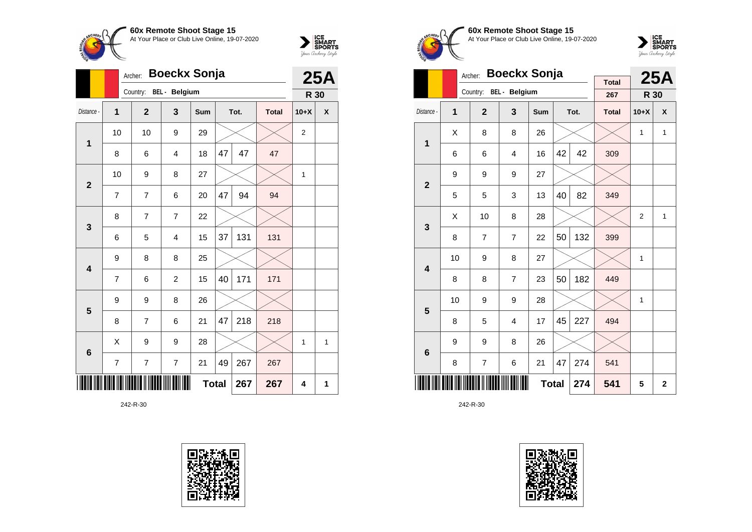**60x Remote Shoot Stage 15**
At Your Place or Club Live Online, 19-07-2020

Archer: **Boeckx Sonja**
Country: BEL - Belgium

**25A**
**R 30**

| Distance - | 1 | 2 | 3 | Sum | Tot. | | Total | 10+X | X |
|---|---|---|---|---|---|---|---|---|---|
| **1** | 10 | 10 | 9 | 29 | | | | 2 | |
| | 8 | 6 | 4 | 18 | 47 | 47 | 47 | | |
| **2** | 10 | 9 | 8 | 27 | | | | 1 | |
| | 7 | 7 | 6 | 20 | 47 | 94 | 94 | | |
| **3** | 8 | 7 | 7 | 22 | | | | | |
| | 6 | 5 | 4 | 15 | 37 | 131 | 131 | | |
| **4** | 9 | 8 | 8 | 25 | | | | | |
| | 7 | 6 | 2 | 15 | 40 | 171 | 171 | | |
| **5** | 9 | 9 | 8 | 26 | | | | | |
| | 8 | 7 | 6 | 21 | 47 | 218 | 218 | | |
| **6** | X | 9 | 9 | 28 | | | | 1 | 1 |
| | 7 | 7 | 7 | 21 | 49 | 267 | 267 | | |
| | | | | **Total** | | **267** | **267** | **4** | **1** |

242-R-30

**60x Remote Shoot Stage 15**
At Your Place or Club Live Online, 19-07-2020

Archer: **Boeckx Sonja**
Country: BEL - Belgium

Total: 267

**25A**
**R 30**

| Distance - | 1 | 2 | 3 | Sum | Tot. | | Total | 10+X | X |
|---|---|---|---|---|---|---|---|---|---|
| **1** | X | 8 | 8 | 26 | | | | 1 | 1 |
| | 6 | 6 | 4 | 16 | 42 | 42 | 309 | | |
| **2** | 9 | 9 | 9 | 27 | | | | | |
| | 5 | 5 | 3 | 13 | 40 | 82 | 349 | | |
| **3** | X | 10 | 8 | 28 | | | | 2 | 1 |
| | 8 | 7 | 7 | 22 | 50 | 132 | 399 | | |
| **4** | 10 | 9 | 8 | 27 | | | | 1 | |
| | 8 | 8 | 7 | 23 | 50 | 182 | 449 | | |
| **5** | 10 | 9 | 9 | 28 | | | | 1 | |
| | 8 | 5 | 4 | 17 | 45 | 227 | 494 | | |
| **6** | 9 | 9 | 8 | 26 | | | | | |
| | 8 | 7 | 6 | 21 | 47 | 274 | 541 | | |
| | | | | **Total** | | **274** | **541** | **5** | **2** |

242-R-30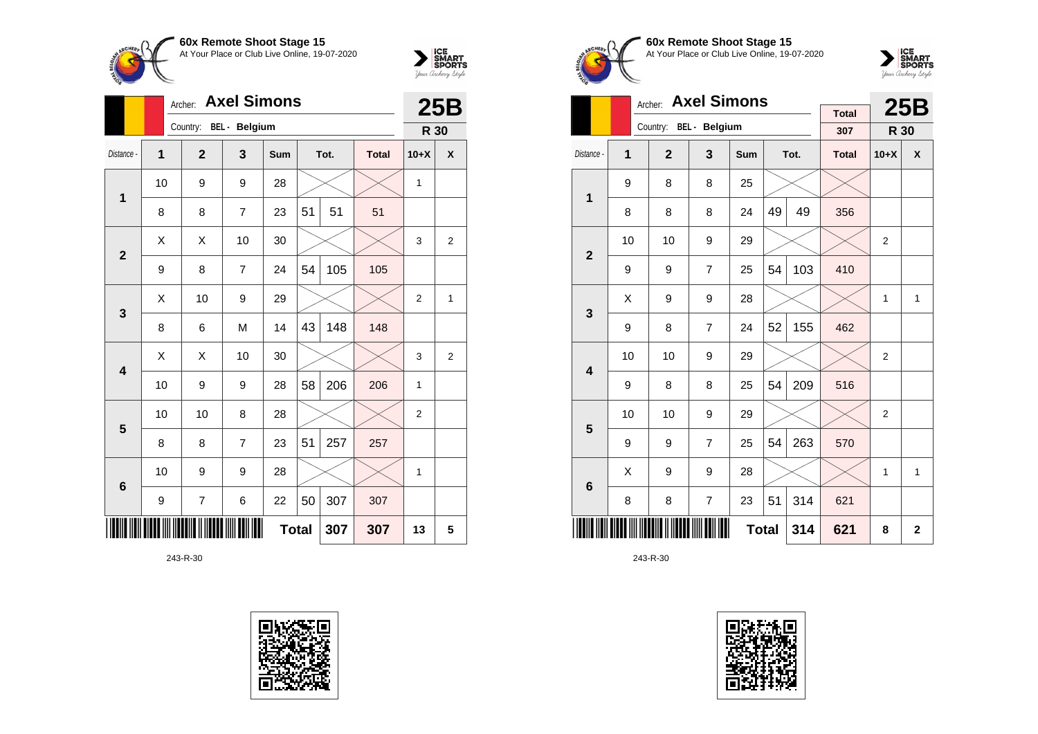## 60x Remote Shoot Stage 15

At Your Place or Club Live Online, 19-07-2020

Archer: **Axel Simons**

Country: **BEL - Belgium**

**25B**

**R 30**

| Distance - | 1 | 2 | 3 | Sum | Tot. | | Total | 10+X | X |
|---|---|---|---|---|---|---|---|---|---|
| **1** | 10 | 9 | 9 | 28 | | | | 1 | |
| | 8 | 8 | 7 | 23 | 51 | 51 | 51 | | |
| **2** | X | X | 10 | 30 | | | | 3 | 2 |
| | 9 | 8 | 7 | 24 | 54 | 105 | 105 | | |
| **3** | X | 10 | 9 | 29 | | | | 2 | 1 |
| | 8 | 6 | M | 14 | 43 | 148 | 148 | | |
| **4** | X | X | 10 | 30 | | | | 3 | 2 |
| | 10 | 9 | 9 | 28 | 58 | 206 | 206 | 1 | |
| **5** | 10 | 10 | 8 | 28 | | | | 2 | |
| | 8 | 8 | 7 | 23 | 51 | 257 | 257 | | |
| **6** | 10 | 9 | 9 | 28 | | | | 1 | |
| | 9 | 7 | 6 | 22 | 50 | 307 | 307 | | |
| | | | | **Total** | | 307 | 307 | 13 | 5 |

243-R-30

## 60x Remote Shoot Stage 15

At Your Place or Club Live Online, 19-07-2020

Archer: **Axel Simons**

Country: **BEL - Belgium**

Total: 307

**25B**

**R 30**

| Distance - | 1 | 2 | 3 | Sum | Tot. | | Total | 10+X | X |
|---|---|---|---|---|---|---|---|---|---|
| **1** | 9 | 8 | 8 | 25 | | | | | |
| | 8 | 8 | 8 | 24 | 49 | 49 | 356 | | |
| **2** | 10 | 10 | 9 | 29 | | | | 2 | |
| | 9 | 9 | 7 | 25 | 54 | 103 | 410 | | |
| **3** | X | 9 | 9 | 28 | | | | 1 | 1 |
| | 9 | 8 | 7 | 24 | 52 | 155 | 462 | | |
| **4** | 10 | 10 | 9 | 29 | | | | 2 | |
| | 9 | 8 | 8 | 25 | 54 | 209 | 516 | | |
| **5** | 10 | 10 | 9 | 29 | | | | 2 | |
| | 9 | 9 | 7 | 25 | 54 | 263 | 570 | | |
| **6** | X | 9 | 9 | 28 | | | | 1 | 1 |
| | 8 | 8 | 7 | 23 | 51 | 314 | 621 | | |
| | | | | **Total** | | 314 | 621 | 8 | 2 |

243-R-30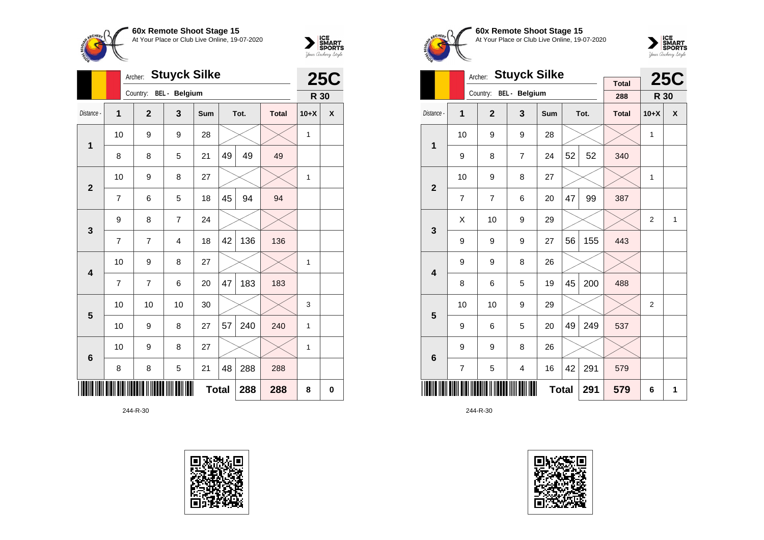## 60x Remote Shoot Stage 15

At Your Place or Club Live Online, 19-07-2020

Archer: **Stuyck Silke**

Country: **BEL - Belgium**

**25C**

**R 30**

| Distance - | 1 | 2 | 3 | Sum | Tot. | | Total | 10+X | X |
|---|---|---|---|---|---|---|---|---|---|
| **1** | 10 | 9 | 9 | 28 | | | | 1 | |
| | 8 | 8 | 5 | 21 | 49 | 49 | 49 | | |
| **2** | 10 | 9 | 8 | 27 | | | | 1 | |
| | 7 | 6 | 5 | 18 | 45 | 94 | 94 | | |
| **3** | 9 | 8 | 7 | 24 | | | | | |
| | 7 | 7 | 4 | 18 | 42 | 136 | 136 | | |
| **4** | 10 | 9 | 8 | 27 | | | | 1 | |
| | 7 | 7 | 6 | 20 | 47 | 183 | 183 | | |
| **5** | 10 | 10 | 10 | 30 | | | | 3 | |
| | 10 | 9 | 8 | 27 | 57 | 240 | 240 | 1 | |
| **6** | 10 | 9 | 8 | 27 | | | | 1 | |
| | 8 | 8 | 5 | 21 | 48 | 288 | 288 | | |
| | | | | **Total** | | 288 | 288 | 8 | 0 |

244-R-30

## 60x Remote Shoot Stage 15

At Your Place or Club Live Online, 19-07-2020

Archer: **Stuyck Silke**

Country: **BEL - Belgium**

Total: 288

**25C**

**R 30**

| Distance - | 1 | 2 | 3 | Sum | Tot. | | Total | 10+X | X |
|---|---|---|---|---|---|---|---|---|---|
| **1** | 10 | 9 | 9 | 28 | | | | 1 | |
| | 9 | 8 | 7 | 24 | 52 | 52 | 340 | | |
| **2** | 10 | 9 | 8 | 27 | | | | 1 | |
| | 7 | 7 | 6 | 20 | 47 | 99 | 387 | | |
| **3** | X | 10 | 9 | 29 | | | | 2 | 1 |
| | 9 | 9 | 9 | 27 | 56 | 155 | 443 | | |
| **4** | 9 | 9 | 8 | 26 | | | | | |
| | 8 | 6 | 5 | 19 | 45 | 200 | 488 | | |
| **5** | 10 | 10 | 9 | 29 | | | | 2 | |
| | 9 | 6 | 5 | 20 | 49 | 249 | 537 | | |
| **6** | 9 | 9 | 8 | 26 | | | | | |
| | 7 | 5 | 4 | 16 | 42 | 291 | 579 | | |
| | | | | **Total** | | 291 | 579 | 6 | 1 |

244-R-30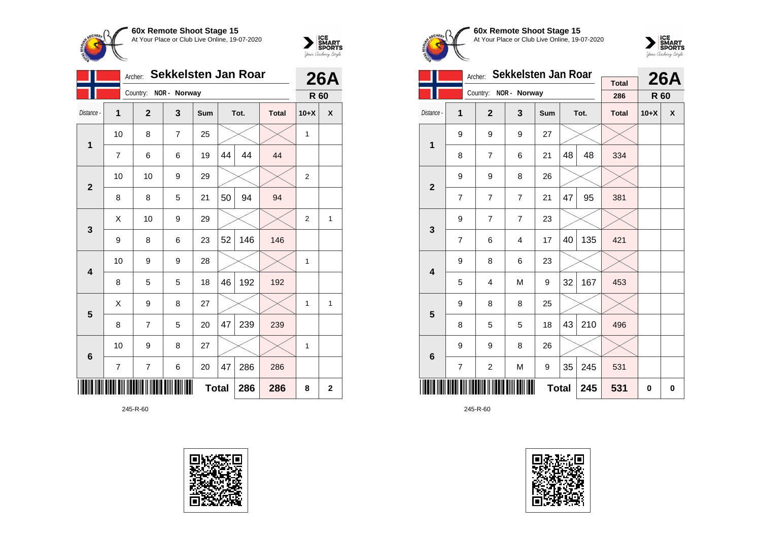## 60x Remote Shoot Stage 15

At Your Place or Club Live Online, 19-07-2020

**Archer:** Sekkelsten Jan Roar
**Country:** NOR - Norway

**26A** — **R 60**

| Distance - | 1 | 2 | 3 | Sum | Tot. | | Total | 10+X | X |
|---|---|---|---|---|---|---|---|---|---|
| 1 | 10 | 8 | 7 | 25 | | | | 1 | |
| | 7 | 6 | 6 | 19 | 44 | 44 | 44 | | |
| 2 | 10 | 10 | 9 | 29 | | | | 2 | |
| | 8 | 8 | 5 | 21 | 50 | 94 | 94 | | |
| 3 | X | 10 | 9 | 29 | | | | 2 | 1 |
| | 9 | 8 | 6 | 23 | 52 | 146 | 146 | | |
| 4 | 10 | 9 | 9 | 28 | | | | 1 | |
| | 8 | 5 | 5 | 18 | 46 | 192 | 192 | | |
| 5 | X | 9 | 8 | 27 | | | | 1 | 1 |
| | 8 | 7 | 5 | 20 | 47 | 239 | 239 | | |
| 6 | 10 | 9 | 8 | 27 | | | | 1 | |
| | 7 | 7 | 6 | 20 | 47 | 286 | 286 | | |
| | | | | Total | | 286 | 286 | 8 | 2 |

245-R-60

## 60x Remote Shoot Stage 15

At Your Place or Club Live Online, 19-07-2020

**Archer:** Sekkelsten Jan Roar
**Country:** NOR - Norway

**Total:** 286

**26A** — **R 60**

| Distance - | 1 | 2 | 3 | Sum | Tot. | | Total | 10+X | X |
|---|---|---|---|---|---|---|---|---|---|
| 1 | 9 | 9 | 9 | 27 | | | | | |
| | 8 | 7 | 6 | 21 | 48 | 48 | 334 | | |
| 2 | 9 | 9 | 8 | 26 | | | | | |
| | 7 | 7 | 7 | 21 | 47 | 95 | 381 | | |
| 3 | 9 | 7 | 7 | 23 | | | | | |
| | 7 | 6 | 4 | 17 | 40 | 135 | 421 | | |
| 4 | 9 | 8 | 6 | 23 | | | | | |
| | 5 | 4 | M | 9 | 32 | 167 | 453 | | |
| 5 | 9 | 8 | 8 | 25 | | | | | |
| | 8 | 5 | 5 | 18 | 43 | 210 | 496 | | |
| 6 | 9 | 9 | 8 | 26 | | | | | |
| | 7 | 2 | M | 9 | 35 | 245 | 531 | | |
| | | | | Total | | 245 | 531 | 0 | 0 |

245-R-60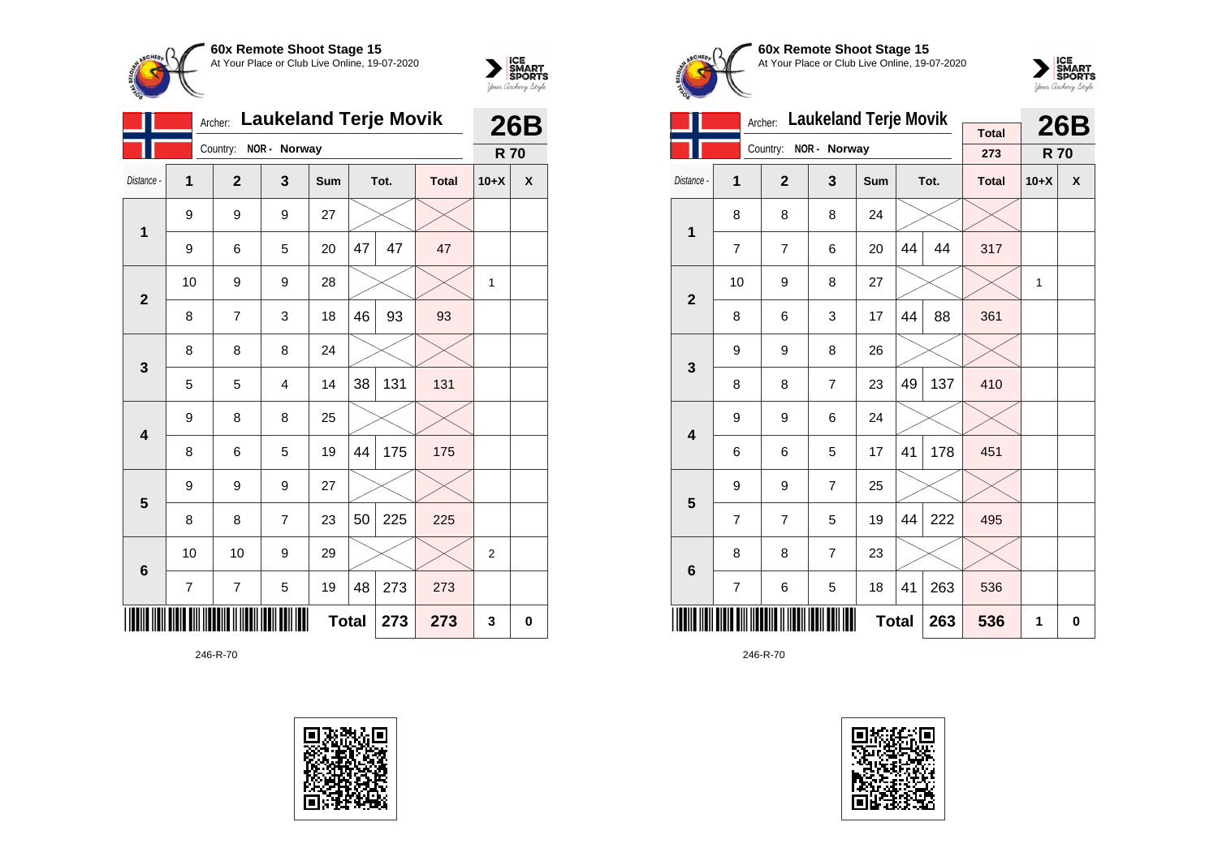**60x Remote Shoot Stage 15**
At Your Place or Club Live Online, 19-07-2020

Archer: **Laukeland Terje Movik**
Country: NOR - Norway

**26B**
**R 70**

| Distance - | 1 | 2 | 3 | Sum | Tot. | | Total | 10+X | X |
|---|---|---|---|---|---|---|---|---|---|
| 1 | 9 | 9 | 9 | 27 | | | | | |
| | 9 | 6 | 5 | 20 | 47 | 47 | 47 | | |
| 2 | 10 | 9 | 9 | 28 | | | | 1 | |
| | 8 | 7 | 3 | 18 | 46 | 93 | 93 | | |
| 3 | 8 | 8 | 8 | 24 | | | | | |
| | 5 | 5 | 4 | 14 | 38 | 131 | 131 | | |
| 4 | 9 | 8 | 8 | 25 | | | | | |
| | 8 | 6 | 5 | 19 | 44 | 175 | 175 | | |
| 5 | 9 | 9 | 9 | 27 | | | | | |
| | 8 | 8 | 7 | 23 | 50 | 225 | 225 | | |
| 6 | 10 | 10 | 9 | 29 | | | | 2 | |
| | 7 | 7 | 5 | 19 | 48 | 273 | 273 | | |
| | | | | Total | | 273 | 273 | 3 | 0 |

246-R-70

**60x Remote Shoot Stage 15**
At Your Place or Club Live Online, 19-07-2020

Archer: **Laukeland Terje Movik**
Country: NOR - Norway

Total: 273

**26B**
**R 70**

| Distance - | 1 | 2 | 3 | Sum | Tot. | | Total | 10+X | X |
|---|---|---|---|---|---|---|---|---|---|
| 1 | 8 | 8 | 8 | 24 | | | | | |
| | 7 | 7 | 6 | 20 | 44 | 44 | 317 | | |
| 2 | 10 | 9 | 8 | 27 | | | | 1 | |
| | 8 | 6 | 3 | 17 | 44 | 88 | 361 | | |
| 3 | 9 | 9 | 8 | 26 | | | | | |
| | 8 | 8 | 7 | 23 | 49 | 137 | 410 | | |
| 4 | 9 | 9 | 6 | 24 | | | | | |
| | 6 | 6 | 5 | 17 | 41 | 178 | 451 | | |
| 5 | 9 | 9 | 7 | 25 | | | | | |
| | 7 | 7 | 5 | 19 | 44 | 222 | 495 | | |
| 6 | 8 | 8 | 7 | 23 | | | | | |
| | 7 | 6 | 5 | 18 | 41 | 263 | 536 | | |
| | | | | Total | | 263 | 536 | 1 | 0 |

246-R-70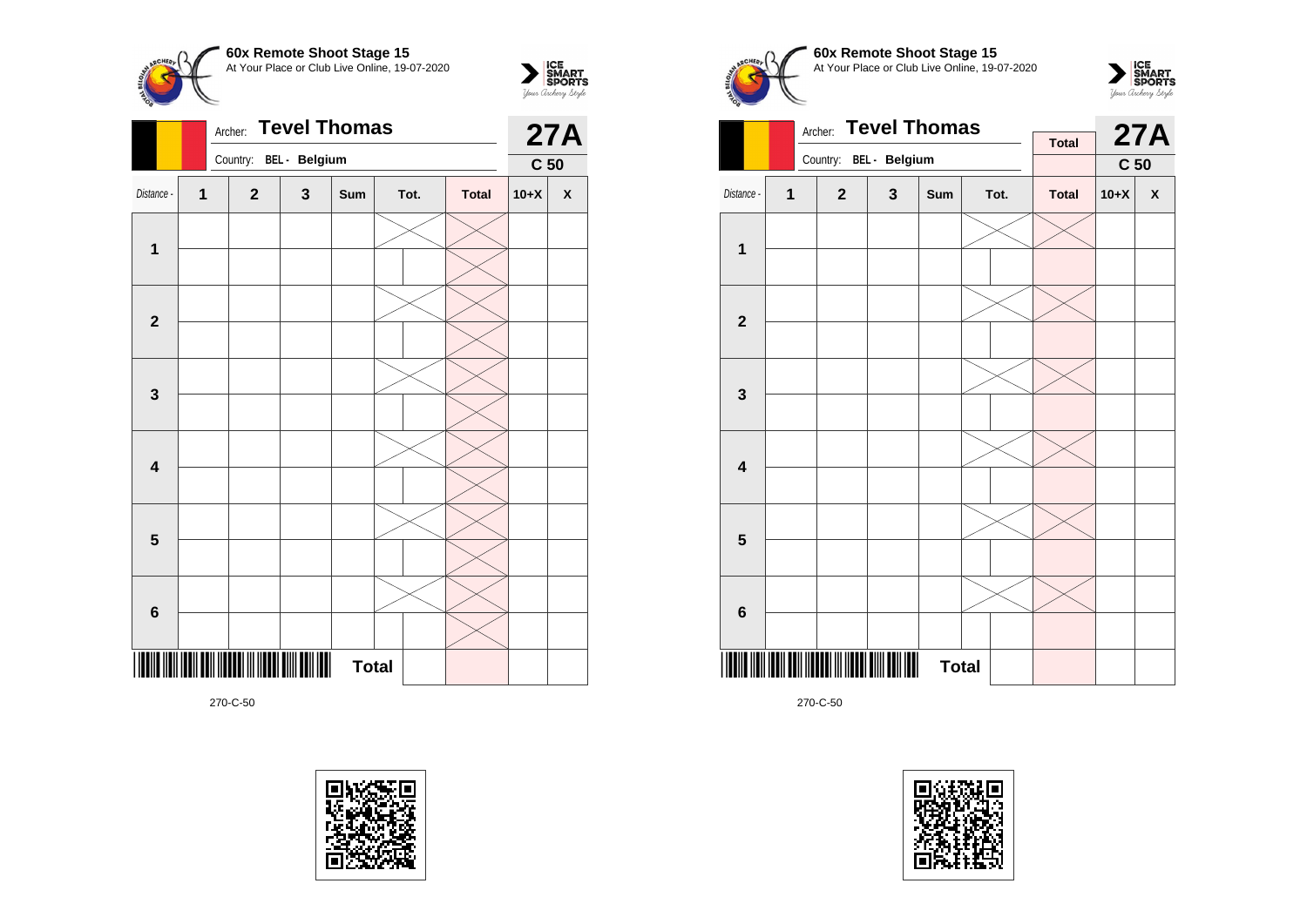**60x Remote Shoot Stage 15**
At Your Place or Club Live Online, 19-07-2020

Archer: **Tevel Thomas**
Country: **BEL - Belgium**

**27A**
**C 50**

| Distance - | 1 | 2 | 3 | Sum | Tot. | Total | 10+X | X |
|---|---|---|---|---|---|---|---|---|
| **1** | | | | | | | | |
| | | | | | | | | |
| **2** | | | | | | | | |
| | | | | | | | | |
| **3** | | | | | | | | |
| | | | | | | | | |
| **4** | | | | | | | | |
| | | | | | | | | |
| **5** | | | | | | | | |
| | | | | | | | | |
| **6** | | | | | | | | |
| | | | | | | | | |
| | | | | **Total** | | | | |

270-C-50

**60x Remote Shoot Stage 15**
At Your Place or Club Live Online, 19-07-2020

Archer: **Tevel Thomas**
Country: **BEL - Belgium**

**Total**

**27A**
**C 50**

| Distance - | 1 | 2 | 3 | Sum | Tot. | Total | 10+X | X |
|---|---|---|---|---|---|---|---|---|
| **1** | | | | | | | | |
| | | | | | | | | |
| **2** | | | | | | | | |
| | | | | | | | | |
| **3** | | | | | | | | |
| | | | | | | | | |
| **4** | | | | | | | | |
| | | | | | | | | |
| **5** | | | | | | | | |
| | | | | | | | | |
| **6** | | | | | | | | |
| | | | | | | | | |
| | | | | **Total** | | | | |

270-C-50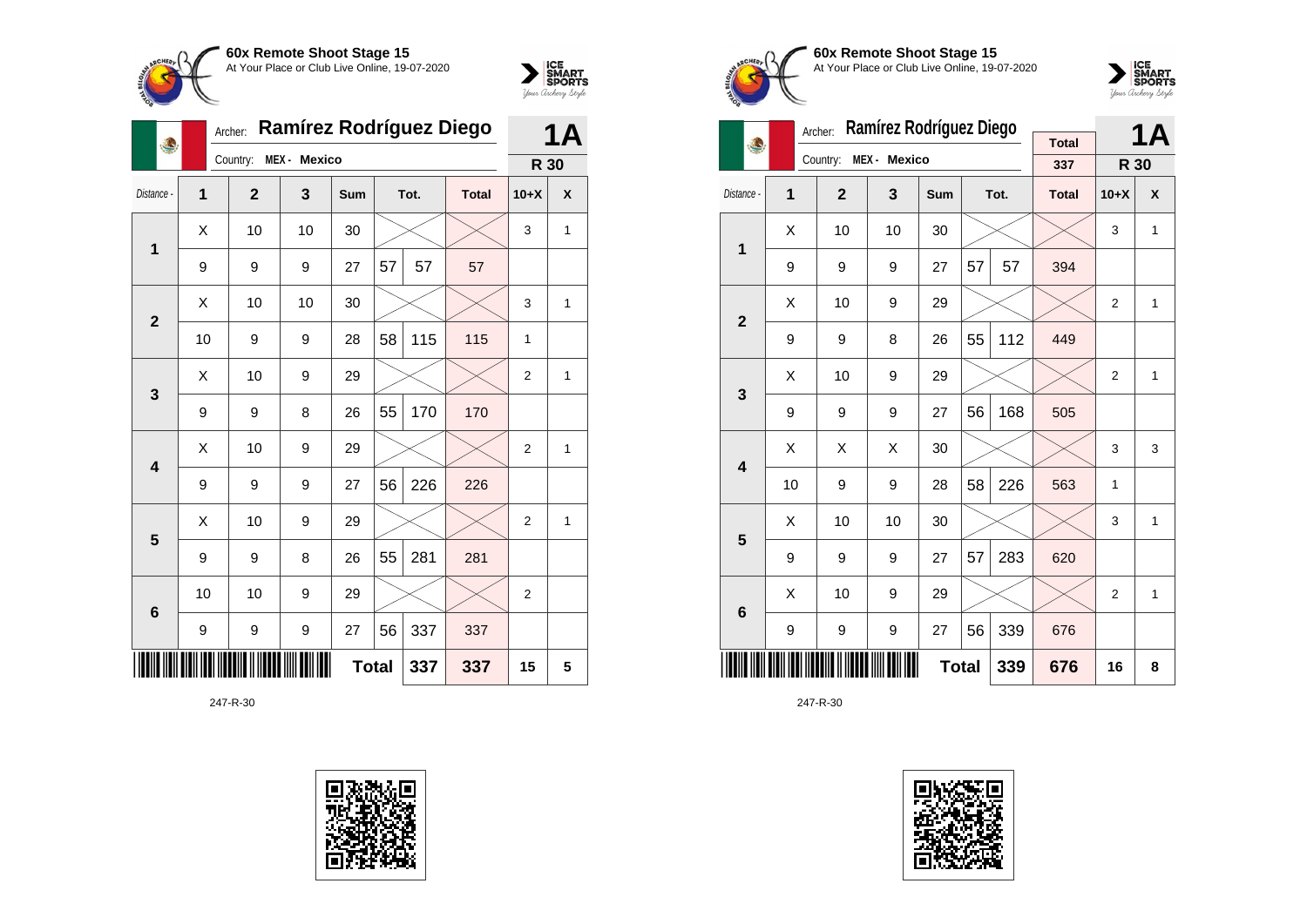## 60x Remote Shoot Stage 15

At Your Place or Club Live Online, 19-07-2020

Archer: **Ramírez Rodríguez Diego** — **1A**

Country: MEX - Mexico — **R 30**

| Distance - | 1 | 2 | 3 | Sum | Tot. | | Total | 10+X | X |
|---|---|---|---|---|---|---|---|---|---|
| 1 | X | 10 | 10 | 30 | | | | 3 | 1 |
| | 9 | 9 | 9 | 27 | 57 | 57 | 57 | | |
| 2 | X | 10 | 10 | 30 | | | | 3 | 1 |
| | 10 | 9 | 9 | 28 | 58 | 115 | 115 | 1 | |
| 3 | X | 10 | 9 | 29 | | | | 2 | 1 |
| | 9 | 9 | 8 | 26 | 55 | 170 | 170 | | |
| 4 | X | 10 | 9 | 29 | | | | 2 | 1 |
| | 9 | 9 | 9 | 27 | 56 | 226 | 226 | | |
| 5 | X | 10 | 9 | 29 | | | | 2 | 1 |
| | 9 | 9 | 8 | 26 | 55 | 281 | 281 | | |
| 6 | 10 | 10 | 9 | 29 | | | | 2 | |
| | 9 | 9 | 9 | 27 | 56 | 337 | 337 | | |
| | | | | **Total** | | **337** | **337** | **15** | **5** |

247-R-30

## 60x Remote Shoot Stage 15

At Your Place or Club Live Online, 19-07-2020

Archer: **Ramírez Rodríguez Diego** — **1A**

Country: MEX - Mexico — Total 337 — **R 30**

| Distance - | 1 | 2 | 3 | Sum | Tot. | | Total | 10+X | X |
|---|---|---|---|---|---|---|---|---|---|
| 1 | X | 10 | 10 | 30 | | | | 3 | 1 |
| | 9 | 9 | 9 | 27 | 57 | 57 | 394 | | |
| 2 | X | 10 | 9 | 29 | | | | 2 | 1 |
| | 9 | 9 | 8 | 26 | 55 | 112 | 449 | | |
| 3 | X | 10 | 9 | 29 | | | | 2 | 1 |
| | 9 | 9 | 9 | 27 | 56 | 168 | 505 | | |
| 4 | X | X | X | 30 | | | | 3 | 3 |
| | 10 | 9 | 9 | 28 | 58 | 226 | 563 | 1 | |
| 5 | X | 10 | 10 | 30 | | | | 3 | 1 |
| | 9 | 9 | 9 | 27 | 57 | 283 | 620 | | |
| 6 | X | 10 | 9 | 29 | | | | 2 | 1 |
| | 9 | 9 | 9 | 27 | 56 | 339 | 676 | | |
| | | | | **Total** | | **339** | **676** | **16** | **8** |

247-R-30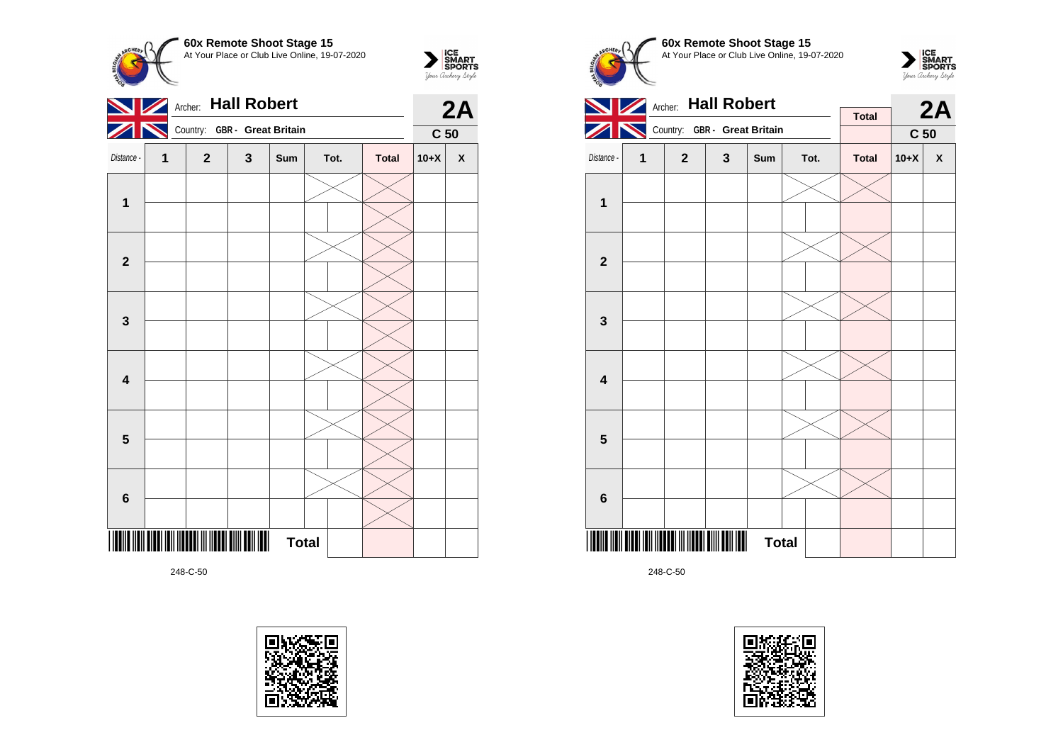**60x Remote Shoot Stage 15**
At Your Place or Club Live Online, 19-07-2020

Archer: **Hall Robert**
Country: **GBR - Great Britain**

**2A**
**C 50**

| Distance - | 1 | 2 | 3 | Sum | Tot. | Total | 10+X | X |
|---|---|---|---|---|---|---|---|---|
| **1** | | | | | | | | |
| | | | | | | | | |
| **2** | | | | | | | | |
| | | | | | | | | |
| **3** | | | | | | | | |
| | | | | | | | | |
| **4** | | | | | | | | |
| | | | | | | | | |
| **5** | | | | | | | | |
| | | | | | | | | |
| **6** | | | | | | | | |
| | | | | | | | | |
| | | | | **Total** | | | | |

248-C-50

**60x Remote Shoot Stage 15**
At Your Place or Club Live Online, 19-07-2020

Archer: **Hall Robert**
Country: **GBR - Great Britain**

**Total**

**2A**
**C 50**

| Distance - | 1 | 2 | 3 | Sum | Tot. | Total | 10+X | X |
|---|---|---|---|---|---|---|---|---|
| **1** | | | | | | | | |
| | | | | | | | | |
| **2** | | | | | | | | |
| | | | | | | | | |
| **3** | | | | | | | | |
| | | | | | | | | |
| **4** | | | | | | | | |
| | | | | | | | | |
| **5** | | | | | | | | |
| | | | | | | | | |
| **6** | | | | | | | | |
| | | | | | | | | |
| | | | | **Total** | | | | |

248-C-50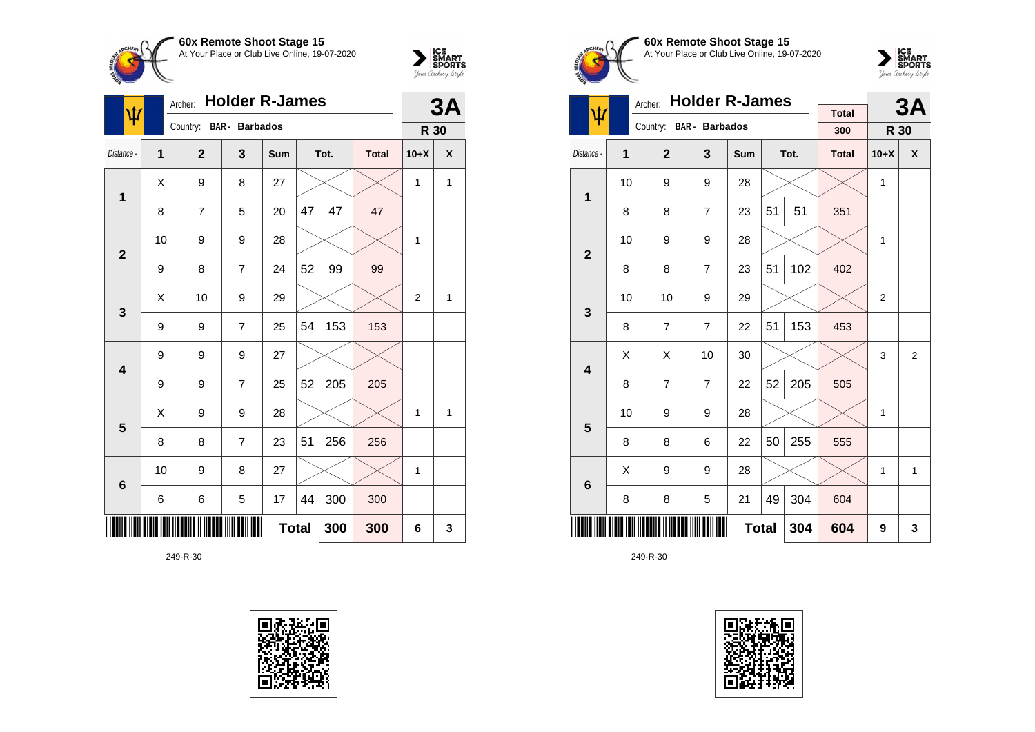**60x Remote Shoot Stage 15**
At Your Place or Club Live Online, 19-07-2020

Archer: **Holder R-James** — **3A**
Country: **BAR - Barbados** — **R 30**

| Distance - | 1 | 2 | 3 | Sum | Tot. | | Total | 10+X | X |
|---|---|---|---|---|---|---|---|---|---|
| 1 | X | 9 | 8 | 27 | | | | 1 | 1 |
| | 8 | 7 | 5 | 20 | 47 | 47 | 47 | | |
| 2 | 10 | 9 | 9 | 28 | | | | 1 | |
| | 9 | 8 | 7 | 24 | 52 | 99 | 99 | | |
| 3 | X | 10 | 9 | 29 | | | | 2 | 1 |
| | 9 | 9 | 7 | 25 | 54 | 153 | 153 | | |
| 4 | 9 | 9 | 9 | 27 | | | | | |
| | 9 | 9 | 7 | 25 | 52 | 205 | 205 | | |
| 5 | X | 9 | 9 | 28 | | | | 1 | 1 |
| | 8 | 8 | 7 | 23 | 51 | 256 | 256 | | |
| 6 | 10 | 9 | 8 | 27 | | | | 1 | |
| | 6 | 6 | 5 | 17 | 44 | 300 | 300 | | |
| | | | | | **Total** | **300** | **300** | **6** | **3** |

249-R-30

**60x Remote Shoot Stage 15**
At Your Place or Club Live Online, 19-07-2020

Archer: **Holder R-James** — Total: 300 — **3A**
Country: **BAR - Barbados** — **R 30**

| Distance - | 1 | 2 | 3 | Sum | Tot. | | Total | 10+X | X |
|---|---|---|---|---|---|---|---|---|---|
| 1 | 10 | 9 | 9 | 28 | | | | 1 | |
| | 8 | 8 | 7 | 23 | 51 | 51 | 351 | | |
| 2 | 10 | 9 | 9 | 28 | | | | 1 | |
| | 8 | 8 | 7 | 23 | 51 | 102 | 402 | | |
| 3 | 10 | 10 | 9 | 29 | | | | 2 | |
| | 8 | 7 | 7 | 22 | 51 | 153 | 453 | | |
| 4 | X | X | 10 | 30 | | | | 3 | 2 |
| | 8 | 7 | 7 | 22 | 52 | 205 | 505 | | |
| 5 | 10 | 9 | 9 | 28 | | | | 1 | |
| | 8 | 8 | 6 | 22 | 50 | 255 | 555 | | |
| 6 | X | 9 | 9 | 28 | | | | 1 | 1 |
| | 8 | 8 | 5 | 21 | 49 | 304 | 604 | | |
| | | | | | **Total** | **304** | **604** | **9** | **3** |

249-R-30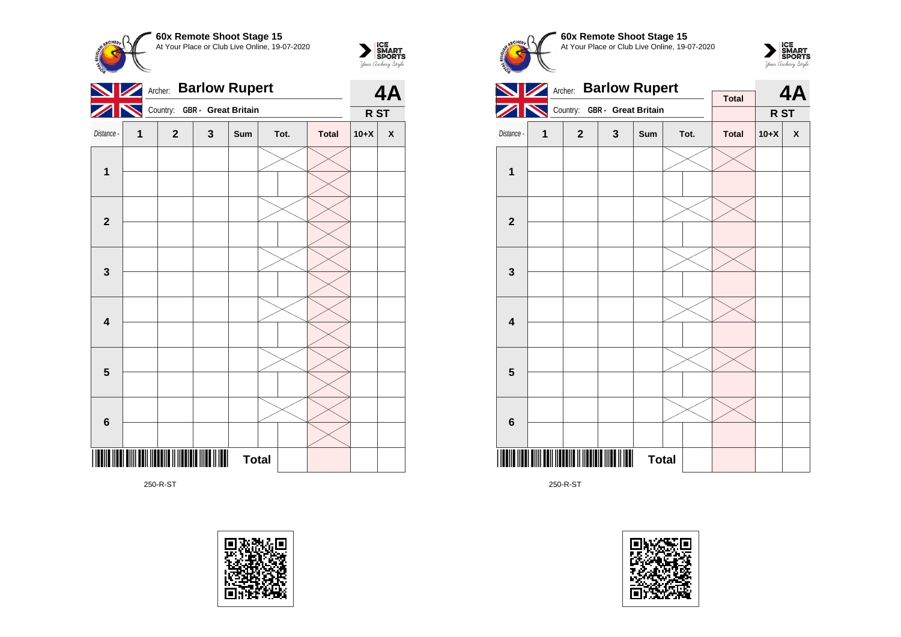**60x Remote Shoot Stage 15**
At Your Place or Club Live Online, 19-07-2020

Archer: **Barlow Rupert**
Country: **GBR - Great Britain**

**4A**
**R ST**

| Distance - | 1 | 2 | 3 | Sum | Tot. | | Total | 10+X | X |
|---|---|---|---|---|---|---|---|---|---|
| 1 | | | | | | | | | |
| | | | | | | | | | |
| 2 | | | | | | | | | |
| | | | | | | | | | |
| 3 | | | | | | | | | |
| | | | | | | | | | |
| 4 | | | | | | | | | |
| | | | | | | | | | |
| 5 | | | | | | | | | |
| | | | | | | | | | |
| 6 | | | | | | | | | |
| | | | | | | | | | |
| | | | | **Total** | | | | | |

250-R-ST

**60x Remote Shoot Stage 15**
At Your Place or Club Live Online, 19-07-2020

Archer: **Barlow Rupert**
Country: **GBR - Great Britain**

**Total**

**4A**
**R ST**

| Distance - | 1 | 2 | 3 | Sum | Tot. | | Total | 10+X | X |
|---|---|---|---|---|---|---|---|---|---|
| 1 | | | | | | | | | |
| | | | | | | | | | |
| 2 | | | | | | | | | |
| | | | | | | | | | |
| 3 | | | | | | | | | |
| | | | | | | | | | |
| 4 | | | | | | | | | |
| | | | | | | | | | |
| 5 | | | | | | | | | |
| | | | | | | | | | |
| 6 | | | | | | | | | |
| | | | | | | | | | |
| | | | | **Total** | | | | | |

250-R-ST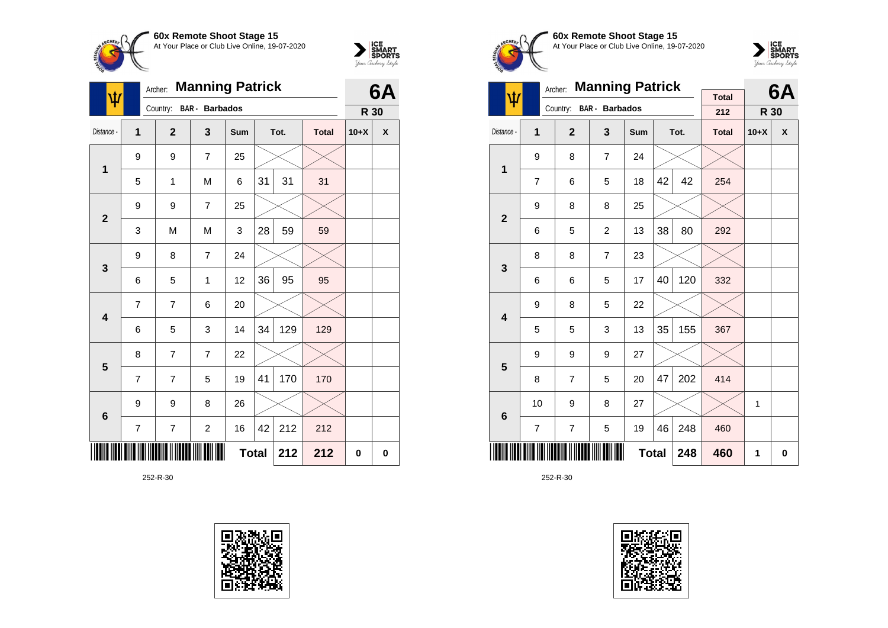**60x Remote Shoot Stage 15**
At Your Place or Club Live Online, 19-07-2020

Archer: **Manning Patrick**
Country: BAR - Barbados

**6A**
**R 30**

| Distance - | 1 | 2 | 3 | Sum | Tot. | | Total | 10+X | X |
|---|---|---|---|---|---|---|---|---|---|
| 1 | 9 | 9 | 7 | 25 | | | | | |
| | 5 | 1 | M | 6 | 31 | 31 | 31 | | |
| 2 | 9 | 9 | 7 | 25 | | | | | |
| | 3 | M | M | 3 | 28 | 59 | 59 | | |
| 3 | 9 | 8 | 7 | 24 | | | | | |
| | 6 | 5 | 1 | 12 | 36 | 95 | 95 | | |
| 4 | 7 | 7 | 6 | 20 | | | | | |
| | 6 | 5 | 3 | 14 | 34 | 129 | 129 | | |
| 5 | 8 | 7 | 7 | 22 | | | | | |
| | 7 | 7 | 5 | 19 | 41 | 170 | 170 | | |
| 6 | 9 | 9 | 8 | 26 | | | | | |
| | 7 | 7 | 2 | 16 | 42 | 212 | 212 | | |
| | | | | | Total | 212 | 212 | 0 | 0 |

252-R-30

**60x Remote Shoot Stage 15**
At Your Place or Club Live Online, 19-07-2020

Archer: **Manning Patrick**
Country: BAR - Barbados

Total: 212

**6A**
**R 30**

| Distance - | 1 | 2 | 3 | Sum | Tot. | | Total | 10+X | X |
|---|---|---|---|---|---|---|---|---|---|
| 1 | 9 | 8 | 7 | 24 | | | | | |
| | 7 | 6 | 5 | 18 | 42 | 42 | 254 | | |
| 2 | 9 | 8 | 8 | 25 | | | | | |
| | 6 | 5 | 2 | 13 | 38 | 80 | 292 | | |
| 3 | 8 | 8 | 7 | 23 | | | | | |
| | 6 | 6 | 5 | 17 | 40 | 120 | 332 | | |
| 4 | 9 | 8 | 5 | 22 | | | | | |
| | 5 | 5 | 3 | 13 | 35 | 155 | 367 | | |
| 5 | 9 | 9 | 9 | 27 | | | | | |
| | 8 | 7 | 5 | 20 | 47 | 202 | 414 | | |
| 6 | 10 | 9 | 8 | 27 | | | | 1 | |
| | 7 | 7 | 5 | 19 | 46 | 248 | 460 | | |
| | | | | | Total | 248 | 460 | 1 | 0 |

252-R-30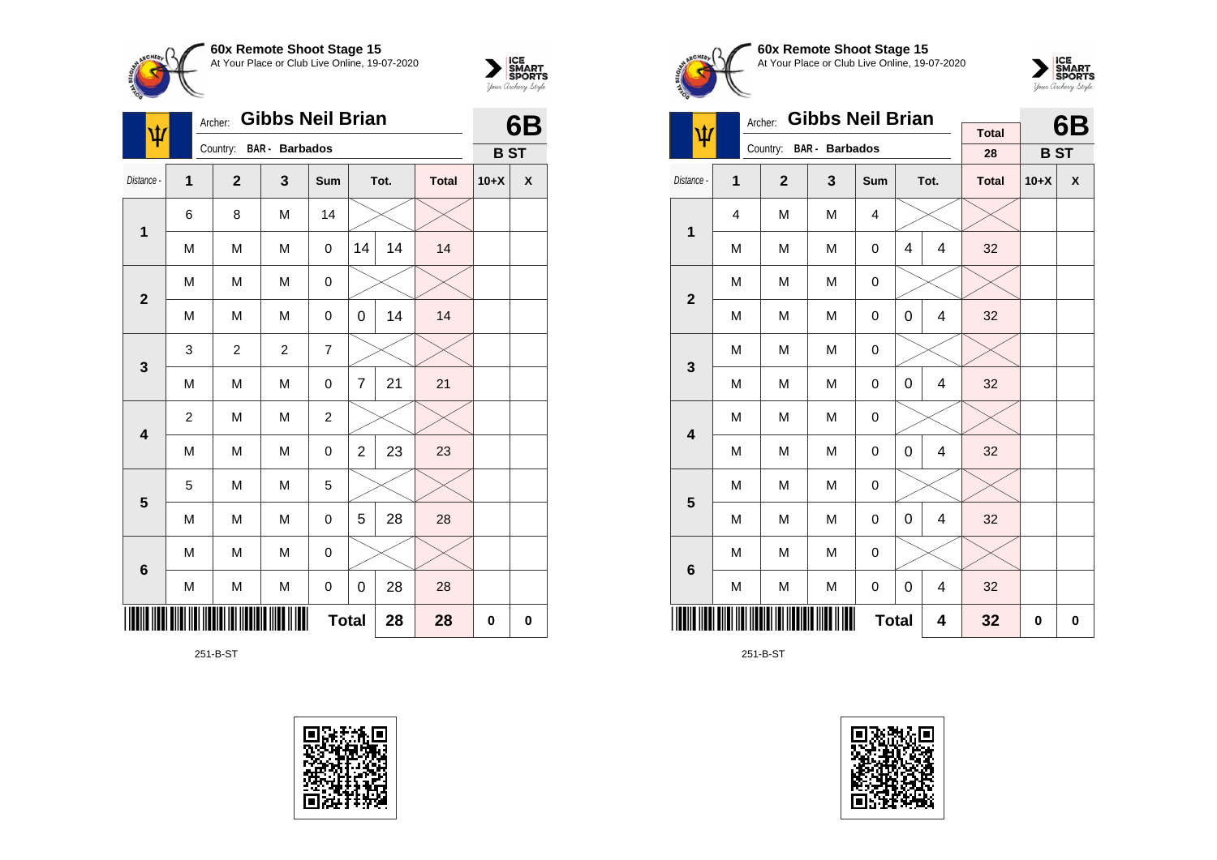## 60x Remote Shoot Stage 15

At Your Place or Club Live Online, 19-07-2020

Archer: **Gibbs Neil Brian**

Country: **BAR - Barbados**

**6B**

**B ST**

| Distance - | 1 | 2 | 3 | Sum | Tot. | | Total | 10+X | X |
|---|---|---|---|---|---|---|---|---|---|
| 1 | 6 | 8 | M | 14 | | | | | |
| | M | M | M | 0 | 14 | 14 | 14 | | |
| 2 | M | M | M | 0 | | | | | |
| | M | M | M | 0 | 0 | 14 | 14 | | |
| 3 | 3 | 2 | 2 | 7 | | | | | |
| | M | M | M | 0 | 7 | 21 | 21 | | |
| 4 | 2 | M | M | 2 | | | | | |
| | M | M | M | 0 | 2 | 23 | 23 | | |
| 5 | 5 | M | M | 5 | | | | | |
| | M | M | M | 0 | 5 | 28 | 28 | | |
| 6 | M | M | M | 0 | | | | | |
| | M | M | M | 0 | 0 | 28 | 28 | | |
| | | | | **Total** | | **28** | **28** | **0** | **0** |

251-B-ST

## 60x Remote Shoot Stage 15

At Your Place or Club Live Online, 19-07-2020

Archer: **Gibbs Neil Brian**

Country: **BAR - Barbados**

Total: 28

**6B**

**B ST**

| Distance - | 1 | 2 | 3 | Sum | Tot. | | Total | 10+X | X |
|---|---|---|---|---|---|---|---|---|---|
| 1 | 4 | M | M | 4 | | | | | |
| | M | M | M | 0 | 4 | 4 | 32 | | |
| 2 | M | M | M | 0 | | | | | |
| | M | M | M | 0 | 0 | 4 | 32 | | |
| 3 | M | M | M | 0 | | | | | |
| | M | M | M | 0 | 0 | 4 | 32 | | |
| 4 | M | M | M | 0 | | | | | |
| | M | M | M | 0 | 0 | 4 | 32 | | |
| 5 | M | M | M | 0 | | | | | |
| | M | M | M | 0 | 0 | 4 | 32 | | |
| 6 | M | M | M | 0 | | | | | |
| | M | M | M | 0 | 0 | 4 | 32 | | |
| | | | | **Total** | | **4** | **32** | **0** | **0** |

251-B-ST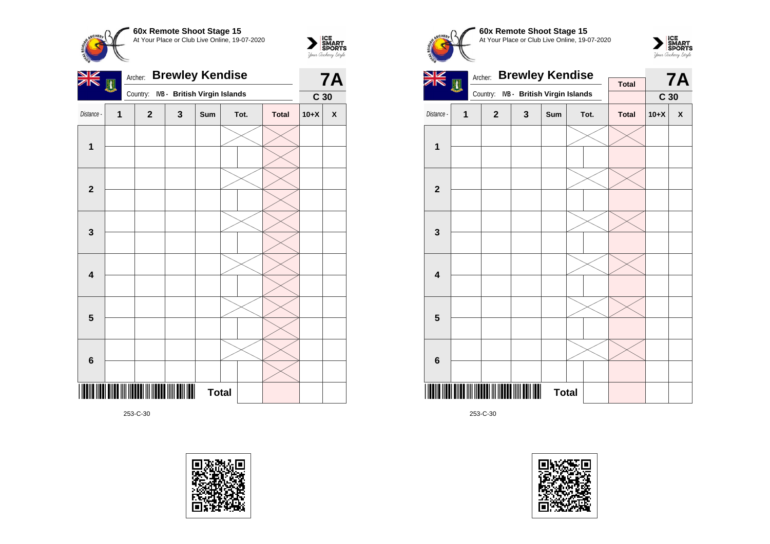**60x Remote Shoot Stage 15**
At Your Place or Club Live Online, 19-07-2020

Archer: **Brewley Kendise**
Country: IVB - British Virgin Islands

**7A**
**C 30**

| Distance - | 1 | 2 | 3 | Sum | Tot. | Total | 10+X | X |
|---|---|---|---|---|---|---|---|---|
| 1 | | | | | | | | |
| | | | | | | | | |
| 2 | | | | | | | | |
| | | | | | | | | |
| 3 | | | | | | | | |
| | | | | | | | | |
| 4 | | | | | | | | |
| | | | | | | | | |
| 5 | | | | | | | | |
| | | | | | | | | |
| 6 | | | | | | | | |
| | | | | | | | | |
| | | | | **Total** | | | | |

253-C-30

**60x Remote Shoot Stage 15**
At Your Place or Club Live Online, 19-07-2020

Archer: **Brewley Kendise**
Country: IVB - British Virgin Islands

**7A**
**C 30**

| Distance - | 1 | 2 | 3 | Sum | Tot. | Total | 10+X | X |
|---|---|---|---|---|---|---|---|---|
| 1 | | | | | | | | |
| | | | | | | | | |
| 2 | | | | | | | | |
| | | | | | | | | |
| 3 | | | | | | | | |
| | | | | | | | | |
| 4 | | | | | | | | |
| | | | | | | | | |
| 5 | | | | | | | | |
| | | | | | | | | |
| 6 | | | | | | | | |
| | | | | | | | | |
| | | | | **Total** | | | | |

253-C-30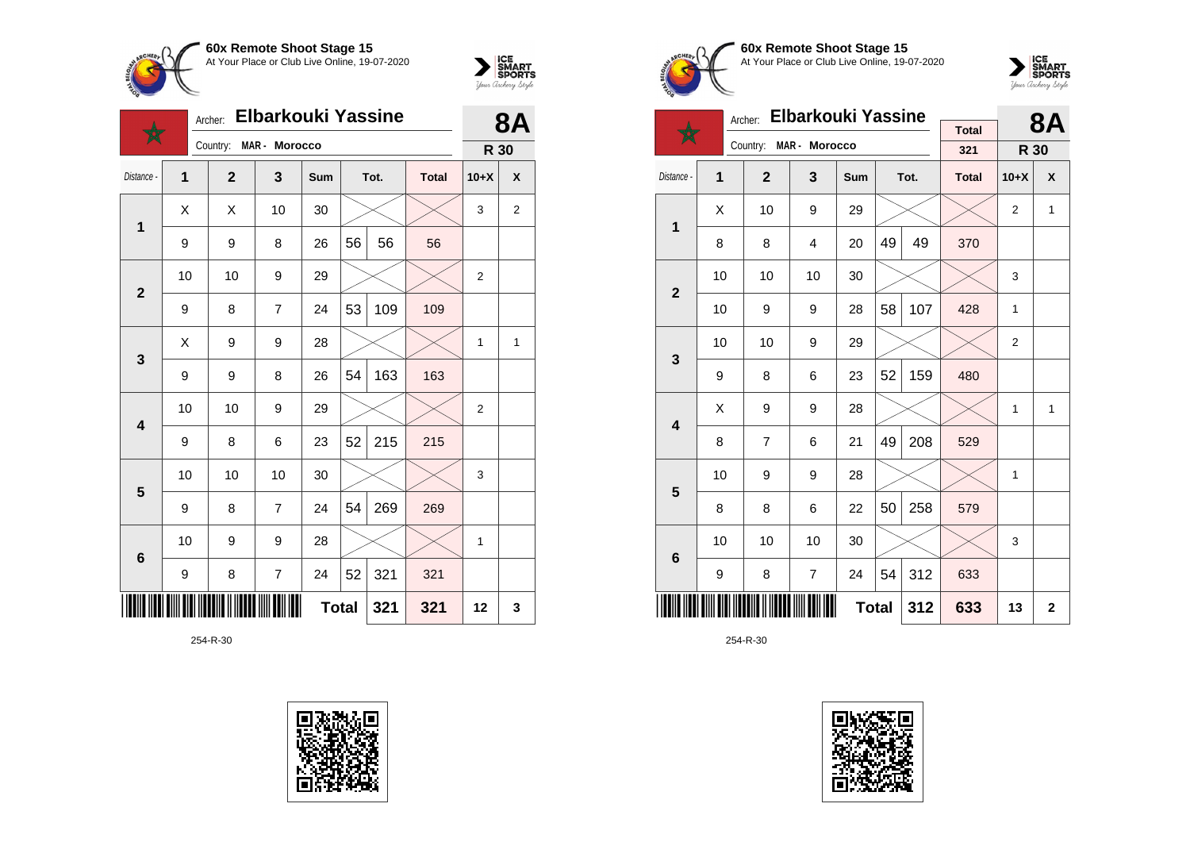**60x Remote Shoot Stage 15**
At Your Place or Club Live Online, 19-07-2020

Archer: **Elbarkouki Yassine**
Country: MAR - Morocco

**8A**
**R 30**

| Distance - | 1 | 2 | 3 | Sum | Tot. | | Total | 10+X | X |
|---|---|---|---|---|---|---|---|---|---|
| 1 | X | X | 10 | 30 | | | | 3 | 2 |
| | 9 | 9 | 8 | 26 | 56 | 56 | 56 | | |
| 2 | 10 | 10 | 9 | 29 | | | | 2 | |
| | 9 | 8 | 7 | 24 | 53 | 109 | 109 | | |
| 3 | X | 9 | 9 | 28 | | | | 1 | 1 |
| | 9 | 9 | 8 | 26 | 54 | 163 | 163 | | |
| 4 | 10 | 10 | 9 | 29 | | | | 2 | |
| | 9 | 8 | 6 | 23 | 52 | 215 | 215 | | |
| 5 | 10 | 10 | 10 | 30 | | | | 3 | |
| | 9 | 8 | 7 | 24 | 54 | 269 | 269 | | |
| 6 | 10 | 9 | 9 | 28 | | | | 1 | |
| | 9 | 8 | 7 | 24 | 52 | 321 | 321 | | |
| | | | | Total | | 321 | 321 | 12 | 3 |

254-R-30

**60x Remote Shoot Stage 15**
At Your Place or Club Live Online, 19-07-2020

Archer: **Elbarkouki Yassine**
Country: MAR - Morocco

Total: 321

**8A**
**R 30**

| Distance - | 1 | 2 | 3 | Sum | Tot. | | Total | 10+X | X |
|---|---|---|---|---|---|---|---|---|---|
| 1 | X | 10 | 9 | 29 | | | | 2 | 1 |
| | 8 | 8 | 4 | 20 | 49 | 49 | 370 | | |
| 2 | 10 | 10 | 10 | 30 | | | | 3 | |
| | 10 | 9 | 9 | 28 | 58 | 107 | 428 | 1 | |
| 3 | 10 | 10 | 9 | 29 | | | | 2 | |
| | 9 | 8 | 6 | 23 | 52 | 159 | 480 | | |
| 4 | X | 9 | 9 | 28 | | | | 1 | 1 |
| | 8 | 7 | 6 | 21 | 49 | 208 | 529 | | |
| 5 | 10 | 9 | 9 | 28 | | | | 1 | |
| | 8 | 8 | 6 | 22 | 50 | 258 | 579 | | |
| 6 | 10 | 10 | 10 | 30 | | | | 3 | |
| | 9 | 8 | 7 | 24 | 54 | 312 | 633 | | |
| | | | | Total | | 312 | 633 | 13 | 2 |

254-R-30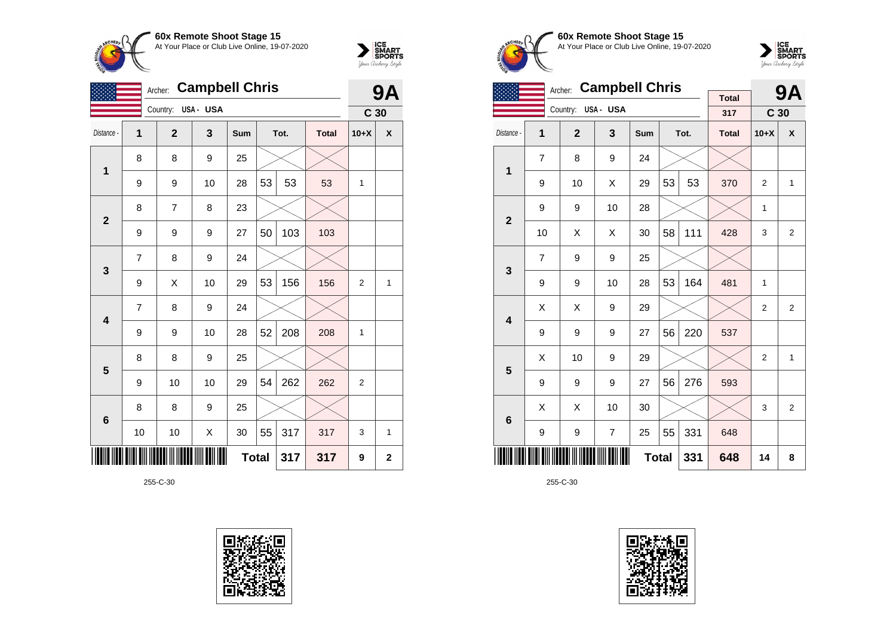**60x Remote Shoot Stage 15**
At Your Place or Club Live Online, 19-07-2020

Archer: **Campbell Chris**
Country: USA - USA

**9A**
**C 30**

| Distance - | 1 | 2 | 3 | Sum | Tot. | | Total | 10+X | X |
|---|---|---|---|---|---|---|---|---|---|
| 1 | 8 | 8 | 9 | 25 | | | | | |
| | 9 | 9 | 10 | 28 | 53 | 53 | 53 | 1 | |
| 2 | 8 | 7 | 8 | 23 | | | | | |
| | 9 | 9 | 9 | 27 | 50 | 103 | 103 | | |
| 3 | 7 | 8 | 9 | 24 | | | | | |
| | 9 | X | 10 | 29 | 53 | 156 | 156 | 2 | 1 |
| 4 | 7 | 8 | 9 | 24 | | | | | |
| | 9 | 9 | 10 | 28 | 52 | 208 | 208 | 1 | |
| 5 | 8 | 8 | 9 | 25 | | | | | |
| | 9 | 10 | 10 | 29 | 54 | 262 | 262 | 2 | |
| 6 | 8 | 8 | 9 | 25 | | | | | |
| | 10 | 10 | X | 30 | 55 | 317 | 317 | 3 | 1 |
| | | | | | **Total** | **317** | **317** | **9** | **2** |

255-C-30

**60x Remote Shoot Stage 15**
At Your Place or Club Live Online, 19-07-2020

Archer: **Campbell Chris**
Country: USA - USA

Total: 317

**9A**
**C 30**

| Distance - | 1 | 2 | 3 | Sum | Tot. | | Total | 10+X | X |
|---|---|---|---|---|---|---|---|---|---|
| 1 | 7 | 8 | 9 | 24 | | | | | |
| | 9 | 10 | X | 29 | 53 | 53 | 370 | 2 | 1 |
| 2 | 9 | 9 | 10 | 28 | | | | 1 | |
| | 10 | X | X | 30 | 58 | 111 | 428 | 3 | 2 |
| 3 | 7 | 9 | 9 | 25 | | | | | |
| | 9 | 9 | 10 | 28 | 53 | 164 | 481 | 1 | |
| 4 | X | X | 9 | 29 | | | | 2 | 2 |
| | 9 | 9 | 9 | 27 | 56 | 220 | 537 | | |
| 5 | X | 10 | 9 | 29 | | | | 2 | 1 |
| | 9 | 9 | 9 | 27 | 56 | 276 | 593 | | |
| 6 | X | X | 10 | 30 | | | | 3 | 2 |
| | 9 | 9 | 7 | 25 | 55 | 331 | 648 | | |
| | | | | | **Total** | **331** | **648** | **14** | **8** |

255-C-30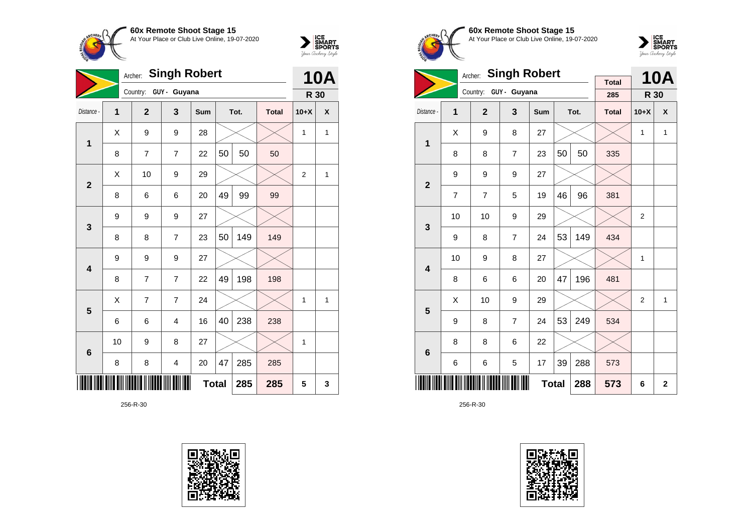**60x Remote Shoot Stage 15**
At Your Place or Club Live Online, 19-07-2020

Archer: **Singh Robert**
Country: GUY - Guyana

**10A**
**R 30**

| Distance - | 1 | 2 | 3 | Sum | Tot. | | Total | 10+X | X |
|---|---|---|---|---|---|---|---|---|---|
| 1 | X | 9 | 9 | 28 | | | | 1 | 1 |
| | 8 | 7 | 7 | 22 | 50 | 50 | 50 | | |
| 2 | X | 10 | 9 | 29 | | | | 2 | 1 |
| | 8 | 6 | 6 | 20 | 49 | 99 | 99 | | |
| 3 | 9 | 9 | 9 | 27 | | | | | |
| | 8 | 8 | 7 | 23 | 50 | 149 | 149 | | |
| 4 | 9 | 9 | 9 | 27 | | | | | |
| | 8 | 7 | 7 | 22 | 49 | 198 | 198 | | |
| 5 | X | 7 | 7 | 24 | | | | 1 | 1 |
| | 6 | 6 | 4 | 16 | 40 | 238 | 238 | | |
| 6 | 10 | 9 | 8 | 27 | | | | 1 | |
| | 8 | 8 | 4 | 20 | 47 | 285 | 285 | | |
| | | | | | Total | 285 | 285 | 5 | 3 |

256-R-30

**60x Remote Shoot Stage 15**
At Your Place or Club Live Online, 19-07-2020

Archer: **Singh Robert**
Country: GUY - Guyana

Total: 285

**10A**
**R 30**

| Distance - | 1 | 2 | 3 | Sum | Tot. | | Total | 10+X | X |
|---|---|---|---|---|---|---|---|---|---|
| 1 | X | 9 | 8 | 27 | | | | 1 | 1 |
| | 8 | 8 | 7 | 23 | 50 | 50 | 335 | | |
| 2 | 9 | 9 | 9 | 27 | | | | | |
| | 7 | 7 | 5 | 19 | 46 | 96 | 381 | | |
| 3 | 10 | 10 | 9 | 29 | | | | 2 | |
| | 9 | 8 | 7 | 24 | 53 | 149 | 434 | | |
| 4 | 10 | 9 | 8 | 27 | | | | 1 | |
| | 8 | 6 | 6 | 20 | 47 | 196 | 481 | | |
| 5 | X | 10 | 9 | 29 | | | | 2 | 1 |
| | 9 | 8 | 7 | 24 | 53 | 249 | 534 | | |
| 6 | 8 | 8 | 6 | 22 | | | | | |
| | 6 | 6 | 5 | 17 | 39 | 288 | 573 | | |
| | | | | | Total | 288 | 573 | 6 | 2 |

256-R-30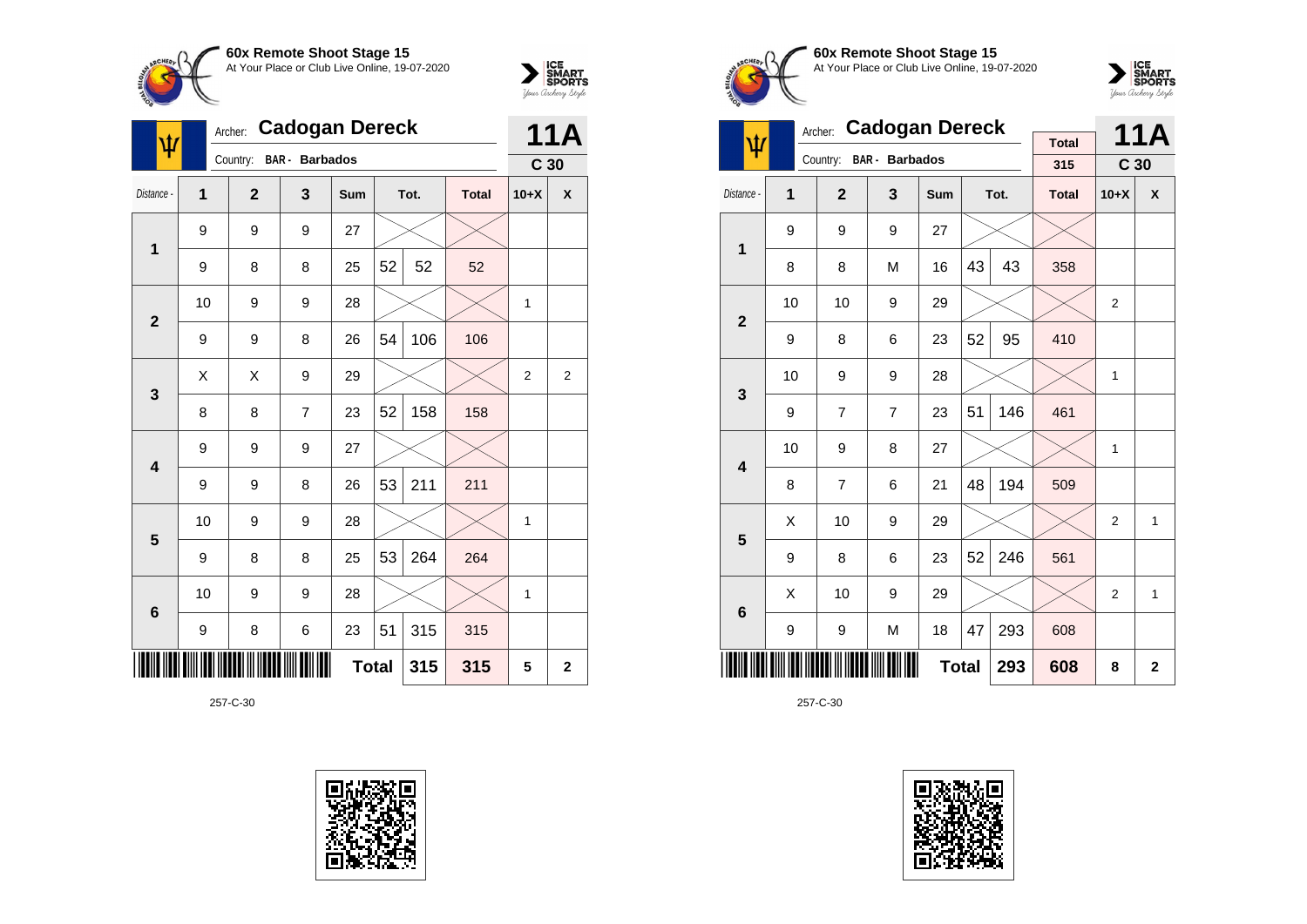**60x Remote Shoot Stage 15**
At Your Place or Club Live Online, 19-07-2020

Archer: **Cadogan Dereck**
Country: BAR - Barbados

**11A**
**C 30**

| Distance - | 1 | 2 | 3 | Sum | Tot. | | Total | 10+X | X |
|---|---|---|---|---|---|---|---|---|---|
| 1 | 9 | 9 | 9 | 27 | | | | | |
| | 9 | 8 | 8 | 25 | 52 | 52 | 52 | | |
| 2 | 10 | 9 | 9 | 28 | | | | 1 | |
| | 9 | 9 | 8 | 26 | 54 | 106 | 106 | | |
| 3 | X | X | 9 | 29 | | | | 2 | 2 |
| | 8 | 8 | 7 | 23 | 52 | 158 | 158 | | |
| 4 | 9 | 9 | 9 | 27 | | | | | |
| | 9 | 9 | 8 | 26 | 53 | 211 | 211 | | |
| 5 | 10 | 9 | 9 | 28 | | | | 1 | |
| | 9 | 8 | 8 | 25 | 53 | 264 | 264 | | |
| 6 | 10 | 9 | 9 | 28 | | | | 1 | |
| | 9 | 8 | 6 | 23 | 51 | 315 | 315 | | |
| | | | | Total | | 315 | 315 | 5 | 2 |

257-C-30

**60x Remote Shoot Stage 15**
At Your Place or Club Live Online, 19-07-2020

Archer: **Cadogan Dereck**
Country: BAR - Barbados

Total: 315

**11A**
**C 30**

| Distance - | 1 | 2 | 3 | Sum | Tot. | | Total | 10+X | X |
|---|---|---|---|---|---|---|---|---|---|
| 1 | 9 | 9 | 9 | 27 | | | | | |
| | 8 | 8 | M | 16 | 43 | 43 | 358 | | |
| 2 | 10 | 10 | 9 | 29 | | | | 2 | |
| | 9 | 8 | 6 | 23 | 52 | 95 | 410 | | |
| 3 | 10 | 9 | 9 | 28 | | | | 1 | |
| | 9 | 7 | 7 | 23 | 51 | 146 | 461 | | |
| 4 | 10 | 9 | 8 | 27 | | | | 1 | |
| | 8 | 7 | 6 | 21 | 48 | 194 | 509 | | |
| 5 | X | 10 | 9 | 29 | | | | 2 | 1 |
| | 9 | 8 | 6 | 23 | 52 | 246 | 561 | | |
| 6 | X | 10 | 9 | 29 | | | | 2 | 1 |
| | 9 | 9 | M | 18 | 47 | 293 | 608 | | |
| | | | | Total | | 293 | 608 | 8 | 2 |

257-C-30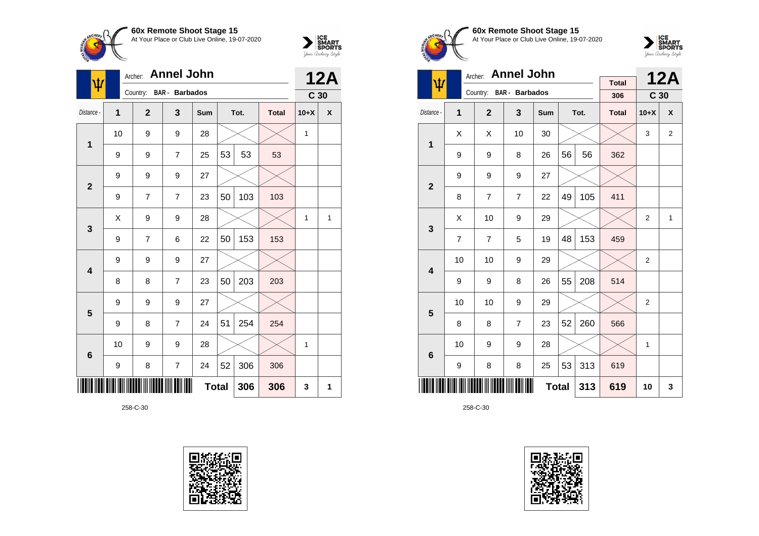# 60x Remote Shoot Stage 15

At Your Place or Club Live Online, 19-07-2020

Archer: **Annel John**

Country: **BAR - Barbados**

**12A**

**C 30**

| Distance - | 1 | 2 | 3 | Sum | Tot. | | Total | 10+X | X |
|---|---|---|---|---|---|---|---|---|---|
| **1** | 10 | 9 | 9 | 28 | | | | 1 | |
| | 9 | 9 | 7 | 25 | 53 | 53 | 53 | | |
| **2** | 9 | 9 | 9 | 27 | | | | | |
| | 9 | 7 | 7 | 23 | 50 | 103 | 103 | | |
| **3** | X | 9 | 9 | 28 | | | | 1 | 1 |
| | 9 | 7 | 6 | 22 | 50 | 153 | 153 | | |
| **4** | 9 | 9 | 9 | 27 | | | | | |
| | 8 | 8 | 7 | 23 | 50 | 203 | 203 | | |
| **5** | 9 | 9 | 9 | 27 | | | | | |
| | 9 | 8 | 7 | 24 | 51 | 254 | 254 | | |
| **6** | 10 | 9 | 9 | 28 | | | | 1 | |
| | 9 | 8 | 7 | 24 | 52 | 306 | 306 | | |
| | | | | **Total** | | 306 | 306 | 3 | 1 |

258-C-30

# 60x Remote Shoot Stage 15

At Your Place or Club Live Online, 19-07-2020

Archer: **Annel John**

Country: **BAR - Barbados**

Total: 306

**12A**

**C 30**

| Distance - | 1 | 2 | 3 | Sum | Tot. | | Total | 10+X | X |
|---|---|---|---|---|---|---|---|---|---|
| **1** | X | X | 10 | 30 | | | | 3 | 2 |
| | 9 | 9 | 8 | 26 | 56 | 56 | 362 | | |
| **2** | 9 | 9 | 9 | 27 | | | | | |
| | 8 | 7 | 7 | 22 | 49 | 105 | 411 | | |
| **3** | X | 10 | 9 | 29 | | | | 2 | 1 |
| | 7 | 7 | 5 | 19 | 48 | 153 | 459 | | |
| **4** | 10 | 10 | 9 | 29 | | | | 2 | |
| | 9 | 9 | 8 | 26 | 55 | 208 | 514 | | |
| **5** | 10 | 10 | 9 | 29 | | | | 2 | |
| | 8 | 8 | 7 | 23 | 52 | 260 | 566 | | |
| **6** | 10 | 9 | 9 | 28 | | | | 1 | |
| | 9 | 8 | 8 | 25 | 53 | 313 | 619 | | |
| | | | | **Total** | | 313 | 619 | 10 | 3 |

258-C-30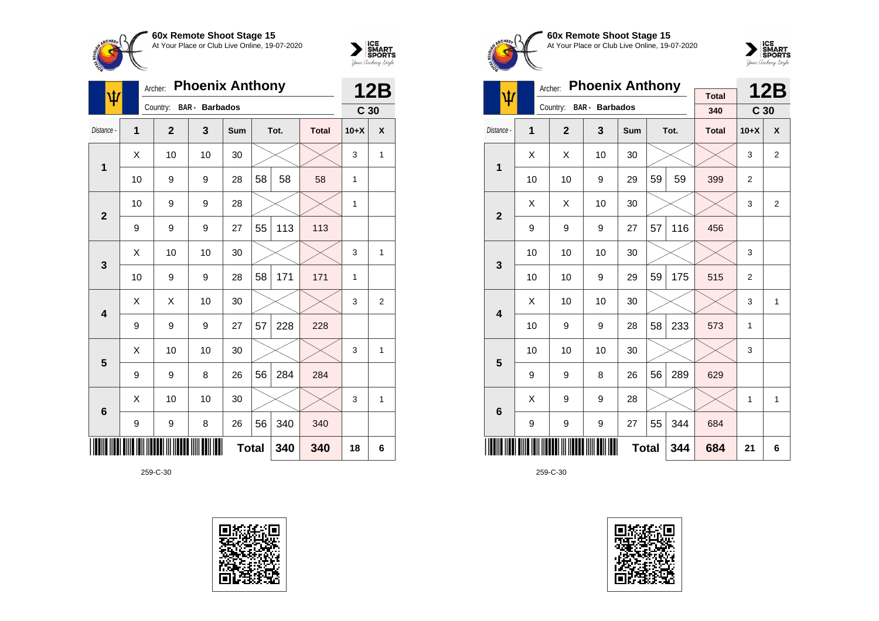**60x Remote Shoot Stage 15**
At Your Place or Club Live Online, 19-07-2020

Archer: **Phoenix Anthony**
Country: **BAR - Barbados**

**12B**
**C 30**

| Distance - | 1 | 2 | 3 | Sum | Tot. | | Total | 10+X | X |
|---|---|---|---|---|---|---|---|---|---|
| 1 | X | 10 | 10 | 30 | | | | 3 | 1 |
| | 10 | 9 | 9 | 28 | 58 | 58 | 58 | 1 | |
| 2 | 10 | 9 | 9 | 28 | | | | 1 | |
| | 9 | 9 | 9 | 27 | 55 | 113 | 113 | | |
| 3 | X | 10 | 10 | 30 | | | | 3 | 1 |
| | 10 | 9 | 9 | 28 | 58 | 171 | 171 | 1 | |
| 4 | X | X | 10 | 30 | | | | 3 | 2 |
| | 9 | 9 | 9 | 27 | 57 | 228 | 228 | | |
| 5 | X | 10 | 10 | 30 | | | | 3 | 1 |
| | 9 | 9 | 8 | 26 | 56 | 284 | 284 | | |
| 6 | X | 10 | 10 | 30 | | | | 3 | 1 |
| | 9 | 9 | 8 | 26 | 56 | 340 | 340 | | |
| | | | | | **Total** | **340** | **340** | **18** | **6** |

259-C-30

**60x Remote Shoot Stage 15**
At Your Place or Club Live Online, 19-07-2020

Archer: **Phoenix Anthony**
Country: **BAR - Barbados**

Total: **340**

**12B**
**C 30**

| Distance - | 1 | 2 | 3 | Sum | Tot. | | Total | 10+X | X |
|---|---|---|---|---|---|---|---|---|---|
| 1 | X | X | 10 | 30 | | | | 3 | 2 |
| | 10 | 10 | 9 | 29 | 59 | 59 | 399 | 2 | |
| 2 | X | X | 10 | 30 | | | | 3 | 2 |
| | 9 | 9 | 9 | 27 | 57 | 116 | 456 | | |
| 3 | 10 | 10 | 10 | 30 | | | | 3 | |
| | 10 | 10 | 9 | 29 | 59 | 175 | 515 | 2 | |
| 4 | X | 10 | 10 | 30 | | | | 3 | 1 |
| | 10 | 9 | 9 | 28 | 58 | 233 | 573 | 1 | |
| 5 | 10 | 10 | 10 | 30 | | | | 3 | |
| | 9 | 9 | 8 | 26 | 56 | 289 | 629 | | |
| 6 | X | 9 | 9 | 28 | | | | 1 | 1 |
| | 9 | 9 | 9 | 27 | 55 | 344 | 684 | | |
| | | | | | **Total** | **344** | **684** | **21** | **6** |

259-C-30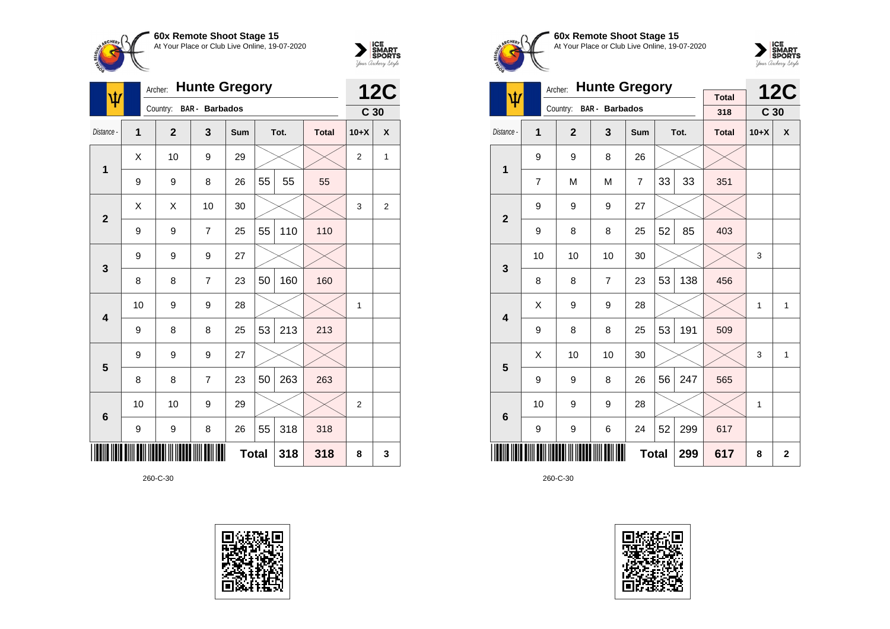## 60x Remote Shoot Stage 15

At Your Place or Club Live Online, 19-07-2020

Archer: **Hunte Gregory**

Country: **BAR - Barbados**

**12C**

**C 30**

| Distance - | 1 | 2 | 3 | Sum | Tot. | | Total | 10+X | X |
|---|---|---|---|---|---|---|---|---|---|
| 1 | X | 10 | 9 | 29 | | | | 2 | 1 |
| | 9 | 9 | 8 | 26 | 55 | 55 | 55 | | |
| 2 | X | X | 10 | 30 | | | | 3 | 2 |
| | 9 | 9 | 7 | 25 | 55 | 110 | 110 | | |
| 3 | 9 | 9 | 9 | 27 | | | | | |
| | 8 | 8 | 7 | 23 | 50 | 160 | 160 | | |
| 4 | 10 | 9 | 9 | 28 | | | | 1 | |
| | 9 | 8 | 8 | 25 | 53 | 213 | 213 | | |
| 5 | 9 | 9 | 9 | 27 | | | | | |
| | 8 | 8 | 7 | 23 | 50 | 263 | 263 | | |
| 6 | 10 | 10 | 9 | 29 | | | | 2 | |
| | 9 | 9 | 8 | 26 | 55 | 318 | 318 | | |
| | | | | **Total** | | **318** | **318** | **8** | **3** |

260-C-30

## 60x Remote Shoot Stage 15

At Your Place or Club Live Online, 19-07-2020

Archer: **Hunte Gregory**

Country: **BAR - Barbados**

Total: 318

**12C**

**C 30**

| Distance - | 1 | 2 | 3 | Sum | Tot. | | Total | 10+X | X |
|---|---|---|---|---|---|---|---|---|---|
| 1 | 9 | 9 | 8 | 26 | | | | | |
| | 7 | M | M | 7 | 33 | 33 | 351 | | |
| 2 | 9 | 9 | 9 | 27 | | | | | |
| | 9 | 8 | 8 | 25 | 52 | 85 | 403 | | |
| 3 | 10 | 10 | 10 | 30 | | | | 3 | |
| | 8 | 8 | 7 | 23 | 53 | 138 | 456 | | |
| 4 | X | 9 | 9 | 28 | | | | 1 | 1 |
| | 9 | 8 | 8 | 25 | 53 | 191 | 509 | | |
| 5 | X | 10 | 10 | 30 | | | | 3 | 1 |
| | 9 | 9 | 8 | 26 | 56 | 247 | 565 | | |
| 6 | 10 | 9 | 9 | 28 | | | | 1 | |
| | 9 | 9 | 6 | 24 | 52 | 299 | 617 | | |
| | | | | **Total** | | **299** | **617** | **8** | **2** |

260-C-30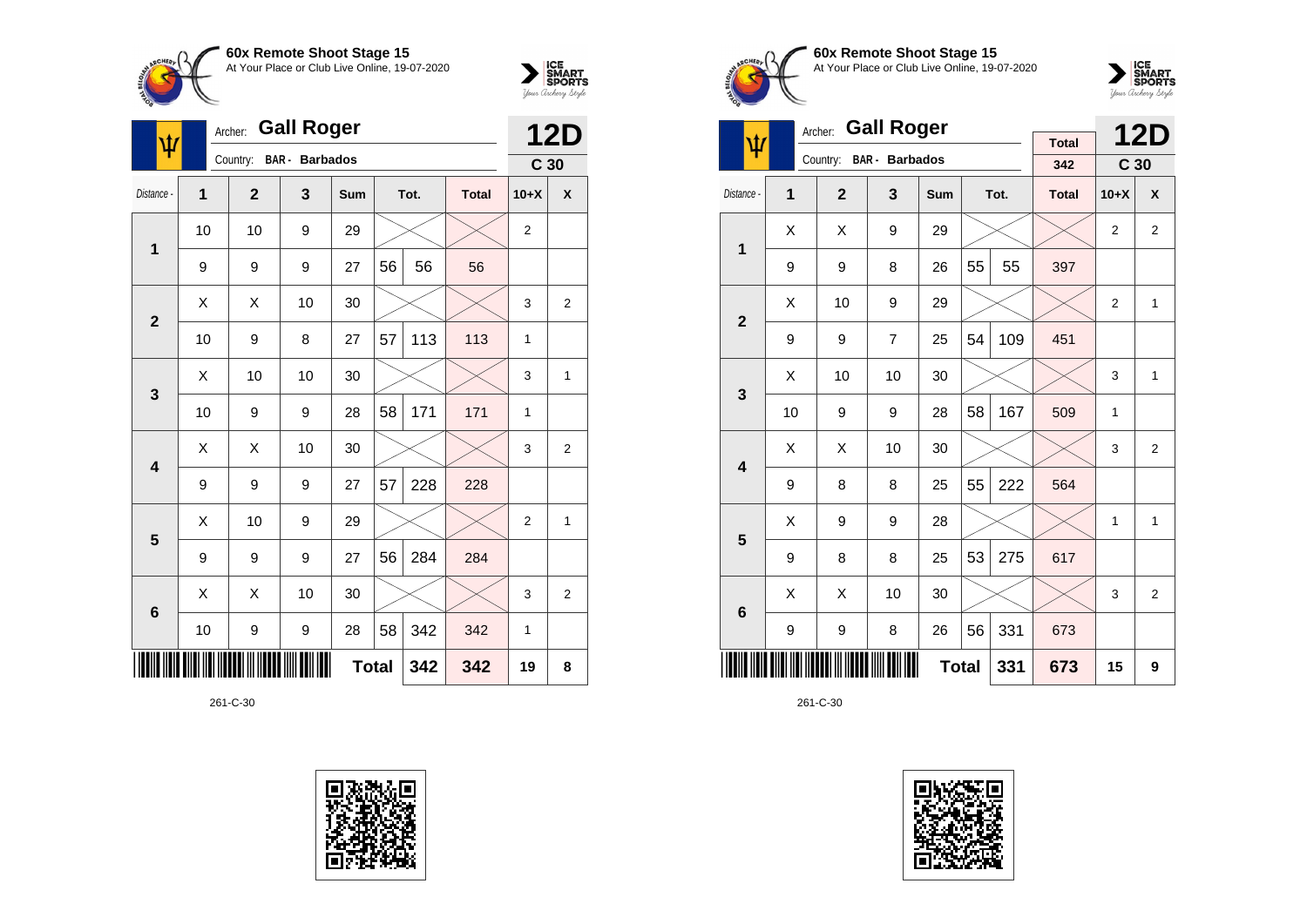**60x Remote Shoot Stage 15**
At Your Place or Club Live Online, 19-07-2020

Archer: **Gall Roger**
Country: BAR - **Barbados**

**12D**
**C 30**

| Distance - | 1 | 2 | 3 | Sum | Tot. | | Total | 10+X | X |
|---|---|---|---|---|---|---|---|---|---|
| 1 | 10 | 10 | 9 | 29 | | | | 2 | |
| | 9 | 9 | 9 | 27 | 56 | 56 | 56 | | |
| 2 | X | X | 10 | 30 | | | | 3 | 2 |
| | 10 | 9 | 8 | 27 | 57 | 113 | 113 | 1 | |
| 3 | X | 10 | 10 | 30 | | | | 3 | 1 |
| | 10 | 9 | 9 | 28 | 58 | 171 | 171 | 1 | |
| 4 | X | X | 10 | 30 | | | | 3 | 2 |
| | 9 | 9 | 9 | 27 | 57 | 228 | 228 | | |
| 5 | X | 10 | 9 | 29 | | | | 2 | 1 |
| | 9 | 9 | 9 | 27 | 56 | 284 | 284 | | |
| 6 | X | X | 10 | 30 | | | | 3 | 2 |
| | 10 | 9 | 9 | 28 | 58 | 342 | 342 | 1 | |
| | | | | | **Total** | **342** | **342** | **19** | **8** |

261-C-30

**60x Remote Shoot Stage 15**
At Your Place or Club Live Online, 19-07-2020

Archer: **Gall Roger**
Country: BAR - **Barbados**

Total: 342

**12D**
**C 30**

| Distance - | 1 | 2 | 3 | Sum | Tot. | | Total | 10+X | X |
|---|---|---|---|---|---|---|---|---|---|
| 1 | X | X | 9 | 29 | | | | 2 | 2 |
| | 9 | 9 | 8 | 26 | 55 | 55 | 397 | | |
| 2 | X | 10 | 9 | 29 | | | | 2 | 1 |
| | 9 | 9 | 7 | 25 | 54 | 109 | 451 | | |
| 3 | X | 10 | 10 | 30 | | | | 3 | 1 |
| | 10 | 9 | 9 | 28 | 58 | 167 | 509 | 1 | |
| 4 | X | X | 10 | 30 | | | | 3 | 2 |
| | 9 | 8 | 8 | 25 | 55 | 222 | 564 | | |
| 5 | X | 9 | 9 | 28 | | | | 1 | 1 |
| | 9 | 8 | 8 | 25 | 53 | 275 | 617 | | |
| 6 | X | X | 10 | 30 | | | | 3 | 2 |
| | 9 | 9 | 8 | 26 | 56 | 331 | 673 | | |
| | | | | | **Total** | **331** | **673** | **15** | **9** |

261-C-30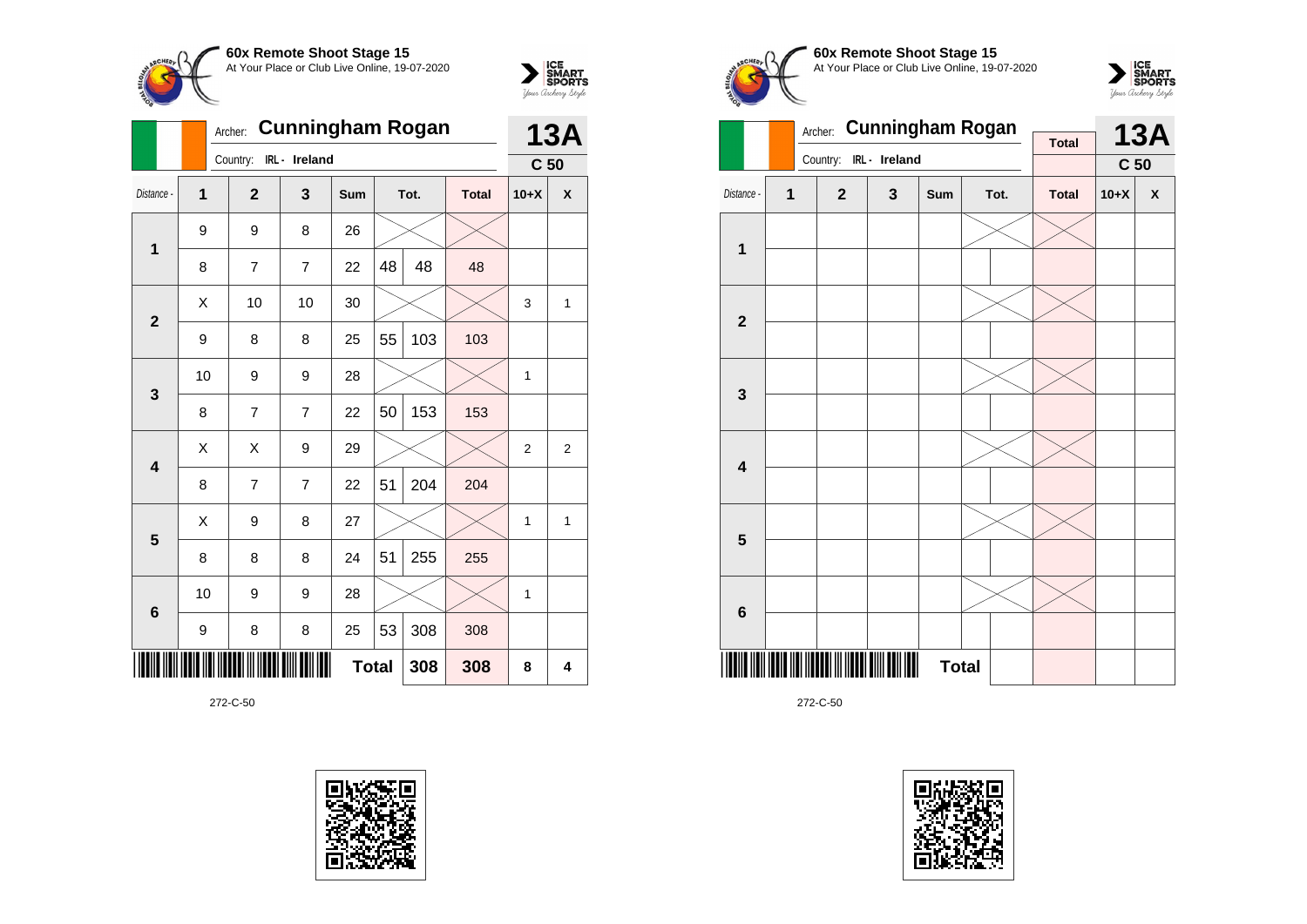**60x Remote Shoot Stage 15**
At Your Place or Club Live Online, 19-07-2020

Archer: **Cunningham Rogan**
Country: IRL - Ireland

**13A**
**C 50**

| Distance - | 1 | 2 | 3 | Sum | Tot. | | Total | 10+X | X |
|---|---|---|---|---|---|---|---|---|---|
| 1 | 9 | 9 | 8 | 26 | | | | | |
| | 8 | 7 | 7 | 22 | 48 | 48 | 48 | | |
| 2 | X | 10 | 10 | 30 | | | | 3 | 1 |
| | 9 | 8 | 8 | 25 | 55 | 103 | 103 | | |
| 3 | 10 | 9 | 9 | 28 | | | | 1 | |
| | 8 | 7 | 7 | 22 | 50 | 153 | 153 | | |
| 4 | X | X | 9 | 29 | | | | 2 | 2 |
| | 8 | 7 | 7 | 22 | 51 | 204 | 204 | | |
| 5 | X | 9 | 8 | 27 | | | | 1 | 1 |
| | 8 | 8 | 8 | 24 | 51 | 255 | 255 | | |
| 6 | 10 | 9 | 9 | 28 | | | | 1 | |
| | 9 | 8 | 8 | 25 | 53 | 308 | 308 | | |
| | | | | **Total** | | 308 | 308 | 8 | 4 |

272-C-50

**60x Remote Shoot Stage 15**
At Your Place or Club Live Online, 19-07-2020

Archer: **Cunningham Rogan**
Country: IRL - Ireland

**13A**
**C 50**

| Distance - | 1 | 2 | 3 | Sum | Tot. | | Total | 10+X | X |
|---|---|---|---|---|---|---|---|---|---|
| 1 | | | | | | | | | |
| | | | | | | | | | |
| 2 | | | | | | | | | |
| | | | | | | | | | |
| 3 | | | | | | | | | |
| | | | | | | | | | |
| 4 | | | | | | | | | |
| | | | | | | | | | |
| 5 | | | | | | | | | |
| | | | | | | | | | |
| 6 | | | | | | | | | |
| | | | | | | | | | |
| | | | | **Total** | | | | | |

272-C-50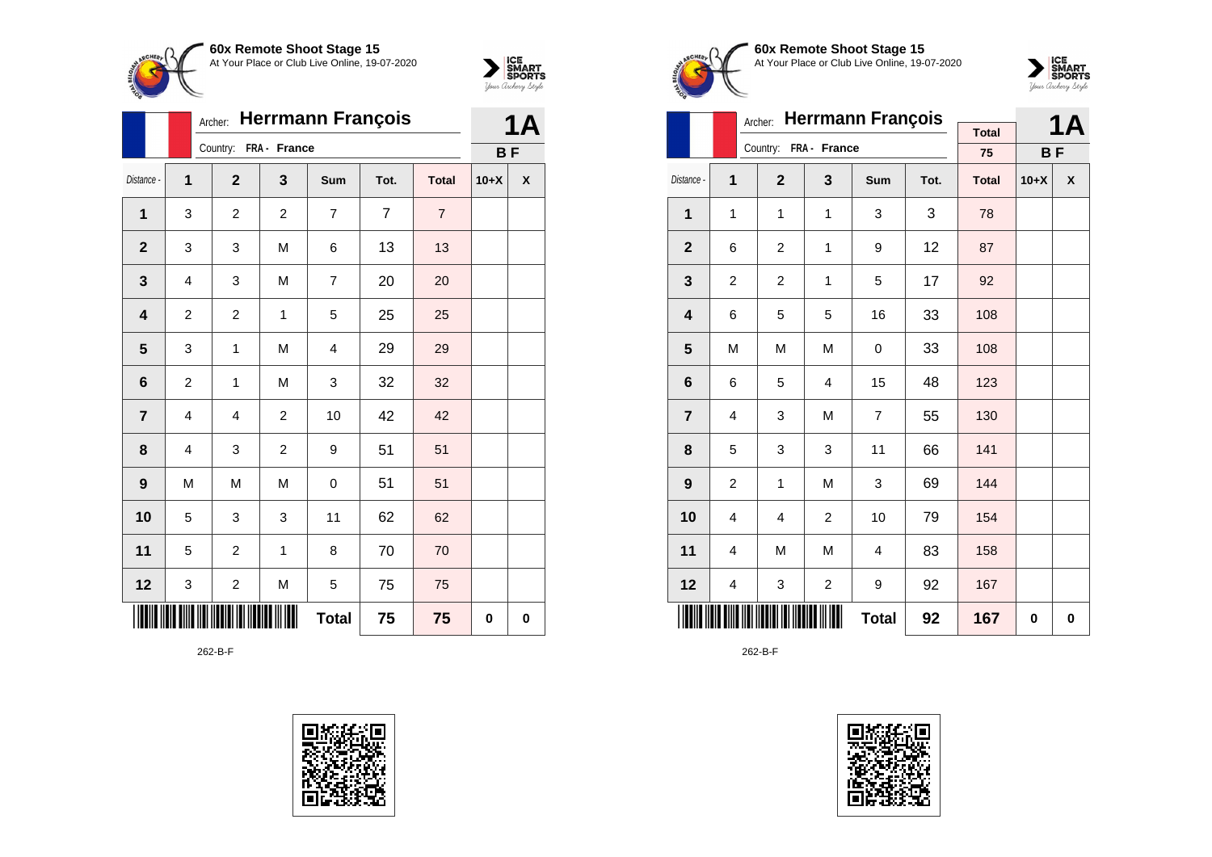## 60x Remote Shoot Stage 15

At Your Place or Club Live Online, 19-07-2020

Archer: **Herrmann François**

Country: **FRA - France**

**1A** — **B F**

| Distance - | 1 | 2 | 3 | Sum | Tot. | Total | 10+X | X |
|---|---|---|---|---|---|---|---|---|
| 1 | 3 | 2 | 2 | 7 | 7 | 7 | | |
| 2 | 3 | 3 | M | 6 | 13 | 13 | | |
| 3 | 4 | 3 | M | 7 | 20 | 20 | | |
| 4 | 2 | 2 | 1 | 5 | 25 | 25 | | |
| 5 | 3 | 1 | M | 4 | 29 | 29 | | |
| 6 | 2 | 1 | M | 3 | 32 | 32 | | |
| 7 | 4 | 4 | 2 | 10 | 42 | 42 | | |
| 8 | 4 | 3 | 2 | 9 | 51 | 51 | | |
| 9 | M | M | M | 0 | 51 | 51 | | |
| 10 | 5 | 3 | 3 | 11 | 62 | 62 | | |
| 11 | 5 | 2 | 1 | 8 | 70 | 70 | | |
| 12 | 3 | 2 | M | 5 | 75 | 75 | | |
| | | | | **Total** | **75** | **75** | **0** | **0** |

262-B-F

## 60x Remote Shoot Stage 15

At Your Place or Club Live Online, 19-07-2020

Archer: **Herrmann François**

Country: **FRA - France**

Total: 75

**1A** — **B F**

| Distance - | 1 | 2 | 3 | Sum | Tot. | Total | 10+X | X |
|---|---|---|---|---|---|---|---|---|
| 1 | 1 | 1 | 1 | 3 | 3 | 78 | | |
| 2 | 6 | 2 | 1 | 9 | 12 | 87 | | |
| 3 | 2 | 2 | 1 | 5 | 17 | 92 | | |
| 4 | 6 | 5 | 5 | 16 | 33 | 108 | | |
| 5 | M | M | M | 0 | 33 | 108 | | |
| 6 | 6 | 5 | 4 | 15 | 48 | 123 | | |
| 7 | 4 | 3 | M | 7 | 55 | 130 | | |
| 8 | 5 | 3 | 3 | 11 | 66 | 141 | | |
| 9 | 2 | 1 | M | 3 | 69 | 144 | | |
| 10 | 4 | 4 | 2 | 10 | 79 | 154 | | |
| 11 | 4 | M | M | 4 | 83 | 158 | | |
| 12 | 4 | 3 | 2 | 9 | 92 | 167 | | |
| | | | | **Total** | **92** | **167** | **0** | **0** |

262-B-F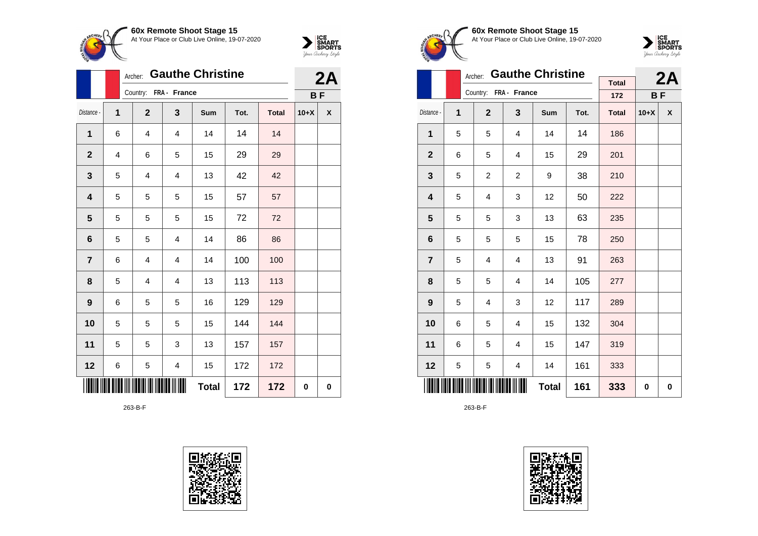## 60x Remote Shoot Stage 15

At Your Place or Club Live Online, 19-07-2020

Archer: **Gauthe Christine**

Country: **FRA - France**

**2A**

**B F**

| Distance - | 1 | 2 | 3 | Sum | Tot. | Total | 10+X | X |
|---|---|---|---|---|---|---|---|---|
| 1 | 6 | 4 | 4 | 14 | 14 | 14 | | |
| 2 | 4 | 6 | 5 | 15 | 29 | 29 | | |
| 3 | 5 | 4 | 4 | 13 | 42 | 42 | | |
| 4 | 5 | 5 | 5 | 15 | 57 | 57 | | |
| 5 | 5 | 5 | 5 | 15 | 72 | 72 | | |
| 6 | 5 | 5 | 4 | 14 | 86 | 86 | | |
| 7 | 6 | 4 | 4 | 14 | 100 | 100 | | |
| 8 | 5 | 4 | 4 | 13 | 113 | 113 | | |
| 9 | 6 | 5 | 5 | 16 | 129 | 129 | | |
| 10 | 5 | 5 | 5 | 15 | 144 | 144 | | |
| 11 | 5 | 5 | 3 | 13 | 157 | 157 | | |
| 12 | 6 | 5 | 4 | 15 | 172 | 172 | | |
| | | | | **Total** | **172** | **172** | **0** | **0** |

263-B-F

## 60x Remote Shoot Stage 15

At Your Place or Club Live Online, 19-07-2020

Archer: **Gauthe Christine**

Country: **FRA - France**

Total: 172

**2A**

**B F**

| Distance - | 1 | 2 | 3 | Sum | Tot. | Total | 10+X | X |
|---|---|---|---|---|---|---|---|---|
| 1 | 5 | 5 | 4 | 14 | 14 | 186 | | |
| 2 | 6 | 5 | 4 | 15 | 29 | 201 | | |
| 3 | 5 | 2 | 2 | 9 | 38 | 210 | | |
| 4 | 5 | 4 | 3 | 12 | 50 | 222 | | |
| 5 | 5 | 5 | 3 | 13 | 63 | 235 | | |
| 6 | 5 | 5 | 5 | 15 | 78 | 250 | | |
| 7 | 5 | 4 | 4 | 13 | 91 | 263 | | |
| 8 | 5 | 5 | 4 | 14 | 105 | 277 | | |
| 9 | 5 | 4 | 3 | 12 | 117 | 289 | | |
| 10 | 6 | 5 | 4 | 15 | 132 | 304 | | |
| 11 | 6 | 5 | 4 | 15 | 147 | 319 | | |
| 12 | 5 | 5 | 4 | 14 | 161 | 333 | | |
| | | | | **Total** | **161** | **333** | **0** | **0** |

263-B-F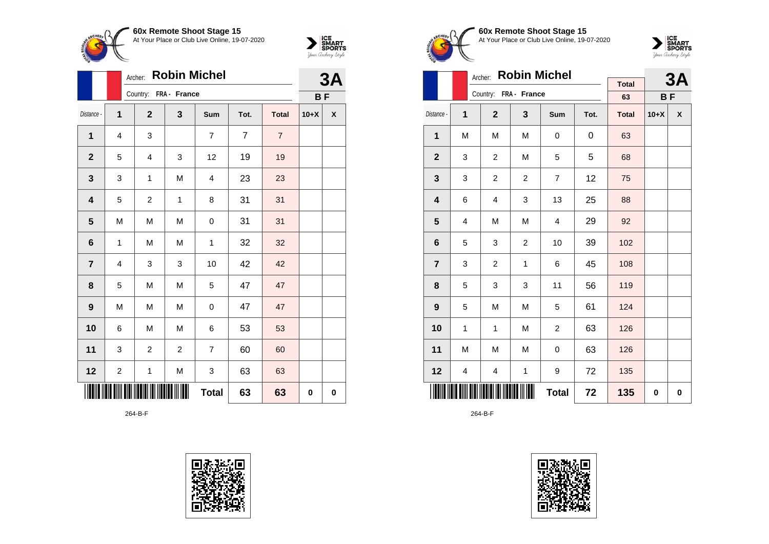**60x Remote Shoot Stage 15**
At Your Place or Club Live Online, 19-07-2020

Archer: **Robin Michel**
Country: FRA - France

**3A**
**B F**

| Distance - | 1 | 2 | 3 | Sum | Tot. | Total | 10+X | X |
|---|---|---|---|---|---|---|---|---|
| 1 | 4 | 3 | | 7 | 7 | 7 | | |
| 2 | 5 | 4 | 3 | 12 | 19 | 19 | | |
| 3 | 3 | 1 | M | 4 | 23 | 23 | | |
| 4 | 5 | 2 | 1 | 8 | 31 | 31 | | |
| 5 | M | M | M | 0 | 31 | 31 | | |
| 6 | 1 | M | M | 1 | 32 | 32 | | |
| 7 | 4 | 3 | 3 | 10 | 42 | 42 | | |
| 8 | 5 | M | M | 5 | 47 | 47 | | |
| 9 | M | M | M | 0 | 47 | 47 | | |
| 10 | 6 | M | M | 6 | 53 | 53 | | |
| 11 | 3 | 2 | 2 | 7 | 60 | 60 | | |
| 12 | 2 | 1 | M | 3 | 63 | 63 | | |
| | | | | **Total** | **63** | **63** | **0** | **0** |

264-B-F

**60x Remote Shoot Stage 15**
At Your Place or Club Live Online, 19-07-2020

Archer: **Robin Michel**
Country: FRA - France

Total: 63

**3A**
**B F**

| Distance - | 1 | 2 | 3 | Sum | Tot. | Total | 10+X | X |
|---|---|---|---|---|---|---|---|---|
| 1 | M | M | M | 0 | 0 | 63 | | |
| 2 | 3 | 2 | M | 5 | 5 | 68 | | |
| 3 | 3 | 2 | 2 | 7 | 12 | 75 | | |
| 4 | 6 | 4 | 3 | 13 | 25 | 88 | | |
| 5 | 4 | M | M | 4 | 29 | 92 | | |
| 6 | 5 | 3 | 2 | 10 | 39 | 102 | | |
| 7 | 3 | 2 | 1 | 6 | 45 | 108 | | |
| 8 | 5 | 3 | 3 | 11 | 56 | 119 | | |
| 9 | 5 | M | M | 5 | 61 | 124 | | |
| 10 | 1 | 1 | M | 2 | 63 | 126 | | |
| 11 | M | M | M | 0 | 63 | 126 | | |
| 12 | 4 | 4 | 1 | 9 | 72 | 135 | | |
| | | | | **Total** | **72** | **135** | **0** | **0** |

264-B-F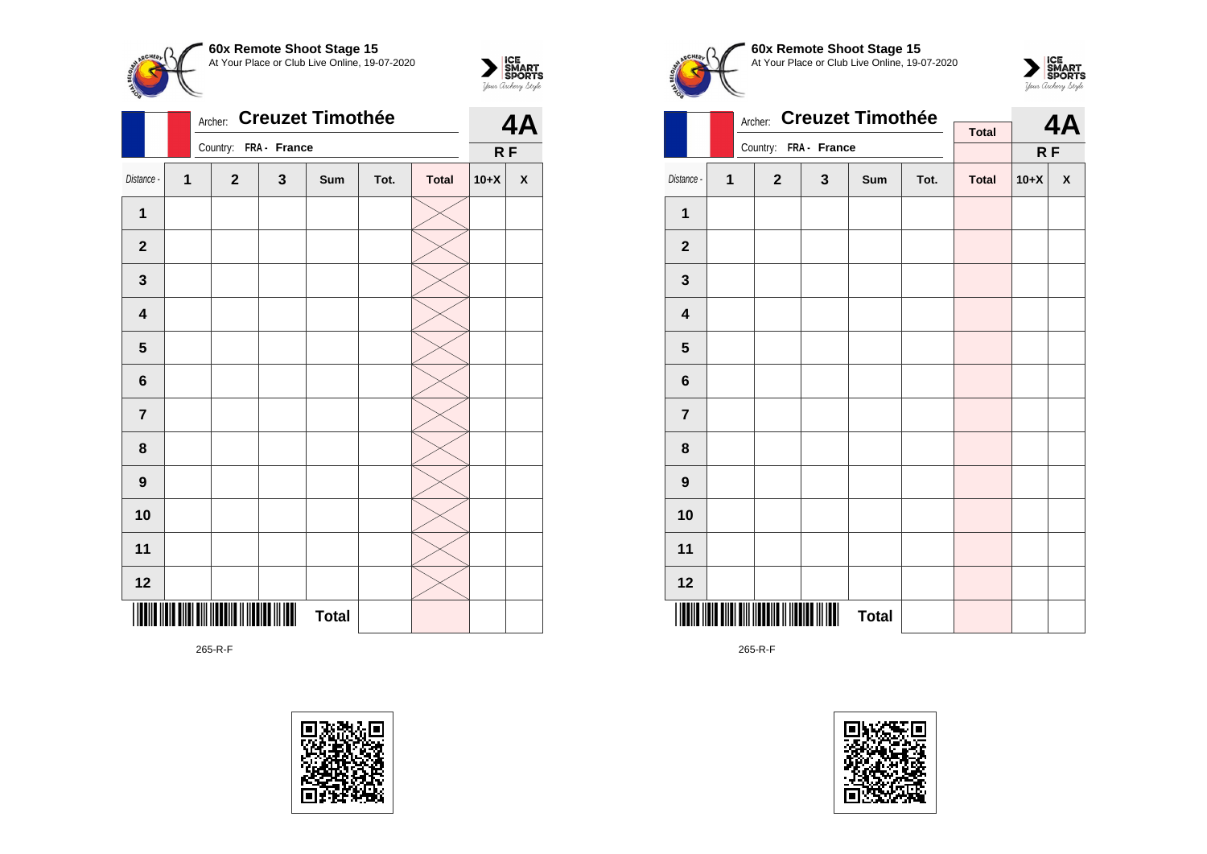**60x Remote Shoot Stage 15**
At Your Place or Club Live Online, 19-07-2020

Archer: **Creuzet Timothée**
Country: FRA - France

**4A**
R F

| Distance - | 1 | 2 | 3 | Sum | Tot. | Total | 10+X | X |
|---|---|---|---|---|---|---|---|---|
| 1 | | | | | | | | |
| 2 | | | | | | | | |
| 3 | | | | | | | | |
| 4 | | | | | | | | |
| 5 | | | | | | | | |
| 6 | | | | | | | | |
| 7 | | | | | | | | |
| 8 | | | | | | | | |
| 9 | | | | | | | | |
| 10 | | | | | | | | |
| 11 | | | | | | | | |
| 12 | | | | | | | | |
| | | | | Total | | | | |

265-R-F

**60x Remote Shoot Stage 15**
At Your Place or Club Live Online, 19-07-2020

Archer: **Creuzet Timothée**
Country: FRA - France

Total

**4A**
R F

| Distance - | 1 | 2 | 3 | Sum | Tot. | Total | 10+X | X |
|---|---|---|---|---|---|---|---|---|
| 1 | | | | | | | | |
| 2 | | | | | | | | |
| 3 | | | | | | | | |
| 4 | | | | | | | | |
| 5 | | | | | | | | |
| 6 | | | | | | | | |
| 7 | | | | | | | | |
| 8 | | | | | | | | |
| 9 | | | | | | | | |
| 10 | | | | | | | | |
| 11 | | | | | | | | |
| 12 | | | | | | | | |
| | | | | Total | | | | |

265-R-F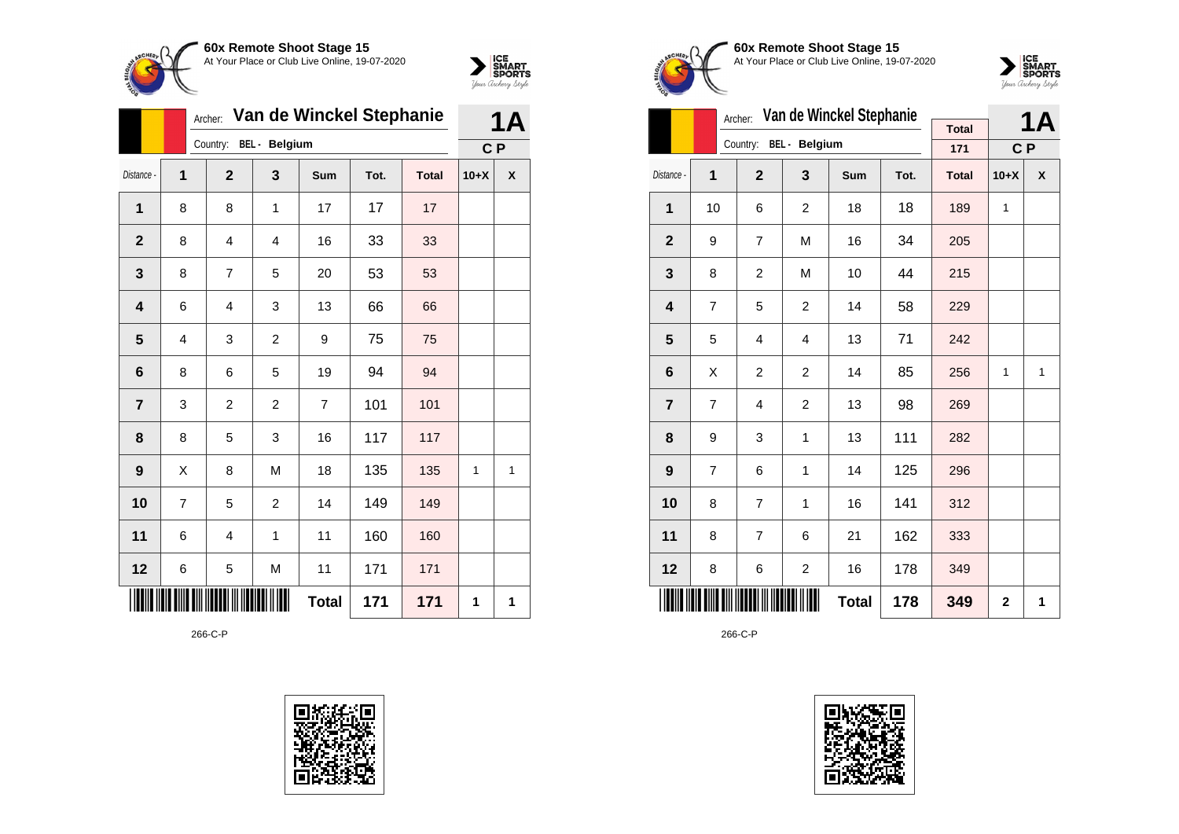## 60x Remote Shoot Stage 15

At Your Place or Club Live Online, 19-07-2020

Archer: **Van de Winckel Stephanie**

Country: BEL - Belgium

**1A** — C P

| Distance - | 1 | 2 | 3 | Sum | Tot. | Total | 10+X | X |
|---|---|---|---|---|---|---|---|---|
| 1 | 8 | 8 | 1 | 17 | 17 | 17 | | |
| 2 | 8 | 4 | 4 | 16 | 33 | 33 | | |
| 3 | 8 | 7 | 5 | 20 | 53 | 53 | | |
| 4 | 6 | 4 | 3 | 13 | 66 | 66 | | |
| 5 | 4 | 3 | 2 | 9 | 75 | 75 | | |
| 6 | 8 | 6 | 5 | 19 | 94 | 94 | | |
| 7 | 3 | 2 | 2 | 7 | 101 | 101 | | |
| 8 | 8 | 5 | 3 | 16 | 117 | 117 | | |
| 9 | X | 8 | M | 18 | 135 | 135 | 1 | 1 |
| 10 | 7 | 5 | 2 | 14 | 149 | 149 | | |
| 11 | 6 | 4 | 1 | 11 | 160 | 160 | | |
| 12 | 6 | 5 | M | 11 | 171 | 171 | | |
| | | | | **Total** | **171** | **171** | **1** | **1** |

266-C-P

## 60x Remote Shoot Stage 15

At Your Place or Club Live Online, 19-07-2020

Archer: **Van de Winckel Stephanie**

Country: BEL - Belgium

Total: 171

**1A** — C P

| Distance - | 1 | 2 | 3 | Sum | Tot. | Total | 10+X | X |
|---|---|---|---|---|---|---|---|---|
| 1 | 10 | 6 | 2 | 18 | 18 | 189 | 1 | |
| 2 | 9 | 7 | M | 16 | 34 | 205 | | |
| 3 | 8 | 2 | M | 10 | 44 | 215 | | |
| 4 | 7 | 5 | 2 | 14 | 58 | 229 | | |
| 5 | 5 | 4 | 4 | 13 | 71 | 242 | | |
| 6 | X | 2 | 2 | 14 | 85 | 256 | 1 | 1 |
| 7 | 7 | 4 | 2 | 13 | 98 | 269 | | |
| 8 | 9 | 3 | 1 | 13 | 111 | 282 | | |
| 9 | 7 | 6 | 1 | 14 | 125 | 296 | | |
| 10 | 8 | 7 | 1 | 16 | 141 | 312 | | |
| 11 | 8 | 7 | 6 | 21 | 162 | 333 | | |
| 12 | 8 | 6 | 2 | 16 | 178 | 349 | | |
| | | | | **Total** | **178** | **349** | **2** | **1** |

266-C-P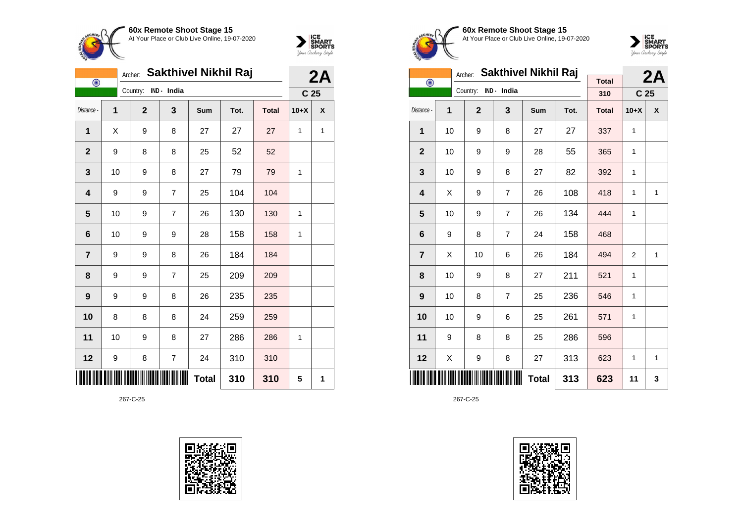**60x Remote Shoot Stage 15**
At Your Place or Club Live Online, 19-07-2020

Archer: **Sakthivel Nikhil Raj**
Country: IND - India

**2A**
**C 25**

| Distance - | 1 | 2 | 3 | Sum | Tot. | Total | 10+X | X |
|---|---|---|---|---|---|---|---|---|
| 1 | X | 9 | 8 | 27 | 27 | 27 | 1 | 1 |
| 2 | 9 | 8 | 8 | 25 | 52 | 52 | | |
| 3 | 10 | 9 | 8 | 27 | 79 | 79 | 1 | |
| 4 | 9 | 9 | 7 | 25 | 104 | 104 | | |
| 5 | 10 | 9 | 7 | 26 | 130 | 130 | 1 | |
| 6 | 10 | 9 | 9 | 28 | 158 | 158 | 1 | |
| 7 | 9 | 9 | 8 | 26 | 184 | 184 | | |
| 8 | 9 | 9 | 7 | 25 | 209 | 209 | | |
| 9 | 9 | 9 | 8 | 26 | 235 | 235 | | |
| 10 | 8 | 8 | 8 | 24 | 259 | 259 | | |
| 11 | 10 | 9 | 8 | 27 | 286 | 286 | 1 | |
| 12 | 9 | 8 | 7 | 24 | 310 | 310 | | |
| | | | | **Total** | **310** | **310** | **5** | **1** |

267-C-25

**60x Remote Shoot Stage 15**
At Your Place or Club Live Online, 19-07-2020

Archer: **Sakthivel Nikhil Raj**
Country: IND - India

Total: 310

**2A**
**C 25**

| Distance - | 1 | 2 | 3 | Sum | Tot. | Total | 10+X | X |
|---|---|---|---|---|---|---|---|---|
| 1 | 10 | 9 | 8 | 27 | 27 | 337 | 1 | |
| 2 | 10 | 9 | 9 | 28 | 55 | 365 | 1 | |
| 3 | 10 | 9 | 8 | 27 | 82 | 392 | 1 | |
| 4 | X | 9 | 7 | 26 | 108 | 418 | 1 | 1 |
| 5 | 10 | 9 | 7 | 26 | 134 | 444 | 1 | |
| 6 | 9 | 8 | 7 | 24 | 158 | 468 | | |
| 7 | X | 10 | 6 | 26 | 184 | 494 | 2 | 1 |
| 8 | 10 | 9 | 8 | 27 | 211 | 521 | 1 | |
| 9 | 10 | 8 | 7 | 25 | 236 | 546 | 1 | |
| 10 | 10 | 9 | 6 | 25 | 261 | 571 | 1 | |
| 11 | 9 | 8 | 8 | 25 | 286 | 596 | | |
| 12 | X | 9 | 8 | 27 | 313 | 623 | 1 | 1 |
| | | | | **Total** | **313** | **623** | **11** | **3** |

267-C-25